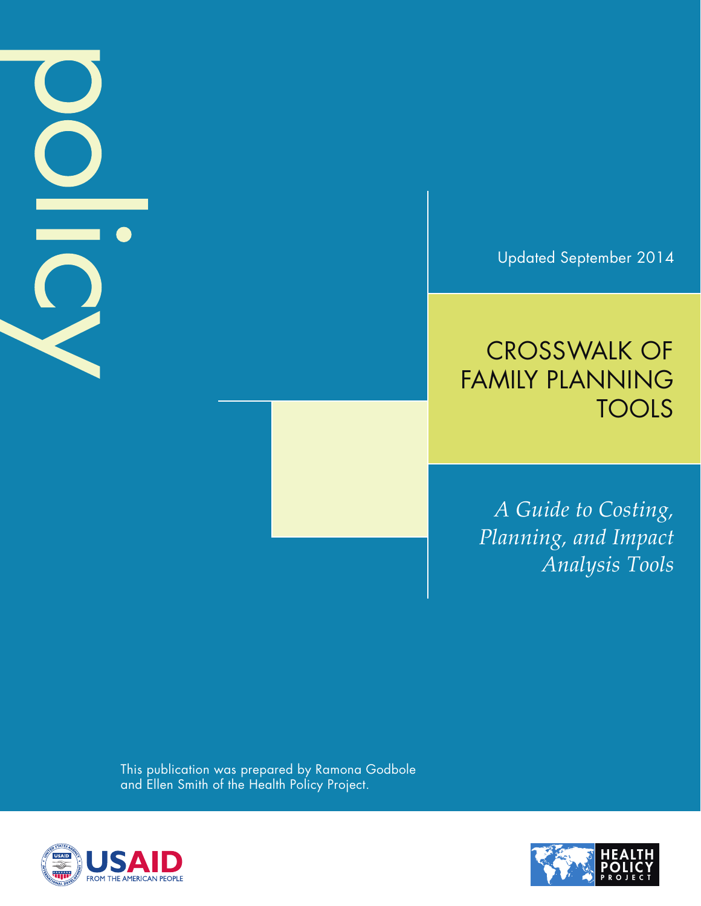policy

Updated September 2014

# CROSSWALK OF FAMILY PLANNING TOOLS

*A Guide to Costing, Planning, and Impact Analysis Tools*

This publication was prepared by Ramona Godbole and Ellen Smith of the Health Policy Project.

USAID FROM THE AMERICAN PEOPLE

HEALTH POLICY PROJECT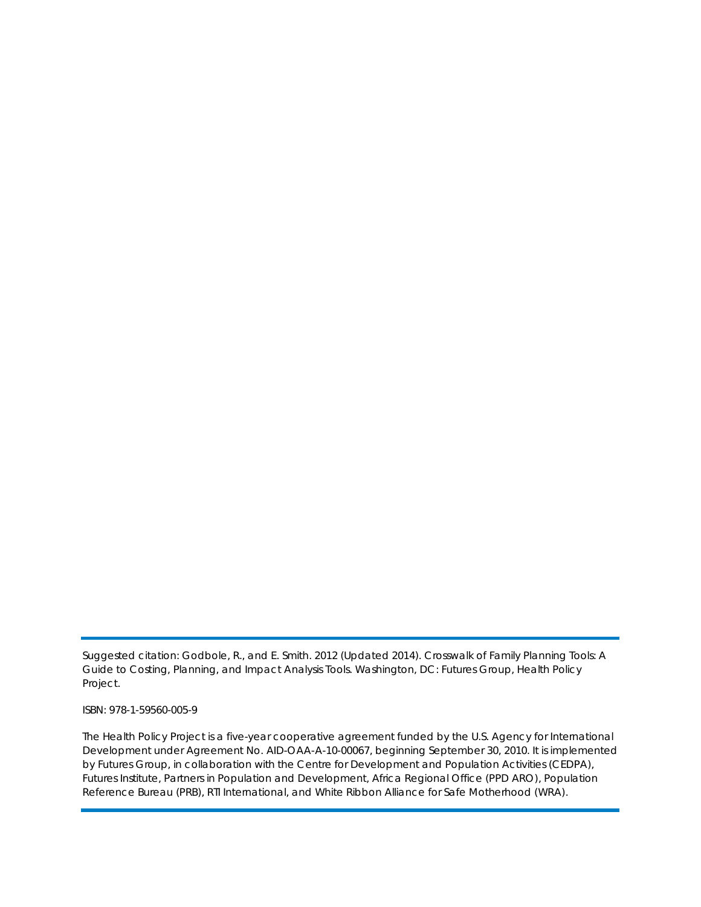Suggested citation: Godbole, R., and E. Smith. 2012 (Updated 2014). Crosswalk of Family Planning Tools: A Guide to Costing, Planning, and Impact Analysis Tools. Washington, DC: Futures Group, Health Policy Project.

ISBN: 978-1-59560-005-9

The Health Policy Project is a five-year cooperative agreement funded by the U.S. Agency for International Development under Agreement No. AID-OAA-A-10-00067, beginning September 30, 2010. It is implemented by Futures Group, in collaboration with the Centre for Development and Population Activities (CEDPA), Futures Institute, Partners in Population and Development, Africa Regional Office (PPD ARO), Population Reference Bureau (PRB), RTI International, and White Ribbon Alliance for Safe Motherhood (WRA).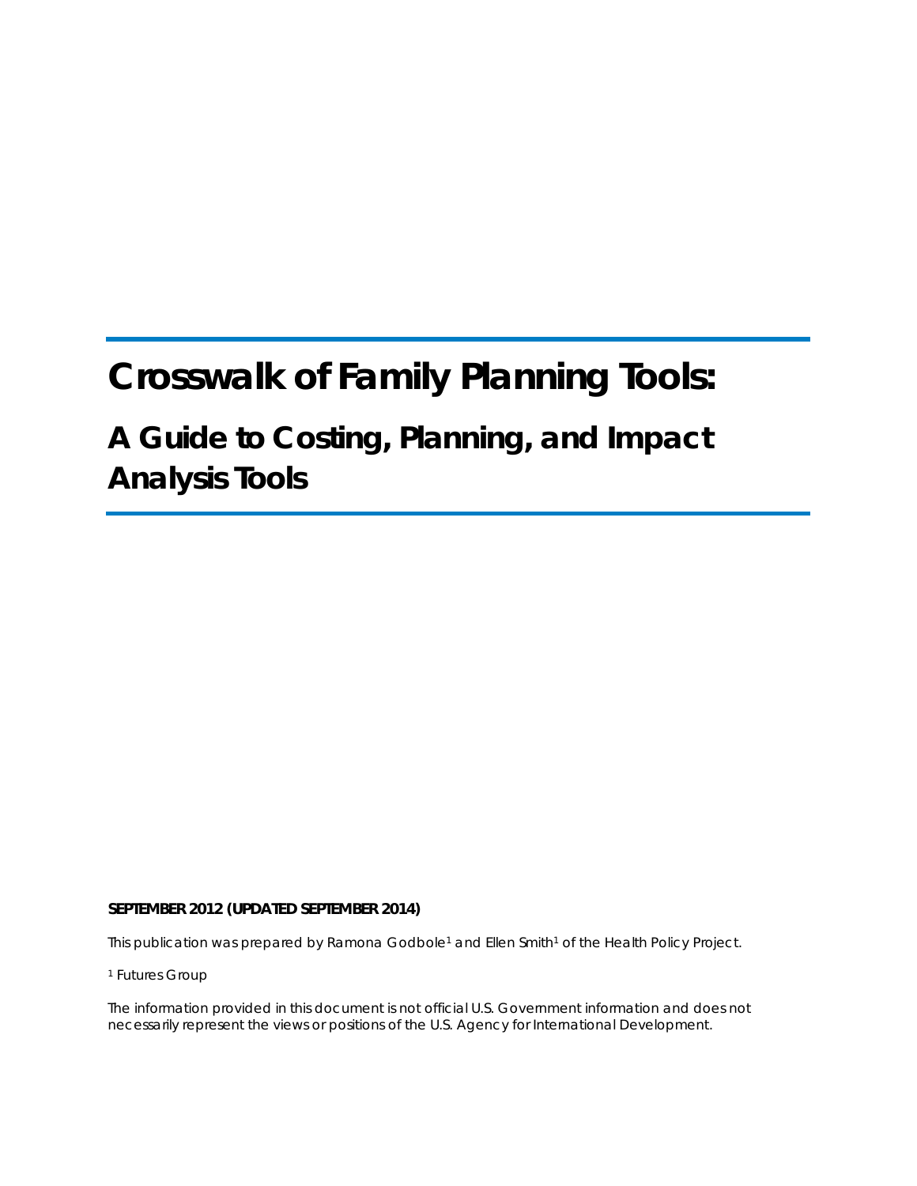# Crosswalk of Family Planning Tools:

## A Guide to Costing, Planning, and Impact Analysis Tools

**SEPTEMBER 2012 (UPDATED SEPTEMBER 2014)**

This publication was prepared by Ramona Godbole[1] and Ellen Smith[1] of the Health Policy Project.

[1] Futures Group

The information provided in this document is not official U.S. Government information and does not necessarily represent the views or positions of the U.S. Agency for International Development.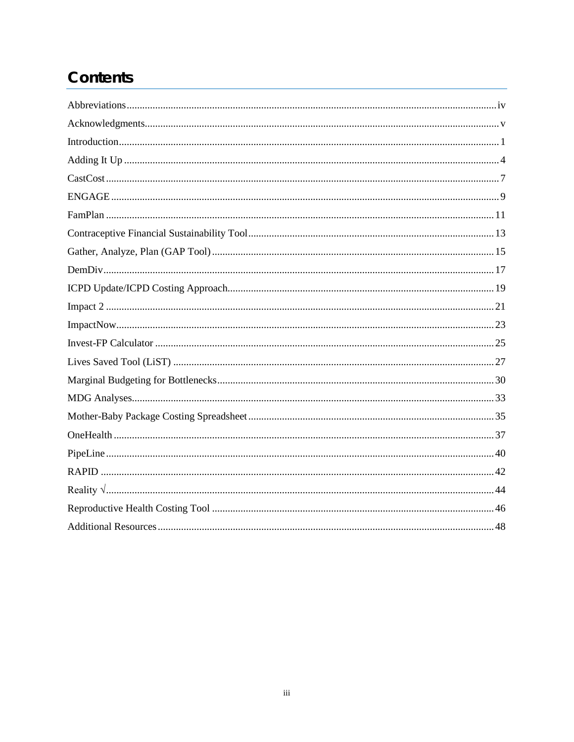# Contents

Abbreviations....................iv
Acknowledgments....................v
Introduction....................1
Adding It Up....................4
CastCost....................7
ENGAGE....................9
FamPlan....................11
Contraceptive Financial Sustainability Tool....................13
Gather, Analyze, Plan (GAP Tool)....................15
DemDiv....................17
ICPD Update/ICPD Costing Approach....................19
Impact 2....................21
ImpactNow....................23
Invest-FP Calculator....................25
Lives Saved Tool (LiST)....................27
Marginal Budgeting for Bottlenecks....................30
MDG Analyses....................33
Mother-Baby Package Costing Spreadsheet....................35
OneHealth....................37
PipeLine....................40
RAPID....................42
Reality √....................44
Reproductive Health Costing Tool....................46
Additional Resources....................48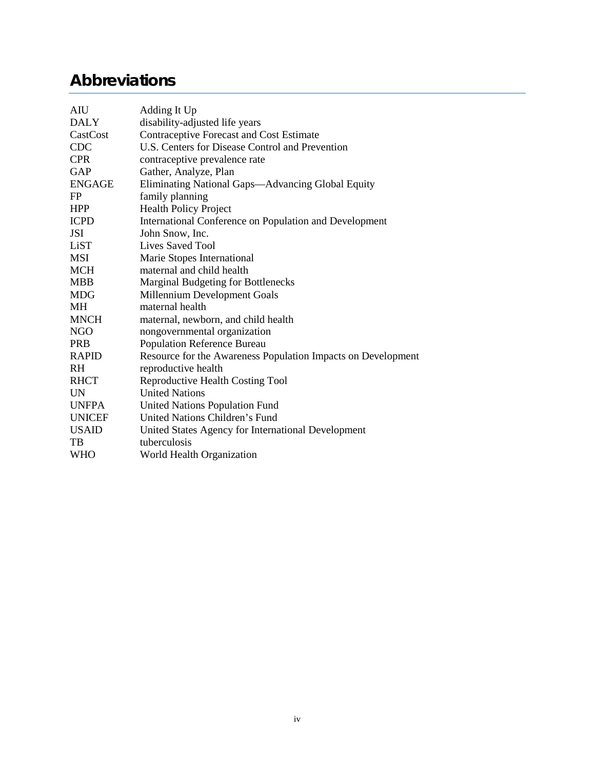# Abbreviations

| | |
|---|---|
| AIU | Adding It Up |
| DALY | disability-adjusted life years |
| CastCost | Contraceptive Forecast and Cost Estimate |
| CDC | U.S. Centers for Disease Control and Prevention |
| CPR | contraceptive prevalence rate |
| GAP | Gather, Analyze, Plan |
| ENGAGE | Eliminating National Gaps—Advancing Global Equity |
| FP | family planning |
| HPP | Health Policy Project |
| ICPD | International Conference on Population and Development |
| JSI | John Snow, Inc. |
| LiST | Lives Saved Tool |
| MSI | Marie Stopes International |
| MCH | maternal and child health |
| MBB | Marginal Budgeting for Bottlenecks |
| MDG | Millennium Development Goals |
| MH | maternal health |
| MNCH | maternal, newborn, and child health |
| NGO | nongovernmental organization |
| PRB | Population Reference Bureau |
| RAPID | Resource for the Awareness Population Impacts on Development |
| RH | reproductive health |
| RHCT | Reproductive Health Costing Tool |
| UN | United Nations |
| UNFPA | United Nations Population Fund |
| UNICEF | United Nations Children's Fund |
| USAID | United States Agency for International Development |
| TB | tuberculosis |
| WHO | World Health Organization |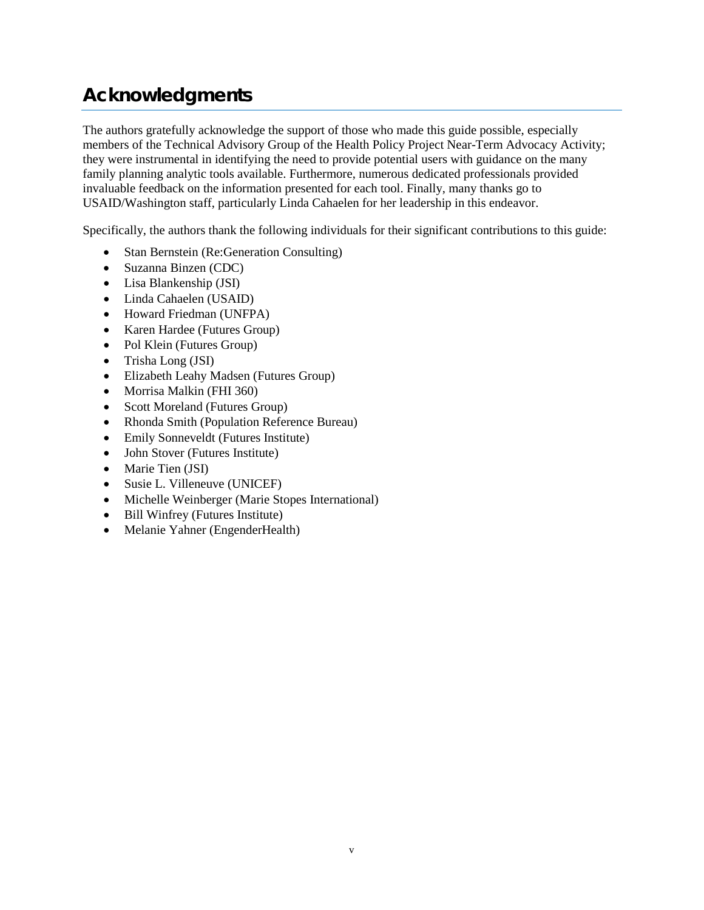# Acknowledgments

The authors gratefully acknowledge the support of those who made this guide possible, especially members of the Technical Advisory Group of the Health Policy Project Near-Term Advocacy Activity; they were instrumental in identifying the need to provide potential users with guidance on the many family planning analytic tools available. Furthermore, numerous dedicated professionals provided invaluable feedback on the information presented for each tool. Finally, many thanks go to USAID/Washington staff, particularly Linda Cahaelen for her leadership in this endeavor.

Specifically, the authors thank the following individuals for their significant contributions to this guide:

- Stan Bernstein (Re:Generation Consulting)
- Suzanna Binzen (CDC)
- Lisa Blankenship (JSI)
- Linda Cahaelen (USAID)
- Howard Friedman (UNFPA)
- Karen Hardee (Futures Group)
- Pol Klein (Futures Group)
- Trisha Long (JSI)
- Elizabeth Leahy Madsen (Futures Group)
- Morrisa Malkin (FHI 360)
- Scott Moreland (Futures Group)
- Rhonda Smith (Population Reference Bureau)
- Emily Sonneveldt (Futures Institute)
- John Stover (Futures Institute)
- Marie Tien (JSI)
- Susie L. Villeneuve (UNICEF)
- Michelle Weinberger (Marie Stopes International)
- Bill Winfrey (Futures Institute)
- Melanie Yahner (EngenderHealth)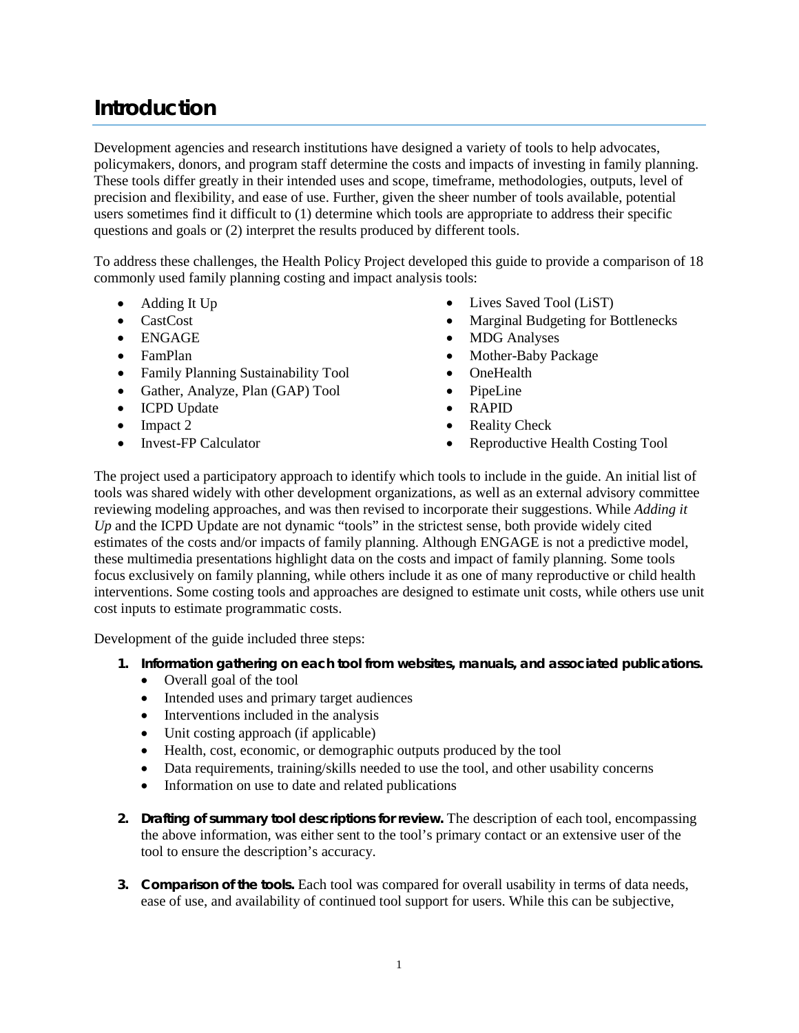# Introduction

Development agencies and research institutions have designed a variety of tools to help advocates, policymakers, donors, and program staff determine the costs and impacts of investing in family planning. These tools differ greatly in their intended uses and scope, timeframe, methodologies, outputs, level of precision and flexibility, and ease of use. Further, given the sheer number of tools available, potential users sometimes find it difficult to (1) determine which tools are appropriate to address their specific questions and goals or (2) interpret the results produced by different tools.

To address these challenges, the Health Policy Project developed this guide to provide a comparison of 18 commonly used family planning costing and impact analysis tools:

- Adding It Up
- CastCost
- ENGAGE
- FamPlan
- Family Planning Sustainability Tool
- Gather, Analyze, Plan (GAP) Tool
- ICPD Update
- Impact 2
- Invest-FP Calculator
- Lives Saved Tool (LiST)
- Marginal Budgeting for Bottlenecks
- MDG Analyses
- Mother-Baby Package
- OneHealth
- PipeLine
- RAPID
- Reality Check
- Reproductive Health Costing Tool

The project used a participatory approach to identify which tools to include in the guide. An initial list of tools was shared widely with other development organizations, as well as an external advisory committee reviewing modeling approaches, and was then revised to incorporate their suggestions. While *Adding it Up* and the ICPD Update are not dynamic "tools" in the strictest sense, both provide widely cited estimates of the costs and/or impacts of family planning. Although ENGAGE is not a predictive model, these multimedia presentations highlight data on the costs and impact of family planning. Some tools focus exclusively on family planning, while others include it as one of many reproductive or child health interventions. Some costing tools and approaches are designed to estimate unit costs, while others use unit cost inputs to estimate programmatic costs.

Development of the guide included three steps:

1. **Information gathering on each tool from websites, manuals, and associated publications.**
   - Overall goal of the tool
   - Intended uses and primary target audiences
   - Interventions included in the analysis
   - Unit costing approach (if applicable)
   - Health, cost, economic, or demographic outputs produced by the tool
   - Data requirements, training/skills needed to use the tool, and other usability concerns
   - Information on use to date and related publications

2. **Drafting of summary tool descriptions for review.** The description of each tool, encompassing the above information, was either sent to the tool's primary contact or an extensive user of the tool to ensure the description's accuracy.

3. **Comparison of the tools.** Each tool was compared for overall usability in terms of data needs, ease of use, and availability of continued tool support for users. While this can be subjective,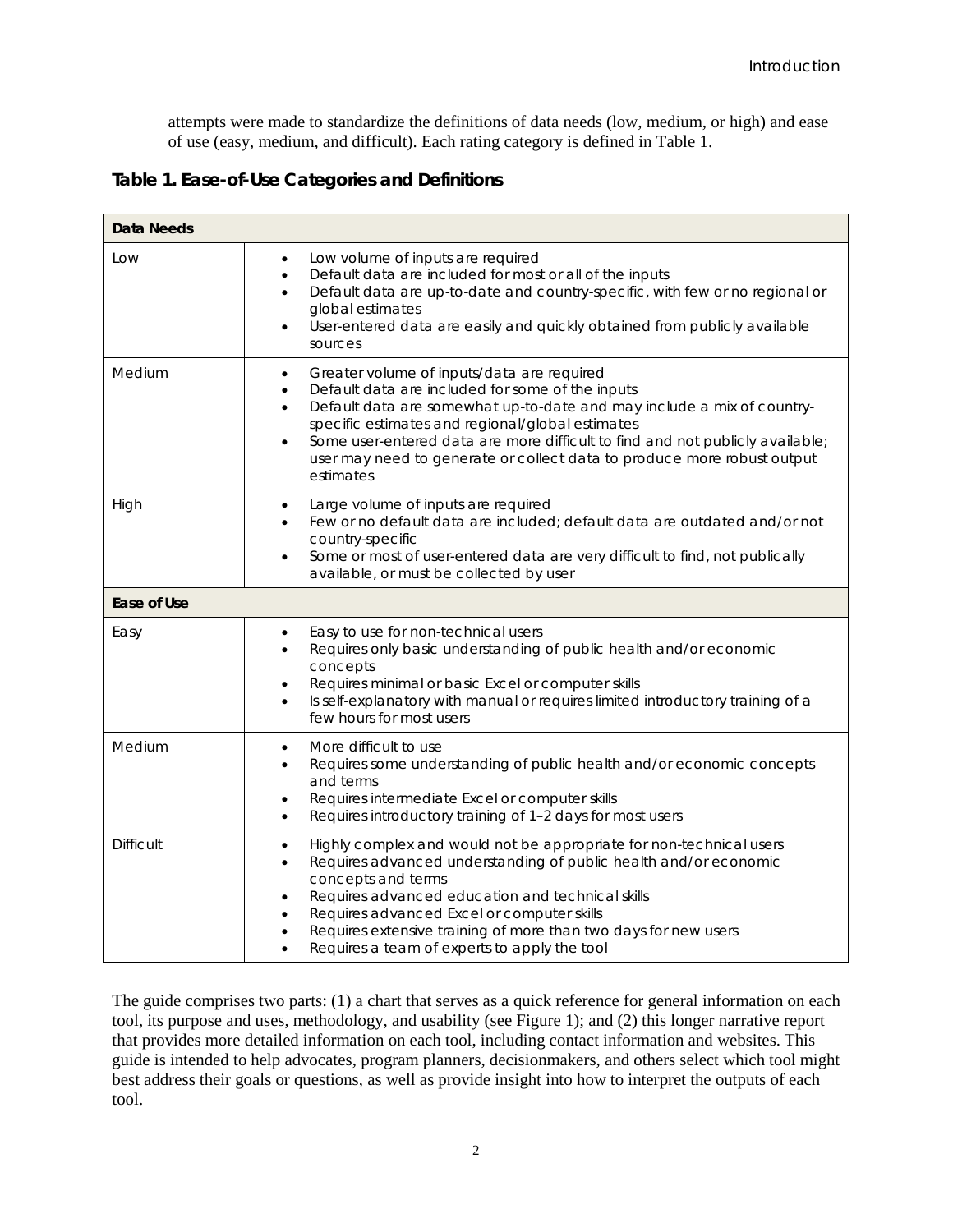attempts were made to standardize the definitions of data needs (low, medium, or high) and ease of use (easy, medium, and difficult). Each rating category is defined in Table 1.

**Table 1. Ease-of-Use Categories and Definitions**

| | |
|---|---|
| **Data Needs** | |
| Low | • Low volume of inputs are required<br>• Default data are included for most or all of the inputs<br>• Default data are up-to-date and country-specific, with few or no regional or global estimates<br>• User-entered data are easily and quickly obtained from publicly available sources |
| Medium | • Greater volume of inputs/data are required<br>• Default data are included for some of the inputs<br>• Default data are somewhat up-to-date and may include a mix of country-specific estimates and regional/global estimates<br>• Some user-entered data are more difficult to find and not publicly available; user may need to generate or collect data to produce more robust output estimates |
| High | • Large volume of inputs are required<br>• Few or no default data are included; default data are outdated and/or not country-specific<br>• Some or most of user-entered data are very difficult to find, not publically available, or must be collected by user |
| **Ease of Use** | |
| Easy | • Easy to use for non-technical users<br>• Requires only basic understanding of public health and/or economic concepts<br>• Requires minimal or basic Excel or computer skills<br>• Is self-explanatory with manual or requires limited introductory training of a few hours for most users |
| Medium | • More difficult to use<br>• Requires some understanding of public health and/or economic concepts and terms<br>• Requires intermediate Excel or computer skills<br>• Requires introductory training of 1–2 days for most users |
| Difficult | • Highly complex and would not be appropriate for non-technical users<br>• Requires advanced understanding of public health and/or economic concepts and terms<br>• Requires advanced education and technical skills<br>• Requires advanced Excel or computer skills<br>• Requires extensive training of more than two days for new users<br>• Requires a team of experts to apply the tool |

The guide comprises two parts: (1) a chart that serves as a quick reference for general information on each tool, its purpose and uses, methodology, and usability (see Figure 1); and (2) this longer narrative report that provides more detailed information on each tool, including contact information and websites. This guide is intended to help advocates, program planners, decisionmakers, and others select which tool might best address their goals or questions, as well as provide insight into how to interpret the outputs of each tool.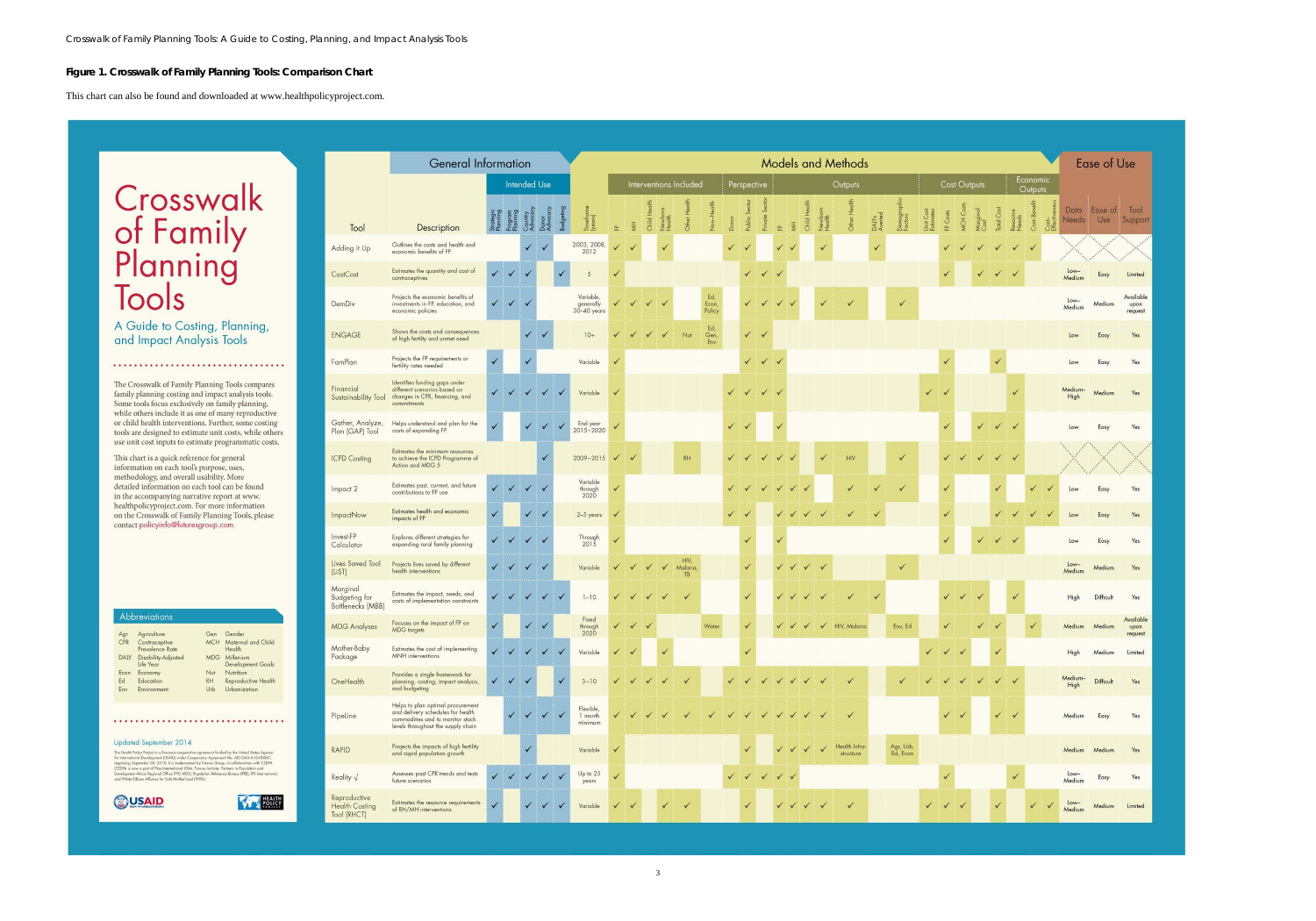Crosswalk of Family Planning Tools: A Guide to Costing, Planning, and Impact Analysis Tools

**Figure 1. Crosswalk of Family Planning Tools: Comparison Chart**

This chart can also be found and downloaded at www.healthpolicyproject.com.

# Crosswalk of Family Planning Tools

## A Guide to Costing, Planning, and Impact Analysis Tools

The Crosswalk of Family Planning Tools compares family planning costing and impact analysis tools. Some tools focus exclusively on family planning, while others include it as one of many reproductive or child health interventions. Further, some costing tools are designed to estimate unit costs, while others use unit cost inputs to estimate programmatic costs.

This chart is a quick reference for general information on each tool's purpose, uses, methodology, and overall usability. More detailed information on each tool can be found in the accompanying narrative report at www.healthpolicyproject.com. For more information on the Crosswalk of Family Planning Tools, please contact policyinfo@futuresgroup.com.

### Abbreviations

| | | | |
|---|---|---|---|
| Agr | Agriculture | Gen | Gender |
| CPR | Contraceptive Prevalence Rate | MCH | Maternal and Child Health |
| DALY | Disability-Adjusted Life Year | MDG | Millenium Development Goals |
| Econ | Economy | Nut | Nutrition |
| Ed | Education | RH | Reproductive Health |
| Env | Environment | Urb | Urbanization |

Updated September 2014

The Health Policy Project is a five-year cooperative agreement funded by the United States Agency for International Development (USAID) under Cooperative Agreement No. AID-OAA-A-10-00067, beginning September 30, 2010. It is implemented by Futures Group, in collaboration with CEDPA (CEDPA is now a part of Plan International USA), Futures Institute, Partners in Population and Development Africa Regional Office (PPD ARO), Population Reference Bureau (PRB), RTI International, and White Ribbon Alliance for Safe Motherhood (WRA).

USAID — HEALTH POLICY PROJECT

| General Information | | Intended Use | | | | | | Models and Methods: Interventions Included | | | | | | Perspective | | | Outputs | | | | | | | Cost Outputs | | | | | | Economic Outputs | | Ease of Use | | |
|---|---|---|---|---|---|---|---|---|---|---|---|---|---|---|---|---|---|---|---|---|---|---|---|---|---|---|---|---|---|---|---|---|---|---|
| Tool | Description | Strategic Planning | Program Planning | Country Advocacy | Donor Advocacy | Budgeting | Timeframe (years) | FP | MH | Child Health | Newborn Health | Other Health | Non-Health | Donor | Public Sector | Private Sector | FP | MH | Child Health | Newborn Health | Other Health | DALYs Averted | Demographic Factors | Unit Cost Estimates | FP Costs | MCH Costs | Marginal Cost | Total Cost | Resource Needs | Cost-Benefit | Cost-Effectiveness | Data Needs | Ease of Use | Tool Support |
| Adding it Up | Outlines the costs and health and economic benefits of FP | | | ✓ | ✓ | | 2003, 2008, 2012 | ✓ | ✓ | | ✓ | | | ✓ | ✓ | | ✓ | ✓ | | ✓ | | ✓ | | | ✓ | ✓ | ✓ | ✓ | ✓ | ✓ | | | | |
| CastCost | Estimates the quantity and cost of contraceptives | ✓ | ✓ | ✓ | | ✓ | 5 | ✓ | | | | | | | ✓ | ✓ | ✓ | | | | | | | | ✓ | | ✓ | ✓ | ✓ | | | Low–Medium | Easy | Limited |
| DemDiv | Projects the economic benefits of investments in FP, education, and economic policies | ✓ | ✓ | ✓ | | | Variable, generally 30–40 years | ✓ | ✓ | ✓ | ✓ | | Ed, Econ, Policy | | ✓ | ✓ | ✓ | ✓ | | ✓ | ✓ | | ✓ | | | | | | | | | Low–Medium | Medium | Available upon request |
| ENGAGE | Shows the costs and consequences of high fertility and unmet need | | | ✓ | ✓ | | 10+ | ✓ | ✓ | ✓ | ✓ | Nut | Ed, Gen, Env | | ✓ | ✓ | | | | | | | | | | | | | | | | Low | Easy | Yes |
| FamPlan | Projects the FP requirements or fertility rates needed | ✓ | | ✓ | | | Variable | ✓ | | | | | | | ✓ | ✓ | ✓ | | | | | | | | ✓ | | | ✓ | | | | Low | Easy | Yes |
| Financial Sustainability Tool | Identifies funding gaps under different scenarios based on changes in CPR, financing, and commitments | ✓ | ✓ | ✓ | ✓ | ✓ | Variable | ✓ | | | | | | ✓ | ✓ | ✓ | ✓ | | | | | | | ✓ | ✓ | | | | ✓ | | | Medium–High | Medium | Yes |
| Gather, Analyze, Plan (GAP) Tool | Helps understand and plan for the costs of expanding FP | ✓ | | ✓ | ✓ | ✓ | End year 2015–2020 | ✓ | | | | | | ✓ | ✓ | | ✓ | | | | | | | | ✓ | | ✓ | ✓ | ✓ | | | Low | Easy | Yes |
| ICPD Costing | Estimates the minimum resources to achieve the ICPD Programme of Action and MDG 5 | | | | ✓ | | 2009–2015 | ✓ | ✓ | | | RH | | ✓ | ✓ | ✓ | ✓ | ✓ | | ✓ | HIV | | ✓ | | ✓ | ✓ | ✓ | ✓ | ✓ | | | | | |
| Impact 2 | Estimates past, current, and future contributions to FP use | ✓ | ✓ | ✓ | ✓ | | Variable through 2020 | ✓ | | | | | | ✓ | ✓ | ✓ | ✓ | ✓ | ✓ | | ✓ | ✓ | ✓ | | ✓ | | | ✓ | | ✓ | ✓ | Low | Easy | Yes |
| ImpactNow | Estimates health and economic impacts of FP | ✓ | | ✓ | ✓ | | 2–5 years | ✓ | | | | | | ✓ | ✓ | | ✓ | ✓ | ✓ | ✓ | ✓ | ✓ | | | ✓ | | | ✓ | ✓ | ✓ | ✓ | Low | Easy | Yes |
| Invest-FP Calculator | Explores different strategies for expanding rural family planning | ✓ | ✓ | ✓ | ✓ | | Through 2015 | ✓ | | | | | | | ✓ | | ✓ | | | | | | | | ✓ | | ✓ | ✓ | ✓ | | | Low | Easy | Yes |
| Lives Saved Tool (LiST) | Projects lives saved by different health interventions | ✓ | ✓ | ✓ | ✓ | | Variable | ✓ | ✓ | ✓ | ✓ | HIV, Malaria, TB | | | ✓ | | ✓ | ✓ | ✓ | ✓ | | | ✓ | | | | | | | | | Low–Medium | Medium | Yes |
| Marginal Budgeting for Bottlenecks (MBB) | Estimates the impact, needs, and costs of implementation constraints | ✓ | ✓ | ✓ | ✓ | ✓ | 1–10 | ✓ | ✓ | ✓ | ✓ | ✓ | | | ✓ | | ✓ | ✓ | ✓ | ✓ | ✓ | ✓ | | | ✓ | ✓ | ✓ | | ✓ | | | High | Difficult | Yes |
| MDG Analyses | Focuses on the impact of FP on MDG targets | ✓ | | ✓ | ✓ | | Fixed through 2020 | ✓ | ✓ | ✓ | | | Water | | ✓ | | ✓ | ✓ | ✓ | ✓ | HIV, Malaria | | Env, Ed | | ✓ | | ✓ | ✓ | | ✓ | | Medium | Medium | Available upon request |
| Mother-Baby Package | Estimates the cost of implementing MNH interventions | ✓ | ✓ | ✓ | ✓ | ✓ | Variable | ✓ | ✓ | | ✓ | | | | ✓ | | | | | | | | | ✓ | ✓ | ✓ | | ✓ | | | | High | Medium | Limited |
| OneHealth | Provides a single framework for planning, costing, impact analysis, and budgeting | ✓ | ✓ | ✓ | | ✓ | 3–10 | ✓ | ✓ | ✓ | ✓ | ✓ | | ✓ | ✓ | ✓ | ✓ | ✓ | ✓ | ✓ | ✓ | | ✓ | ✓ | ✓ | ✓ | ✓ | ✓ | ✓ | | | Medium–High | Difficult | Yes |
| PipeLine | Helps to plan optimal procurement and delivery schedules for health commodities and to monitor stock levels throughout the supply chain | | ✓ | ✓ | ✓ | ✓ | Flexible, 1 month minimum | ✓ | ✓ | ✓ | ✓ | ✓ | ✓ | ✓ | ✓ | ✓ | ✓ | ✓ | ✓ | ✓ | ✓ | | | | ✓ | ✓ | | ✓ | ✓ | | | Medium | Easy | Yes |
| RAPID | Projects the impacts of high fertility and rapid population growth | | | ✓ | | | Variable | ✓ | | | | | | | ✓ | | ✓ | ✓ | ✓ | ✓ | Health Infrastructure | | Agr, Urb, Ed, Econ | | | | | | | | | Medium | Medium | Yes |
| Reality √ | Assesses past CPR trends and tests future scenarios | ✓ | ✓ | ✓ | ✓ | ✓ | Up to 25 years | ✓ | | | | | | ✓ | ✓ | ✓ | ✓ | ✓ | | | | | | | ✓ | | | | ✓ | | | Low–Medium | Easy | Yes |
| Reproductive Health Costing Tool (RHCT) | Estimates the resource requirements of RH/MH interventions | ✓ | | ✓ | ✓ | ✓ | Variable | ✓ | ✓ | | ✓ | ✓ | | | ✓ | | ✓ | ✓ | ✓ | ✓ | ✓ | | | ✓ | ✓ | ✓ | | ✓ | | ✓ | ✓ | Low–Medium | Medium | Limited |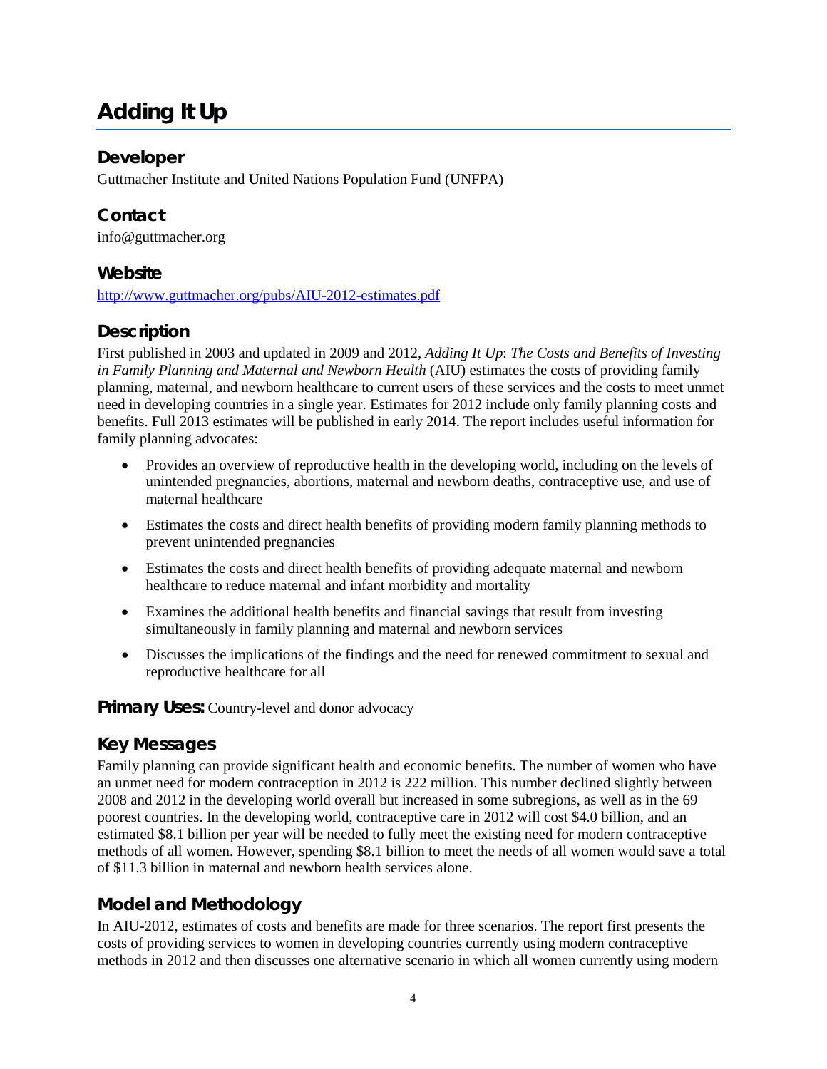# Adding It Up

## Developer

Guttmacher Institute and United Nations Population Fund (UNFPA)

## Contact

info@guttmacher.org

## Website

http://www.guttmacher.org/pubs/AIU-2012-estimates.pdf

## Description

First published in 2003 and updated in 2009 and 2012, *Adding It Up*: *The Costs and Benefits of Investing in Family Planning and Maternal and Newborn Health* (AIU) estimates the costs of providing family planning, maternal, and newborn healthcare to current users of these services and the costs to meet unmet need in developing countries in a single year. Estimates for 2012 include only family planning costs and benefits. Full 2013 estimates will be published in early 2014. The report includes useful information for family planning advocates:

- Provides an overview of reproductive health in the developing world, including on the levels of unintended pregnancies, abortions, maternal and newborn deaths, contraceptive use, and use of maternal healthcare
- Estimates the costs and direct health benefits of providing modern family planning methods to prevent unintended pregnancies
- Estimates the costs and direct health benefits of providing adequate maternal and newborn healthcare to reduce maternal and infant morbidity and mortality
- Examines the additional health benefits and financial savings that result from investing simultaneously in family planning and maternal and newborn services
- Discusses the implications of the findings and the need for renewed commitment to sexual and reproductive healthcare for all

**Primary Uses:** Country-level and donor advocacy

## Key Messages

Family planning can provide significant health and economic benefits. The number of women who have an unmet need for modern contraception in 2012 is 222 million. This number declined slightly between 2008 and 2012 in the developing world overall but increased in some subregions, as well as in the 69 poorest countries. In the developing world, contraceptive care in 2012 will cost $4.0 billion, and an estimated $8.1 billion per year will be needed to fully meet the existing need for modern contraceptive methods of all women. However, spending $8.1 billion to meet the needs of all women would save a total of $11.3 billion in maternal and newborn health services alone.

## Model and Methodology

In AIU-2012, estimates of costs and benefits are made for three scenarios. The report first presents the costs of providing services to women in developing countries currently using modern contraceptive methods in 2012 and then discusses one alternative scenario in which all women currently using modern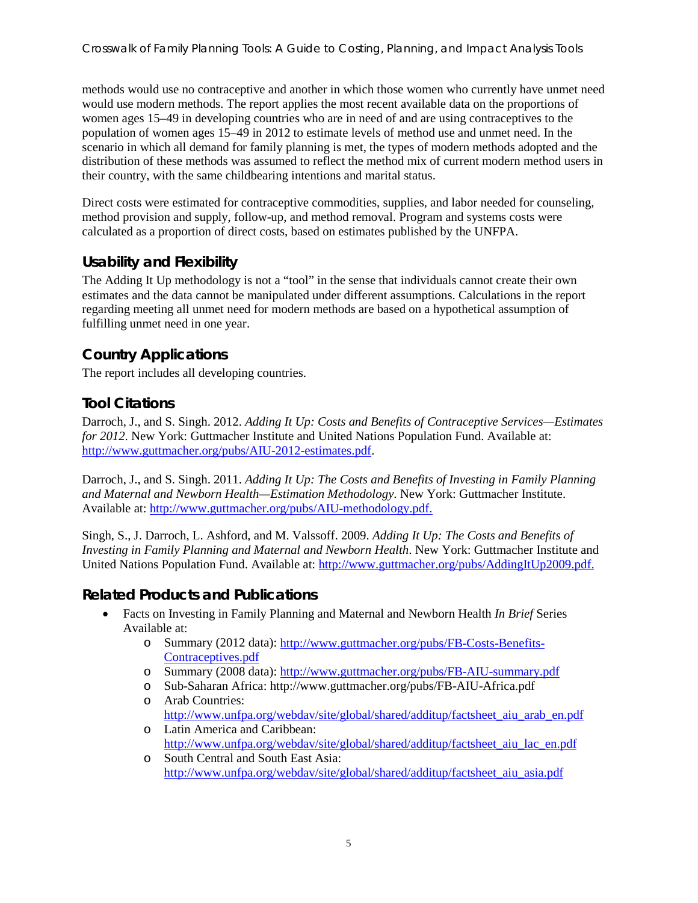methods would use no contraceptive and another in which those women who currently have unmet need would use modern methods. The report applies the most recent available data on the proportions of women ages 15–49 in developing countries who are in need of and are using contraceptives to the population of women ages 15–49 in 2012 to estimate levels of method use and unmet need. In the scenario in which all demand for family planning is met, the types of modern methods adopted and the distribution of these methods was assumed to reflect the method mix of current modern method users in their country, with the same childbearing intentions and marital status.

Direct costs were estimated for contraceptive commodities, supplies, and labor needed for counseling, method provision and supply, follow-up, and method removal. Program and systems costs were calculated as a proportion of direct costs, based on estimates published by the UNFPA.

### Usability and Flexibility

The Adding It Up methodology is not a "tool" in the sense that individuals cannot create their own estimates and the data cannot be manipulated under different assumptions. Calculations in the report regarding meeting all unmet need for modern methods are based on a hypothetical assumption of fulfilling unmet need in one year.

### Country Applications

The report includes all developing countries.

### Tool Citations

Darroch, J., and S. Singh. 2012. *Adding It Up: Costs and Benefits of Contraceptive Services—Estimates for 2012*. New York: Guttmacher Institute and United Nations Population Fund. Available at: http://www.guttmacher.org/pubs/AIU-2012-estimates.pdf.

Darroch, J., and S. Singh. 2011. *Adding It Up: The Costs and Benefits of Investing in Family Planning and Maternal and Newborn Health—Estimation Methodology*. New York: Guttmacher Institute. Available at: http://www.guttmacher.org/pubs/AIU-methodology.pdf.

Singh, S., J. Darroch, L. Ashford, and M. Valssoff. 2009. *Adding It Up: The Costs and Benefits of Investing in Family Planning and Maternal and Newborn Health*. New York: Guttmacher Institute and United Nations Population Fund. Available at: http://www.guttmacher.org/pubs/AddingItUp2009.pdf.

### Related Products and Publications

- Facts on Investing in Family Planning and Maternal and Newborn Health *In Brief* Series Available at:
  - Summary (2012 data): http://www.guttmacher.org/pubs/FB-Costs-Benefits-Contraceptives.pdf
  - Summary (2008 data): http://www.guttmacher.org/pubs/FB-AIU-summary.pdf
  - Sub-Saharan Africa: http://www.guttmacher.org/pubs/FB-AIU-Africa.pdf
  - Arab Countries: http://www.unfpa.org/webdav/site/global/shared/additup/factsheet_aiu_arab_en.pdf
  - Latin America and Caribbean: http://www.unfpa.org/webdav/site/global/shared/additup/factsheet_aiu_lac_en.pdf
  - South Central and South East Asia: http://www.unfpa.org/webdav/site/global/shared/additup/factsheet_aiu_asia.pdf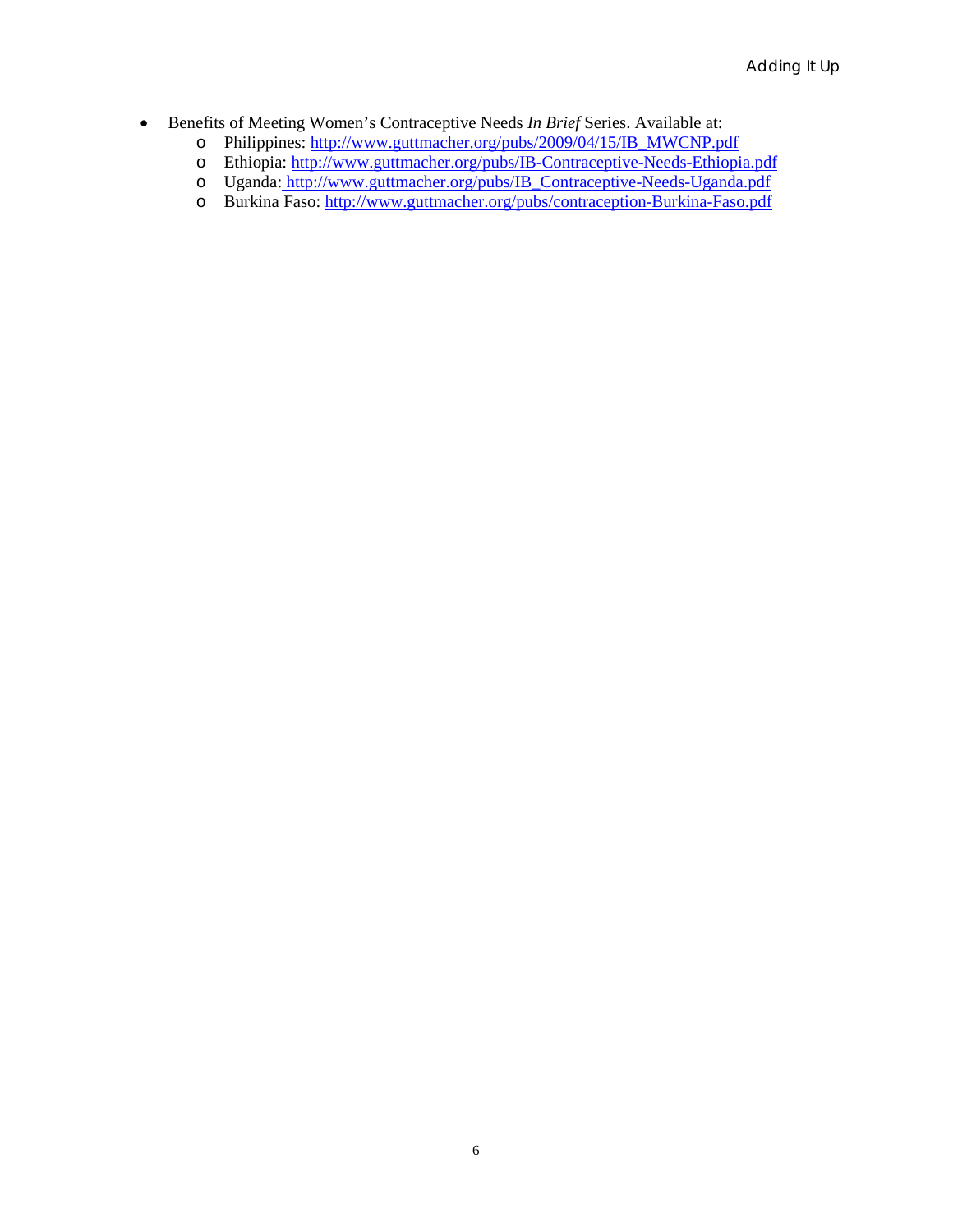- Benefits of Meeting Women's Contraceptive Needs *In Brief* Series. Available at:
    - Philippines: http://www.guttmacher.org/pubs/2009/04/15/IB_MWCNP.pdf
    - Ethiopia: http://www.guttmacher.org/pubs/IB-Contraceptive-Needs-Ethiopia.pdf
    - Uganda: http://www.guttmacher.org/pubs/IB_Contraceptive-Needs-Uganda.pdf
    - Burkina Faso: http://www.guttmacher.org/pubs/contraception-Burkina-Faso.pdf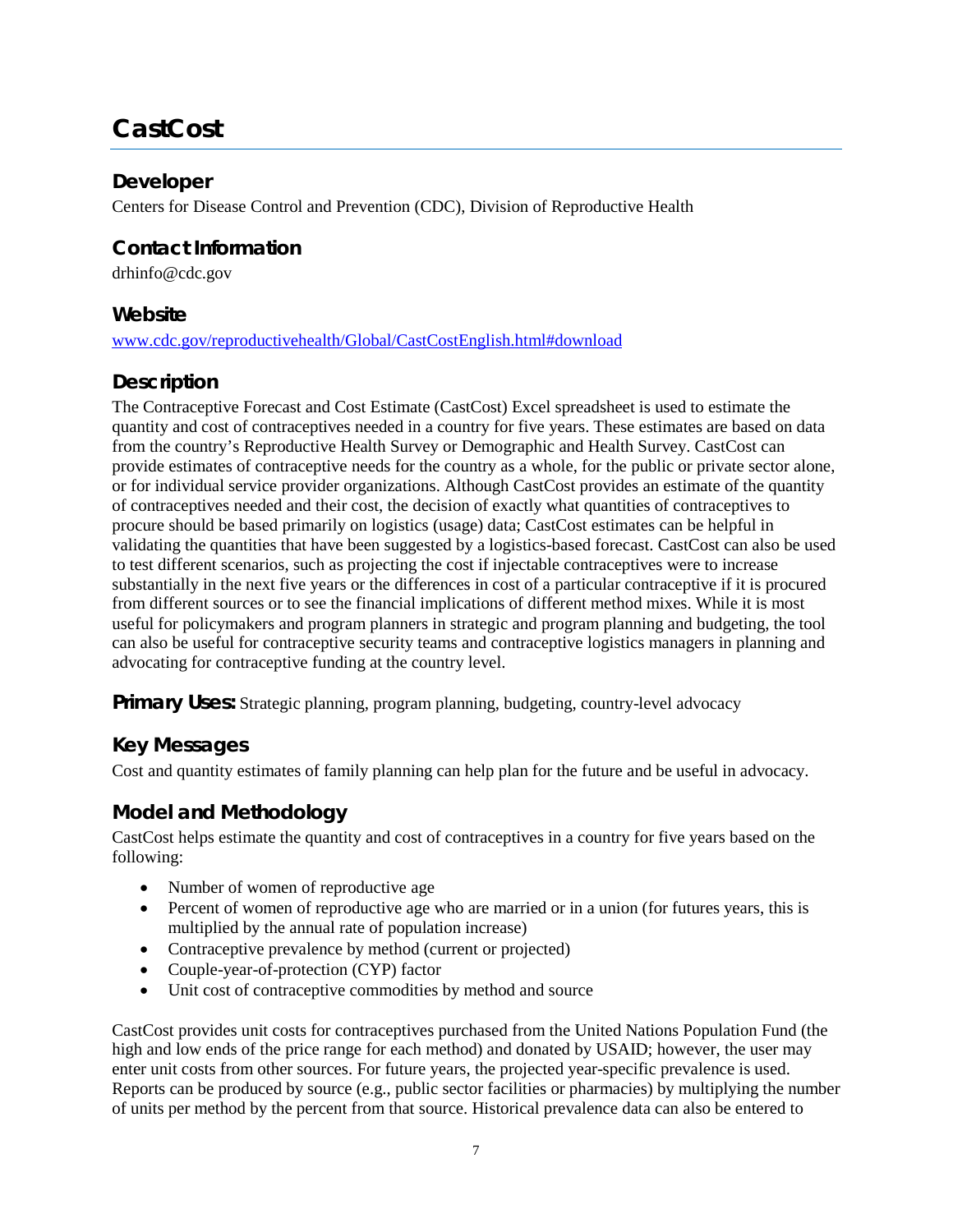# CastCost

## Developer

Centers for Disease Control and Prevention (CDC), Division of Reproductive Health

## Contact Information

drhinfo@cdc.gov

## Website

[www.cdc.gov/reproductivehealth/Global/CastCostEnglish.html#download](www.cdc.gov/reproductivehealth/Global/CastCostEnglish.html#download)

## Description

The Contraceptive Forecast and Cost Estimate (CastCost) Excel spreadsheet is used to estimate the quantity and cost of contraceptives needed in a country for five years. These estimates are based on data from the country's Reproductive Health Survey or Demographic and Health Survey. CastCost can provide estimates of contraceptive needs for the country as a whole, for the public or private sector alone, or for individual service provider organizations. Although CastCost provides an estimate of the quantity of contraceptives needed and their cost, the decision of exactly what quantities of contraceptives to procure should be based primarily on logistics (usage) data; CastCost estimates can be helpful in validating the quantities that have been suggested by a logistics-based forecast. CastCost can also be used to test different scenarios, such as projecting the cost if injectable contraceptives were to increase substantially in the next five years or the differences in cost of a particular contraceptive if it is procured from different sources or to see the financial implications of different method mixes. While it is most useful for policymakers and program planners in strategic and program planning and budgeting, the tool can also be useful for contraceptive security teams and contraceptive logistics managers in planning and advocating for contraceptive funding at the country level.

**Primary Uses:** Strategic planning, program planning, budgeting, country-level advocacy

## Key Messages

Cost and quantity estimates of family planning can help plan for the future and be useful in advocacy.

## Model and Methodology

CastCost helps estimate the quantity and cost of contraceptives in a country for five years based on the following:

- Number of women of reproductive age
- Percent of women of reproductive age who are married or in a union (for futures years, this is multiplied by the annual rate of population increase)
- Contraceptive prevalence by method (current or projected)
- Couple-year-of-protection (CYP) factor
- Unit cost of contraceptive commodities by method and source

CastCost provides unit costs for contraceptives purchased from the United Nations Population Fund (the high and low ends of the price range for each method) and donated by USAID; however, the user may enter unit costs from other sources. For future years, the projected year-specific prevalence is used. Reports can be produced by source (e.g., public sector facilities or pharmacies) by multiplying the number of units per method by the percent from that source. Historical prevalence data can also be entered to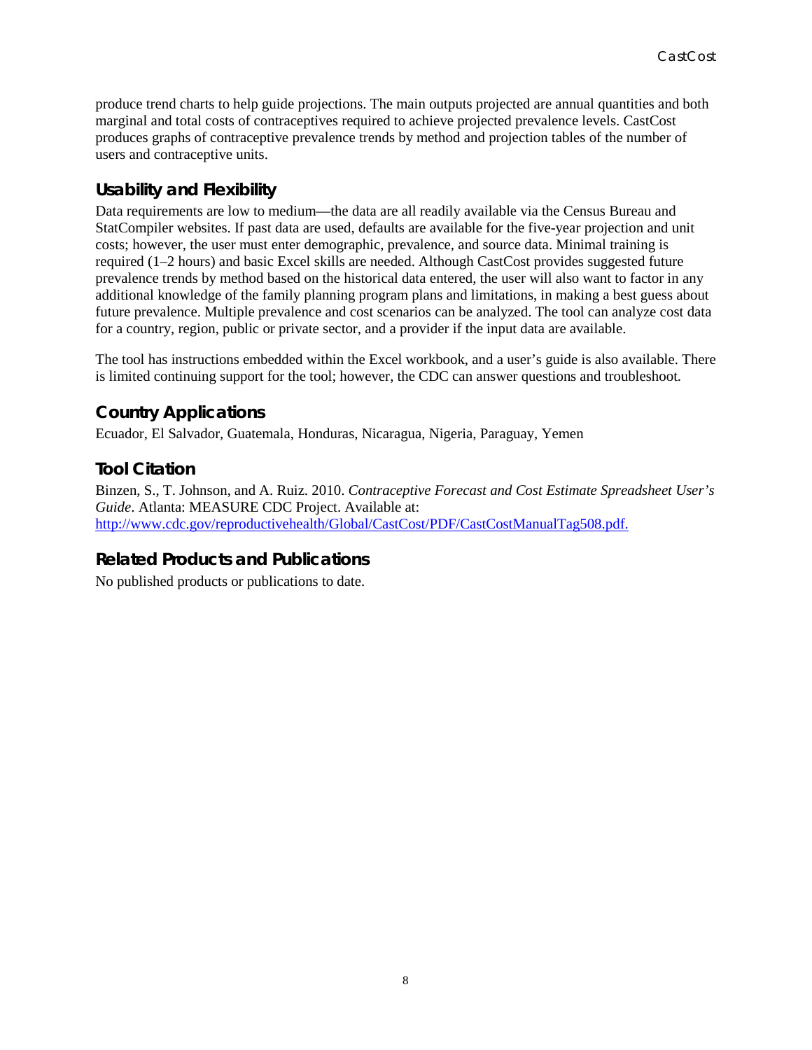produce trend charts to help guide projections. The main outputs projected are annual quantities and both marginal and total costs of contraceptives required to achieve projected prevalence levels. CastCost produces graphs of contraceptive prevalence trends by method and projection tables of the number of users and contraceptive units.

### Usability and Flexibility

Data requirements are low to medium—the data are all readily available via the Census Bureau and StatCompiler websites. If past data are used, defaults are available for the five-year projection and unit costs; however, the user must enter demographic, prevalence, and source data. Minimal training is required (1–2 hours) and basic Excel skills are needed. Although CastCost provides suggested future prevalence trends by method based on the historical data entered, the user will also want to factor in any additional knowledge of the family planning program plans and limitations, in making a best guess about future prevalence. Multiple prevalence and cost scenarios can be analyzed. The tool can analyze cost data for a country, region, public or private sector, and a provider if the input data are available.

The tool has instructions embedded within the Excel workbook, and a user's guide is also available. There is limited continuing support for the tool; however, the CDC can answer questions and troubleshoot.

### Country Applications

Ecuador, El Salvador, Guatemala, Honduras, Nicaragua, Nigeria, Paraguay, Yemen

### Tool Citation

Binzen, S., T. Johnson, and A. Ruiz. 2010. *Contraceptive Forecast and Cost Estimate Spreadsheet User's Guide*. Atlanta: MEASURE CDC Project. Available at: http://www.cdc.gov/reproductivehealth/Global/CastCost/PDF/CastCostManualTag508.pdf.

### Related Products and Publications

No published products or publications to date.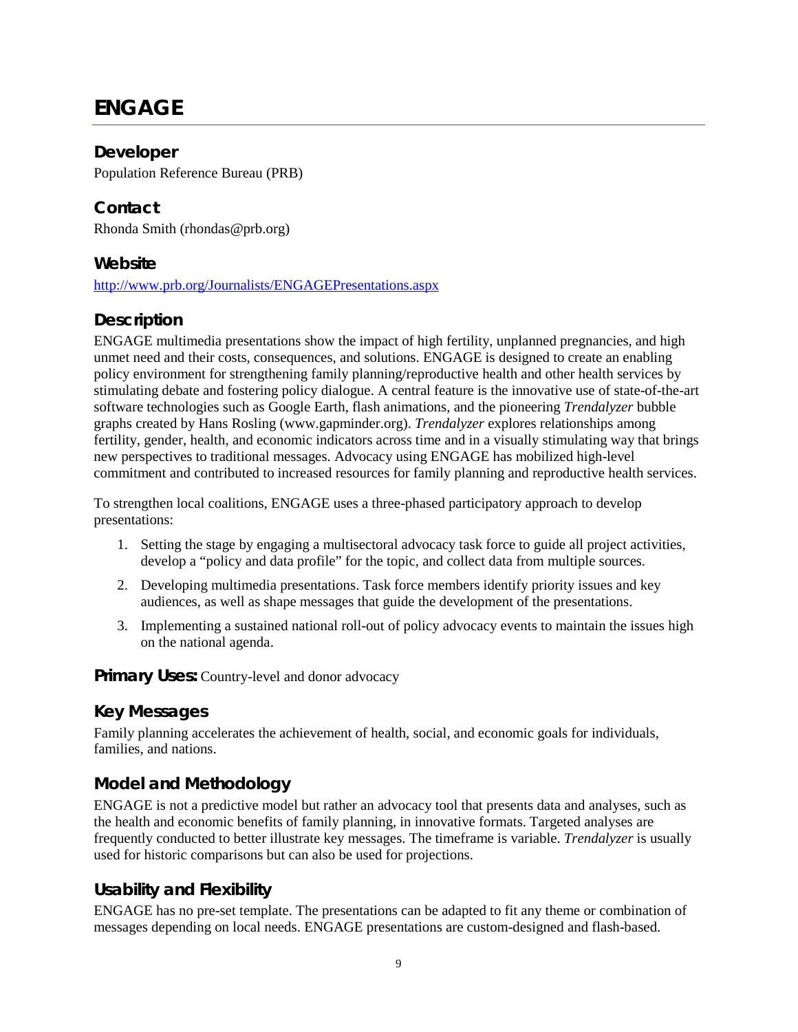# ENGAGE

## Developer

Population Reference Bureau (PRB)

## Contact

Rhonda Smith (rhondas@prb.org)

## Website

http://www.prb.org/Journalists/ENGAGEPresentations.aspx

## Description

ENGAGE multimedia presentations show the impact of high fertility, unplanned pregnancies, and high unmet need and their costs, consequences, and solutions. ENGAGE is designed to create an enabling policy environment for strengthening family planning/reproductive health and other health services by stimulating debate and fostering policy dialogue. A central feature is the innovative use of state-of-the-art software technologies such as Google Earth, flash animations, and the pioneering *Trendalyzer* bubble graphs created by Hans Rosling (www.gapminder.org). *Trendalyzer* explores relationships among fertility, gender, health, and economic indicators across time and in a visually stimulating way that brings new perspectives to traditional messages. Advocacy using ENGAGE has mobilized high-level commitment and contributed to increased resources for family planning and reproductive health services.

To strengthen local coalitions, ENGAGE uses a three-phased participatory approach to develop presentations:

1. Setting the stage by engaging a multisectoral advocacy task force to guide all project activities, develop a "policy and data profile" for the topic, and collect data from multiple sources.
2. Developing multimedia presentations. Task force members identify priority issues and key audiences, as well as shape messages that guide the development of the presentations.
3. Implementing a sustained national roll-out of policy advocacy events to maintain the issues high on the national agenda.

**Primary Uses:** Country-level and donor advocacy

## Key Messages

Family planning accelerates the achievement of health, social, and economic goals for individuals, families, and nations.

## Model and Methodology

ENGAGE is not a predictive model but rather an advocacy tool that presents data and analyses, such as the health and economic benefits of family planning, in innovative formats. Targeted analyses are frequently conducted to better illustrate key messages. The timeframe is variable. *Trendalyzer* is usually used for historic comparisons but can also be used for projections.

## Usability and Flexibility

ENGAGE has no pre-set template. The presentations can be adapted to fit any theme or combination of messages depending on local needs. ENGAGE presentations are custom-designed and flash-based.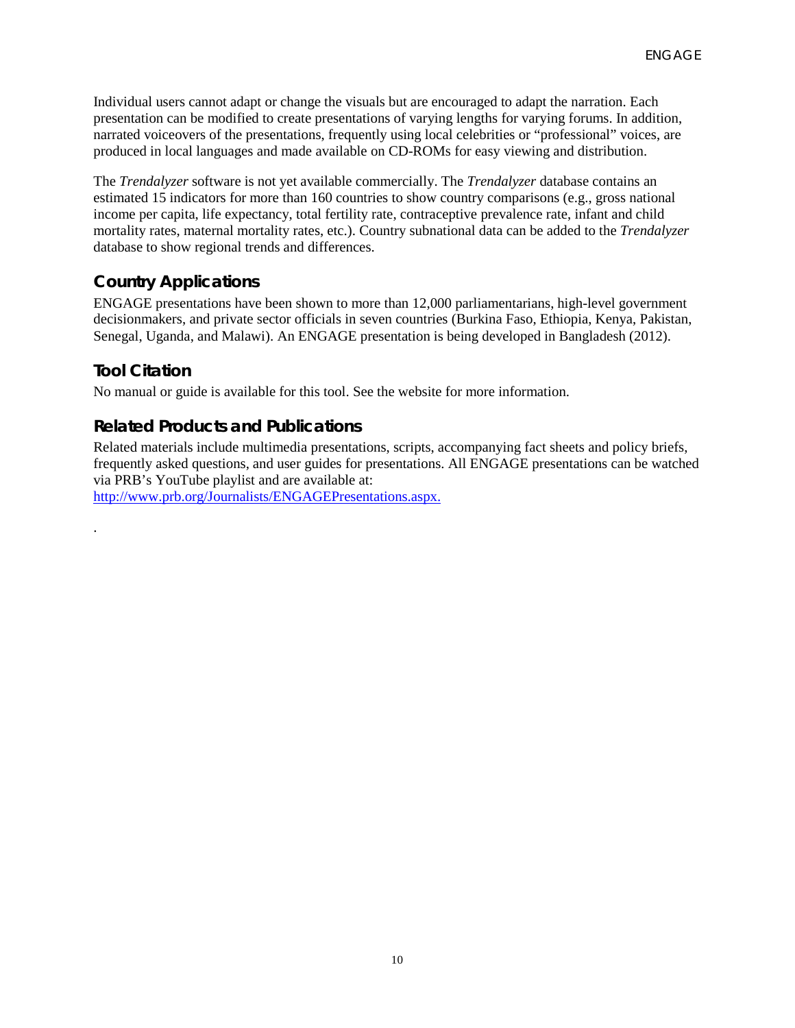Individual users cannot adapt or change the visuals but are encouraged to adapt the narration. Each presentation can be modified to create presentations of varying lengths for varying forums. In addition, narrated voiceovers of the presentations, frequently using local celebrities or "professional" voices, are produced in local languages and made available on CD-ROMs for easy viewing and distribution.

The *Trendalyzer* software is not yet available commercially. The *Trendalyzer* database contains an estimated 15 indicators for more than 160 countries to show country comparisons (e.g., gross national income per capita, life expectancy, total fertility rate, contraceptive prevalence rate, infant and child mortality rates, maternal mortality rates, etc.). Country subnational data can be added to the *Trendalyzer* database to show regional trends and differences.

## Country Applications

ENGAGE presentations have been shown to more than 12,000 parliamentarians, high-level government decisionmakers, and private sector officials in seven countries (Burkina Faso, Ethiopia, Kenya, Pakistan, Senegal, Uganda, and Malawi). An ENGAGE presentation is being developed in Bangladesh (2012).

## Tool Citation

No manual or guide is available for this tool. See the website for more information.

## Related Products and Publications

Related materials include multimedia presentations, scripts, accompanying fact sheets and policy briefs, frequently asked questions, and user guides for presentations. All ENGAGE presentations can be watched via PRB's YouTube playlist and are available at:
http://www.prb.org/Journalists/ENGAGEPresentations.aspx.

.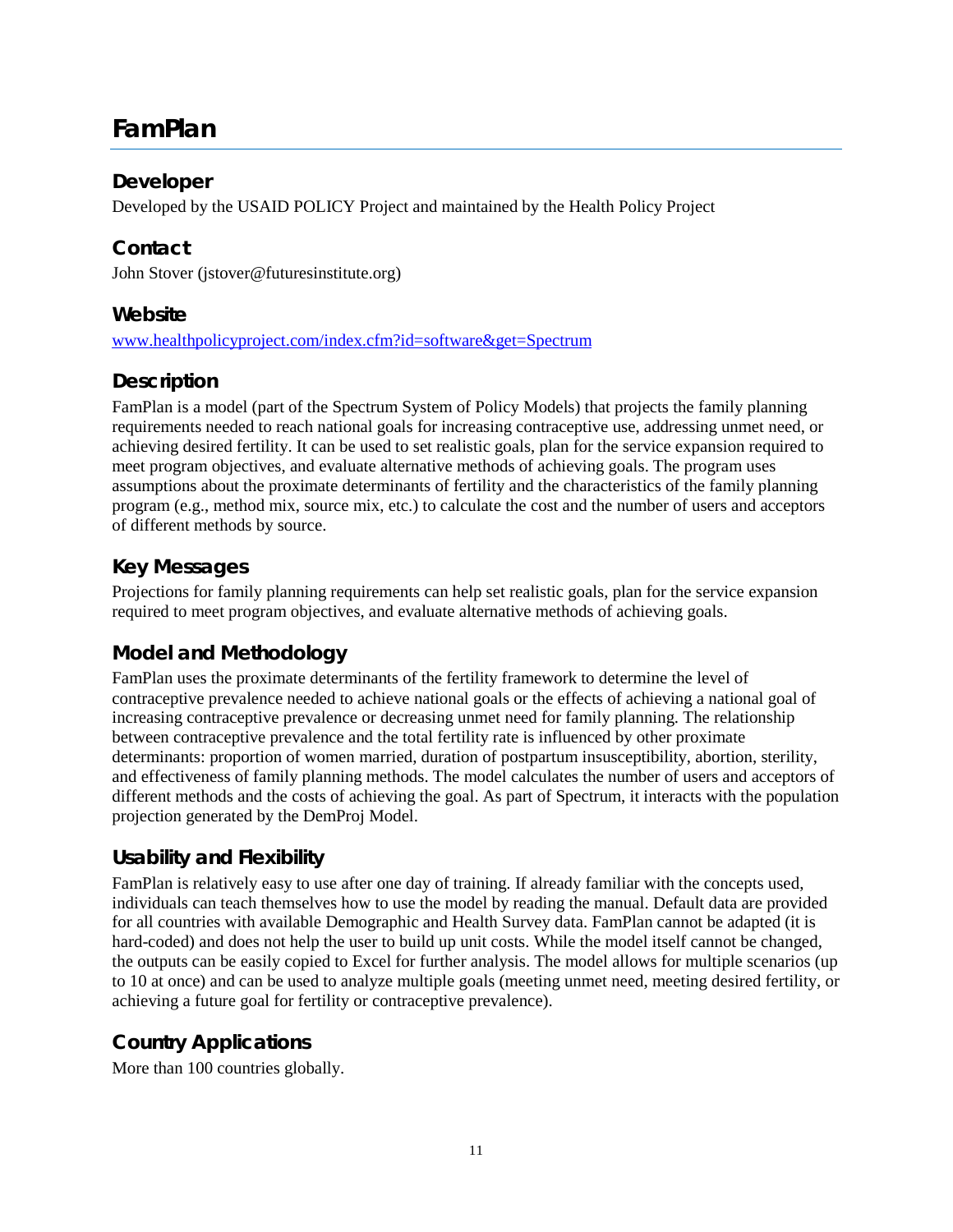# FamPlan

## Developer

Developed by the USAID POLICY Project and maintained by the Health Policy Project

## Contact

John Stover (jstover@futuresinstitute.org)

## Website

[www.healthpolicyproject.com/index.cfm?id=software&get=Spectrum](www.healthpolicyproject.com/index.cfm?id=software&get=Spectrum)

## Description

FamPlan is a model (part of the Spectrum System of Policy Models) that projects the family planning requirements needed to reach national goals for increasing contraceptive use, addressing unmet need, or achieving desired fertility. It can be used to set realistic goals, plan for the service expansion required to meet program objectives, and evaluate alternative methods of achieving goals. The program uses assumptions about the proximate determinants of fertility and the characteristics of the family planning program (e.g., method mix, source mix, etc.) to calculate the cost and the number of users and acceptors of different methods by source.

## Key Messages

Projections for family planning requirements can help set realistic goals, plan for the service expansion required to meet program objectives, and evaluate alternative methods of achieving goals.

## Model and Methodology

FamPlan uses the proximate determinants of the fertility framework to determine the level of contraceptive prevalence needed to achieve national goals or the effects of achieving a national goal of increasing contraceptive prevalence or decreasing unmet need for family planning. The relationship between contraceptive prevalence and the total fertility rate is influenced by other proximate determinants: proportion of women married, duration of postpartum insusceptibility, abortion, sterility, and effectiveness of family planning methods. The model calculates the number of users and acceptors of different methods and the costs of achieving the goal. As part of Spectrum, it interacts with the population projection generated by the DemProj Model.

## Usability and Flexibility

FamPlan is relatively easy to use after one day of training. If already familiar with the concepts used, individuals can teach themselves how to use the model by reading the manual. Default data are provided for all countries with available Demographic and Health Survey data. FamPlan cannot be adapted (it is hard-coded) and does not help the user to build up unit costs. While the model itself cannot be changed, the outputs can be easily copied to Excel for further analysis. The model allows for multiple scenarios (up to 10 at once) and can be used to analyze multiple goals (meeting unmet need, meeting desired fertility, or achieving a future goal for fertility or contraceptive prevalence).

## Country Applications

More than 100 countries globally.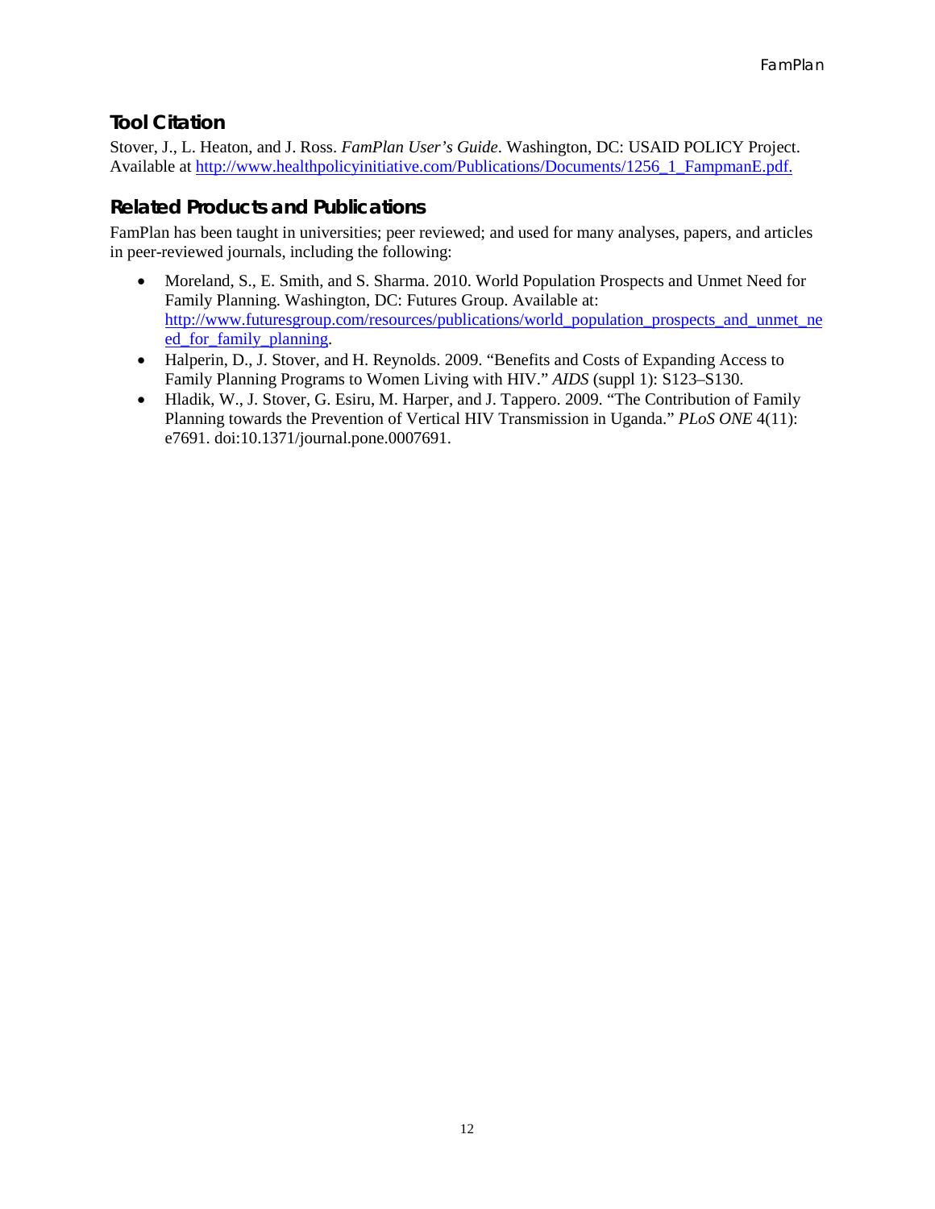## Tool Citation

Stover, J., L. Heaton, and J. Ross. *FamPlan User's Guide*. Washington, DC: USAID POLICY Project. Available at http://www.healthpolicyinitiative.com/Publications/Documents/1256_1_FampmanE.pdf.

## Related Products and Publications

FamPlan has been taught in universities; peer reviewed; and used for many analyses, papers, and articles in peer-reviewed journals, including the following:

- Moreland, S., E. Smith, and S. Sharma. 2010. World Population Prospects and Unmet Need for Family Planning. Washington, DC: Futures Group. Available at: http://www.futuresgroup.com/resources/publications/world_population_prospects_and_unmet_need_for_family_planning.
- Halperin, D., J. Stover, and H. Reynolds. 2009. "Benefits and Costs of Expanding Access to Family Planning Programs to Women Living with HIV." *AIDS* (suppl 1): S123–S130.
- Hladik, W., J. Stover, G. Esiru, M. Harper, and J. Tappero. 2009. "The Contribution of Family Planning towards the Prevention of Vertical HIV Transmission in Uganda." *PLoS ONE* 4(11): e7691. doi:10.1371/journal.pone.0007691.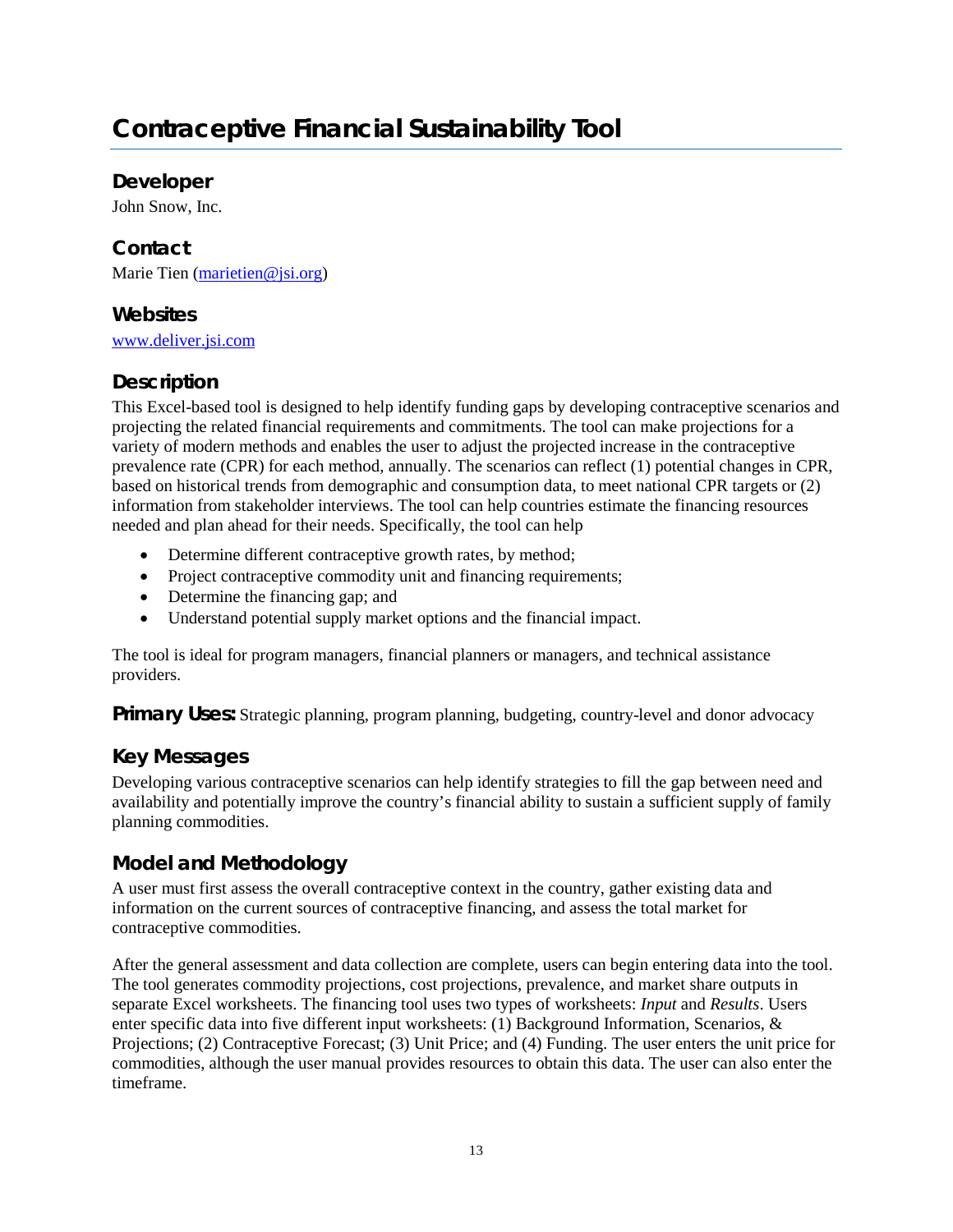# Contraceptive Financial Sustainability Tool

## Developer

John Snow, Inc.

## Contact

Marie Tien (marietien@jsi.org)

## Websites

www.deliver.jsi.com

## Description

This Excel-based tool is designed to help identify funding gaps by developing contraceptive scenarios and projecting the related financial requirements and commitments. The tool can make projections for a variety of modern methods and enables the user to adjust the projected increase in the contraceptive prevalence rate (CPR) for each method, annually. The scenarios can reflect (1) potential changes in CPR, based on historical trends from demographic and consumption data, to meet national CPR targets or (2) information from stakeholder interviews. The tool can help countries estimate the financing resources needed and plan ahead for their needs. Specifically, the tool can help

- Determine different contraceptive growth rates, by method;
- Project contraceptive commodity unit and financing requirements;
- Determine the financing gap; and
- Understand potential supply market options and the financial impact.

The tool is ideal for program managers, financial planners or managers, and technical assistance providers.

**Primary Uses:** Strategic planning, program planning, budgeting, country-level and donor advocacy

## Key Messages

Developing various contraceptive scenarios can help identify strategies to fill the gap between need and availability and potentially improve the country's financial ability to sustain a sufficient supply of family planning commodities.

## Model and Methodology

A user must first assess the overall contraceptive context in the country, gather existing data and information on the current sources of contraceptive financing, and assess the total market for contraceptive commodities.

After the general assessment and data collection are complete, users can begin entering data into the tool. The tool generates commodity projections, cost projections, prevalence, and market share outputs in separate Excel worksheets. The financing tool uses two types of worksheets: *Input* and *Results*. Users enter specific data into five different input worksheets: (1) Background Information, Scenarios, & Projections; (2) Contraceptive Forecast; (3) Unit Price; and (4) Funding. The user enters the unit price for commodities, although the user manual provides resources to obtain this data. The user can also enter the timeframe.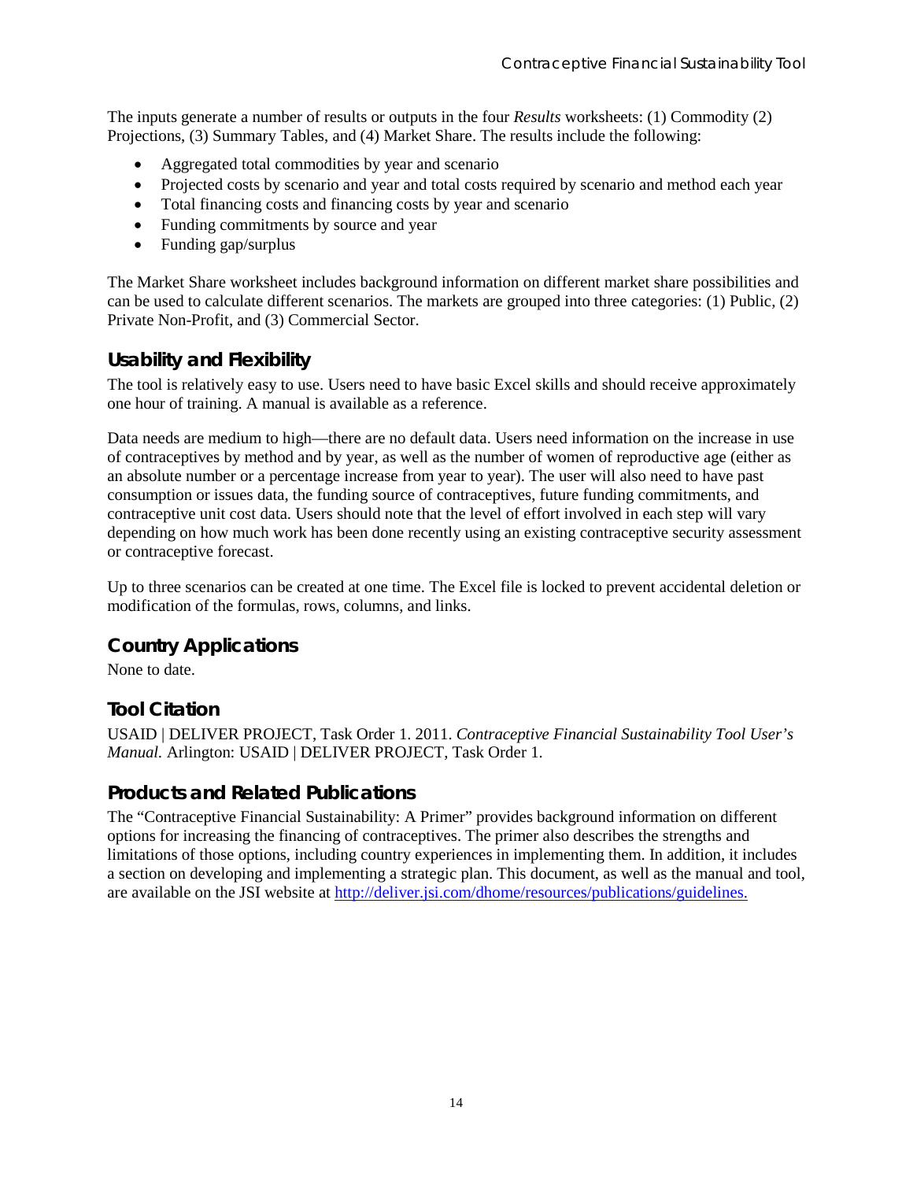The inputs generate a number of results or outputs in the four *Results* worksheets: (1) Commodity (2) Projections, (3) Summary Tables, and (4) Market Share. The results include the following:

- Aggregated total commodities by year and scenario
- Projected costs by scenario and year and total costs required by scenario and method each year
- Total financing costs and financing costs by year and scenario
- Funding commitments by source and year
- Funding gap/surplus

The Market Share worksheet includes background information on different market share possibilities and can be used to calculate different scenarios. The markets are grouped into three categories: (1) Public, (2) Private Non-Profit, and (3) Commercial Sector.

## Usability and Flexibility

The tool is relatively easy to use. Users need to have basic Excel skills and should receive approximately one hour of training. A manual is available as a reference.

Data needs are medium to high—there are no default data. Users need information on the increase in use of contraceptives by method and by year, as well as the number of women of reproductive age (either as an absolute number or a percentage increase from year to year). The user will also need to have past consumption or issues data, the funding source of contraceptives, future funding commitments, and contraceptive unit cost data. Users should note that the level of effort involved in each step will vary depending on how much work has been done recently using an existing contraceptive security assessment or contraceptive forecast.

Up to three scenarios can be created at one time. The Excel file is locked to prevent accidental deletion or modification of the formulas, rows, columns, and links.

## Country Applications

None to date.

## Tool Citation

USAID | DELIVER PROJECT, Task Order 1. 2011. *Contraceptive Financial Sustainability Tool User's Manual.* Arlington: USAID | DELIVER PROJECT, Task Order 1.

## Products and Related Publications

The "Contraceptive Financial Sustainability: A Primer" provides background information on different options for increasing the financing of contraceptives. The primer also describes the strengths and limitations of those options, including country experiences in implementing them. In addition, it includes a section on developing and implementing a strategic plan. This document, as well as the manual and tool, are available on the JSI website at http://deliver.jsi.com/dhome/resources/publications/guidelines.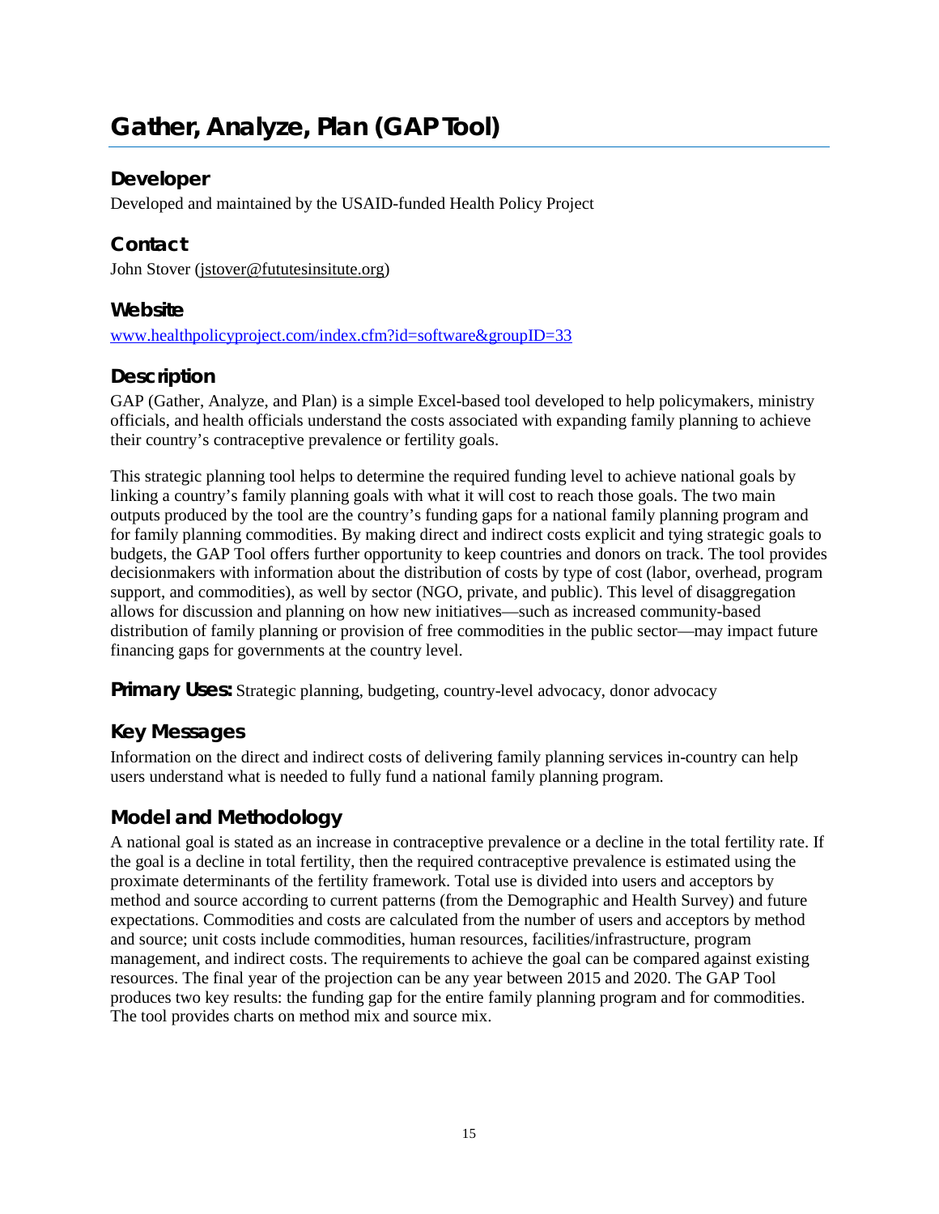# Gather, Analyze, Plan (GAP Tool)

## Developer

Developed and maintained by the USAID-funded Health Policy Project

## Contact

John Stover (jstover@fututesinsitute.org)

## Website

www.healthpolicyproject.com/index.cfm?id=software&groupID=33

## Description

GAP (Gather, Analyze, and Plan) is a simple Excel-based tool developed to help policymakers, ministry officials, and health officials understand the costs associated with expanding family planning to achieve their country's contraceptive prevalence or fertility goals.

This strategic planning tool helps to determine the required funding level to achieve national goals by linking a country's family planning goals with what it will cost to reach those goals. The two main outputs produced by the tool are the country's funding gaps for a national family planning program and for family planning commodities. By making direct and indirect costs explicit and tying strategic goals to budgets, the GAP Tool offers further opportunity to keep countries and donors on track. The tool provides decisionmakers with information about the distribution of costs by type of cost (labor, overhead, program support, and commodities), as well by sector (NGO, private, and public). This level of disaggregation allows for discussion and planning on how new initiatives—such as increased community-based distribution of family planning or provision of free commodities in the public sector—may impact future financing gaps for governments at the country level.

**Primary Uses:** Strategic planning, budgeting, country-level advocacy, donor advocacy

## Key Messages

Information on the direct and indirect costs of delivering family planning services in-country can help users understand what is needed to fully fund a national family planning program.

## Model and Methodology

A national goal is stated as an increase in contraceptive prevalence or a decline in the total fertility rate. If the goal is a decline in total fertility, then the required contraceptive prevalence is estimated using the proximate determinants of the fertility framework. Total use is divided into users and acceptors by method and source according to current patterns (from the Demographic and Health Survey) and future expectations. Commodities and costs are calculated from the number of users and acceptors by method and source; unit costs include commodities, human resources, facilities/infrastructure, program management, and indirect costs. The requirements to achieve the goal can be compared against existing resources. The final year of the projection can be any year between 2015 and 2020. The GAP Tool produces two key results: the funding gap for the entire family planning program and for commodities. The tool provides charts on method mix and source mix.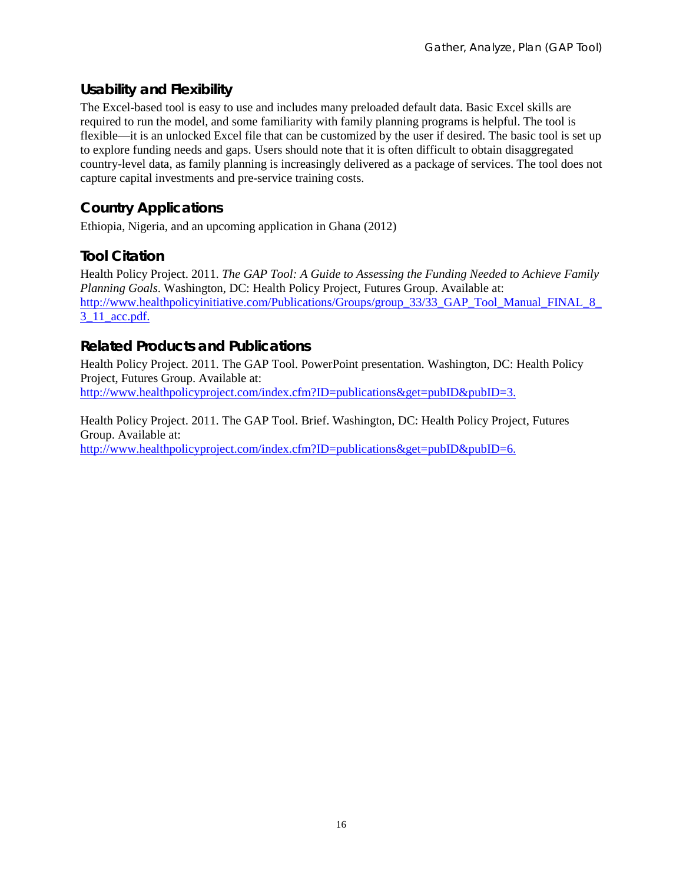## Usability and Flexibility

The Excel-based tool is easy to use and includes many preloaded default data. Basic Excel skills are required to run the model, and some familiarity with family planning programs is helpful. The tool is flexible—it is an unlocked Excel file that can be customized by the user if desired. The basic tool is set up to explore funding needs and gaps. Users should note that it is often difficult to obtain disaggregated country-level data, as family planning is increasingly delivered as a package of services. The tool does not capture capital investments and pre-service training costs.

## Country Applications

Ethiopia, Nigeria, and an upcoming application in Ghana (2012)

## Tool Citation

Health Policy Project. 2011. *The GAP Tool: A Guide to Assessing the Funding Needed to Achieve Family Planning Goals*. Washington, DC: Health Policy Project, Futures Group. Available at: http://www.healthpolicyinitiative.com/Publications/Groups/group_33/33_GAP_Tool_Manual_FINAL_8_3_11_acc.pdf.

## Related Products and Publications

Health Policy Project. 2011. The GAP Tool. PowerPoint presentation. Washington, DC: Health Policy Project, Futures Group. Available at: http://www.healthpolicyproject.com/index.cfm?ID=publications&get=pubID&pubID=3.

Health Policy Project. 2011. The GAP Tool. Brief. Washington, DC: Health Policy Project, Futures Group. Available at: http://www.healthpolicyproject.com/index.cfm?ID=publications&get=pubID&pubID=6.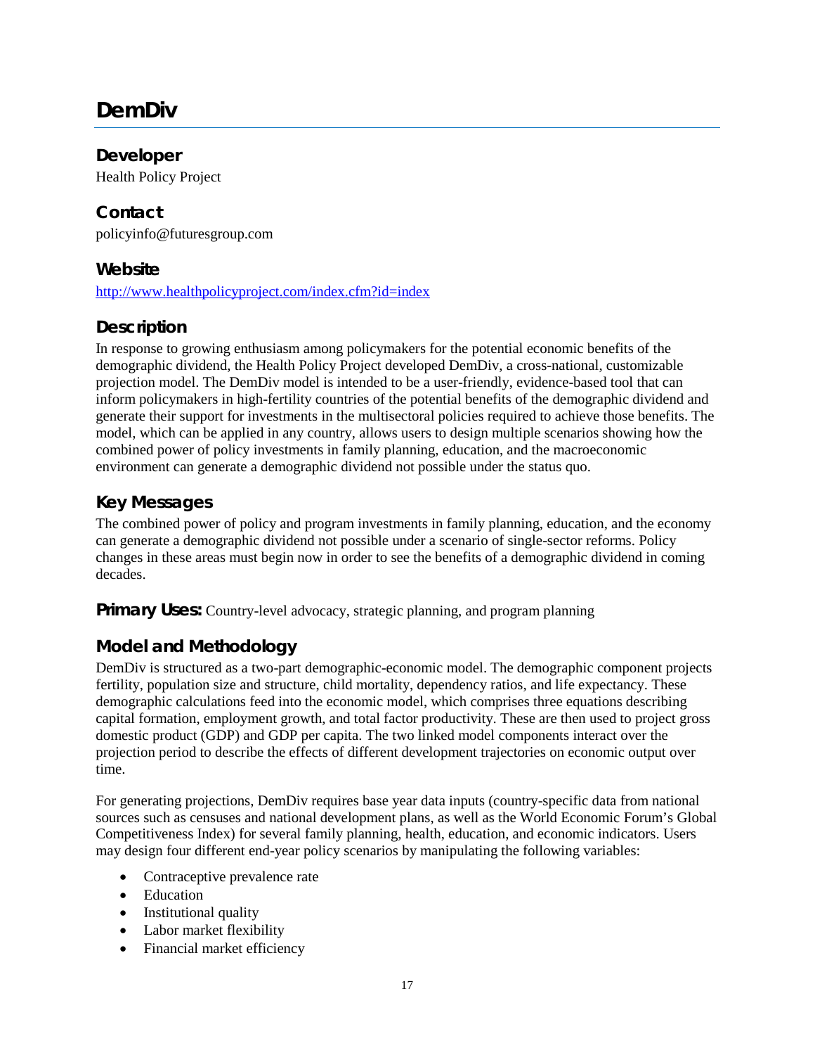# DemDiv

## Developer

Health Policy Project

## Contact

policyinfo@futuresgroup.com

## Website

[http://www.healthpolicyproject.com/index.cfm?id=index](http://www.healthpolicyproject.com/index.cfm?id=index)

## Description

In response to growing enthusiasm among policymakers for the potential economic benefits of the demographic dividend, the Health Policy Project developed DemDiv, a cross-national, customizable projection model. The DemDiv model is intended to be a user-friendly, evidence-based tool that can inform policymakers in high-fertility countries of the potential benefits of the demographic dividend and generate their support for investments in the multisectoral policies required to achieve those benefits. The model, which can be applied in any country, allows users to design multiple scenarios showing how the combined power of policy investments in family planning, education, and the macroeconomic environment can generate a demographic dividend not possible under the status quo.

## Key Messages

The combined power of policy and program investments in family planning, education, and the economy can generate a demographic dividend not possible under a scenario of single-sector reforms. Policy changes in these areas must begin now in order to see the benefits of a demographic dividend in coming decades.

**Primary Uses:** Country-level advocacy, strategic planning, and program planning

## Model and Methodology

DemDiv is structured as a two-part demographic-economic model. The demographic component projects fertility, population size and structure, child mortality, dependency ratios, and life expectancy. These demographic calculations feed into the economic model, which comprises three equations describing capital formation, employment growth, and total factor productivity. These are then used to project gross domestic product (GDP) and GDP per capita. The two linked model components interact over the projection period to describe the effects of different development trajectories on economic output over time.

For generating projections, DemDiv requires base year data inputs (country-specific data from national sources such as censuses and national development plans, as well as the World Economic Forum's Global Competitiveness Index) for several family planning, health, education, and economic indicators. Users may design four different end-year policy scenarios by manipulating the following variables:

- Contraceptive prevalence rate
- Education
- Institutional quality
- Labor market flexibility
- Financial market efficiency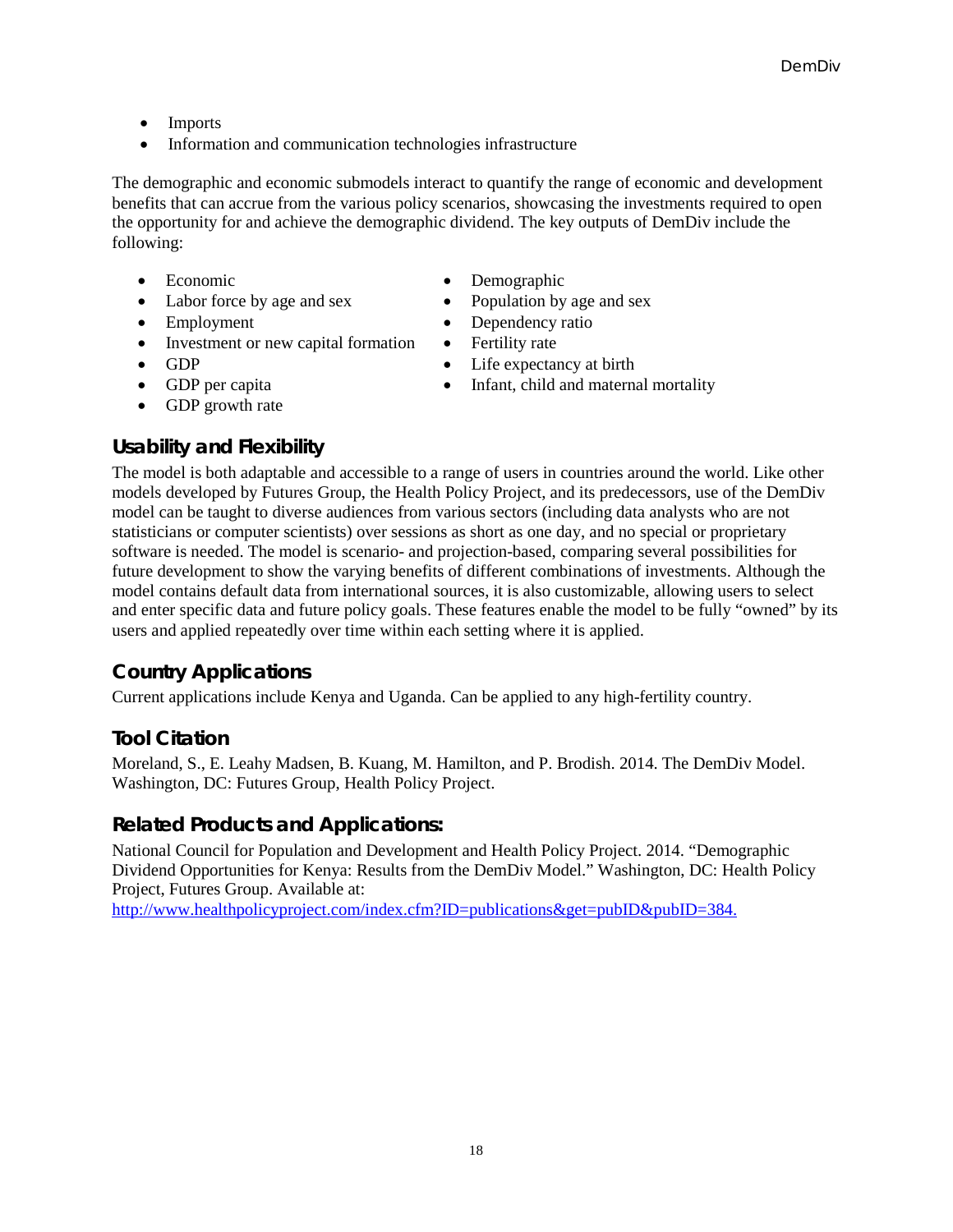- Imports
- Information and communication technologies infrastructure

The demographic and economic submodels interact to quantify the range of economic and development benefits that can accrue from the various policy scenarios, showcasing the investments required to open the opportunity for and achieve the demographic dividend. The key outputs of DemDiv include the following:

- Economic
- Labor force by age and sex
- Employment
- Investment or new capital formation
- GDP
- GDP per capita
- GDP growth rate

- Demographic
- Population by age and sex
- Dependency ratio
- Fertility rate
- Life expectancy at birth
- Infant, child and maternal mortality

## Usability and Flexibility

The model is both adaptable and accessible to a range of users in countries around the world. Like other models developed by Futures Group, the Health Policy Project, and its predecessors, use of the DemDiv model can be taught to diverse audiences from various sectors (including data analysts who are not statisticians or computer scientists) over sessions as short as one day, and no special or proprietary software is needed. The model is scenario- and projection-based, comparing several possibilities for future development to show the varying benefits of different combinations of investments. Although the model contains default data from international sources, it is also customizable, allowing users to select and enter specific data and future policy goals. These features enable the model to be fully "owned" by its users and applied repeatedly over time within each setting where it is applied.

## Country Applications

Current applications include Kenya and Uganda. Can be applied to any high-fertility country.

## Tool Citation

Moreland, S., E. Leahy Madsen, B. Kuang, M. Hamilton, and P. Brodish. 2014. The DemDiv Model. Washington, DC: Futures Group, Health Policy Project.

## Related Products and Applications:

National Council for Population and Development and Health Policy Project. 2014. "Demographic Dividend Opportunities for Kenya: Results from the DemDiv Model." Washington, DC: Health Policy Project, Futures Group. Available at: http://www.healthpolicyproject.com/index.cfm?ID=publications&get=pubID&pubID=384.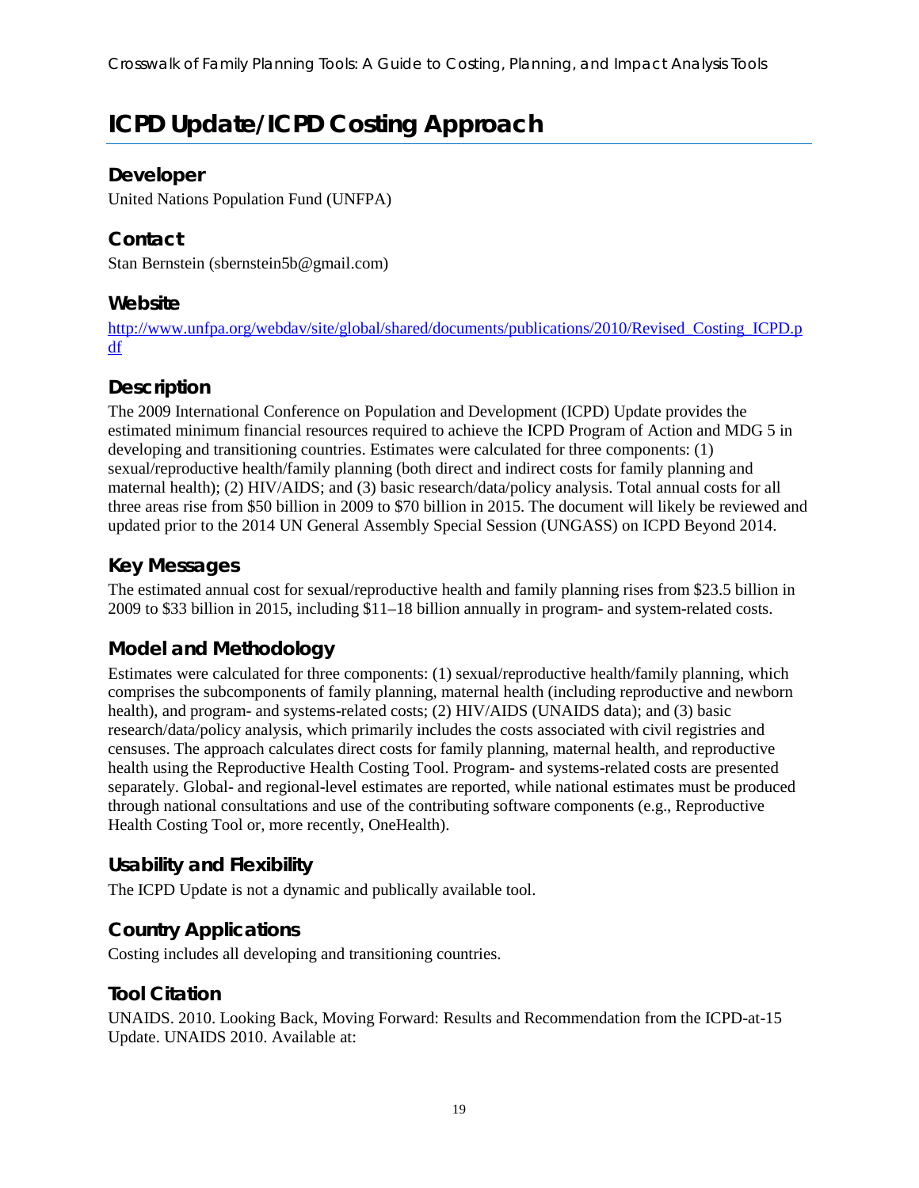# ICPD Update/ICPD Costing Approach

## Developer

United Nations Population Fund (UNFPA)

## Contact

Stan Bernstein (sbernstein5b@gmail.com)

## Website

http://www.unfpa.org/webdav/site/global/shared/documents/publications/2010/Revised_Costing_ICPD.pdf

## Description

The 2009 International Conference on Population and Development (ICPD) Update provides the estimated minimum financial resources required to achieve the ICPD Program of Action and MDG 5 in developing and transitioning countries. Estimates were calculated for three components: (1) sexual/reproductive health/family planning (both direct and indirect costs for family planning and maternal health); (2) HIV/AIDS; and (3) basic research/data/policy analysis. Total annual costs for all three areas rise from $50 billion in 2009 to $70 billion in 2015. The document will likely be reviewed and updated prior to the 2014 UN General Assembly Special Session (UNGASS) on ICPD Beyond 2014.

## Key Messages

The estimated annual cost for sexual/reproductive health and family planning rises from $23.5 billion in 2009 to $33 billion in 2015, including $11–18 billion annually in program- and system-related costs.

## Model and Methodology

Estimates were calculated for three components: (1) sexual/reproductive health/family planning, which comprises the subcomponents of family planning, maternal health (including reproductive and newborn health), and program- and systems-related costs; (2) HIV/AIDS (UNAIDS data); and (3) basic research/data/policy analysis, which primarily includes the costs associated with civil registries and censuses. The approach calculates direct costs for family planning, maternal health, and reproductive health using the Reproductive Health Costing Tool. Program- and systems-related costs are presented separately. Global- and regional-level estimates are reported, while national estimates must be produced through national consultations and use of the contributing software components (e.g., Reproductive Health Costing Tool or, more recently, OneHealth).

## Usability and Flexibility

The ICPD Update is not a dynamic and publically available tool.

## Country Applications

Costing includes all developing and transitioning countries.

## Tool Citation

UNAIDS. 2010. Looking Back, Moving Forward: Results and Recommendation from the ICPD-at-15 Update. UNAIDS 2010. Available at: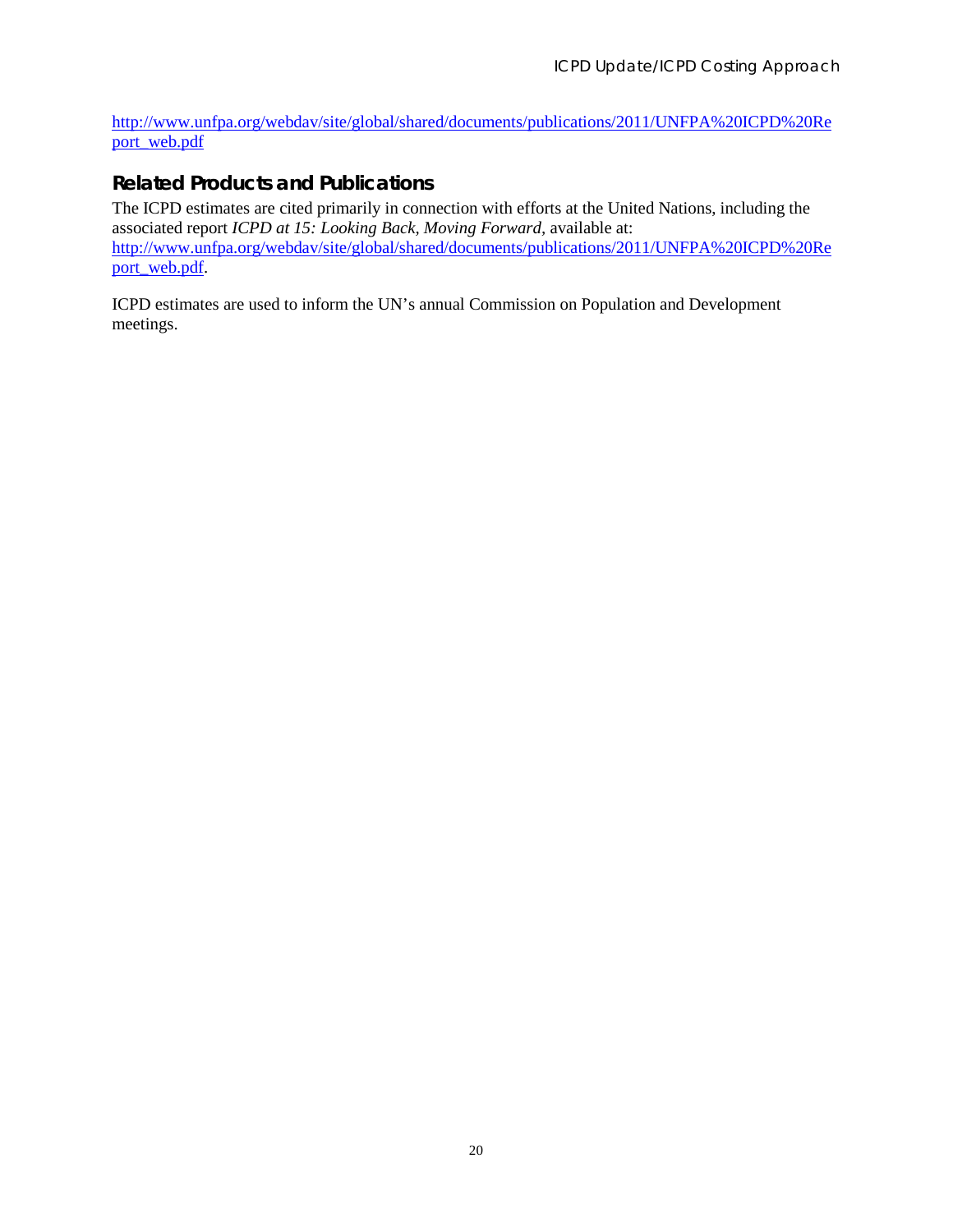http://www.unfpa.org/webdav/site/global/shared/documents/publications/2011/UNFPA%20ICPD%20Report_web.pdf

## Related Products and Publications

The ICPD estimates are cited primarily in connection with efforts at the United Nations, including the associated report *ICPD at 15: Looking Back, Moving Forward*, available at: http://www.unfpa.org/webdav/site/global/shared/documents/publications/2011/UNFPA%20ICPD%20Report_web.pdf.

ICPD estimates are used to inform the UN's annual Commission on Population and Development meetings.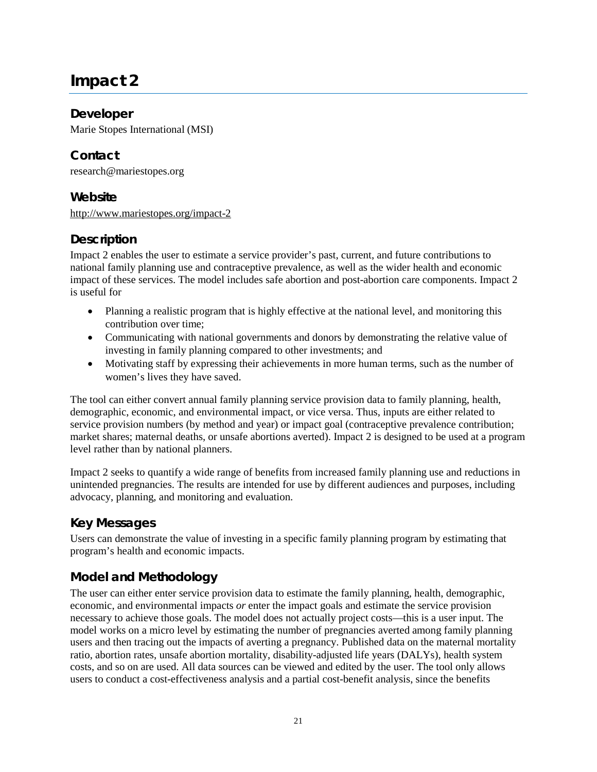# Impact 2

## Developer

Marie Stopes International (MSI)

## Contact

research@mariestopes.org

## Website

http://www.mariestopes.org/impact-2

## Description

Impact 2 enables the user to estimate a service provider's past, current, and future contributions to national family planning use and contraceptive prevalence, as well as the wider health and economic impact of these services. The model includes safe abortion and post-abortion care components. Impact 2 is useful for

- Planning a realistic program that is highly effective at the national level, and monitoring this contribution over time;
- Communicating with national governments and donors by demonstrating the relative value of investing in family planning compared to other investments; and
- Motivating staff by expressing their achievements in more human terms, such as the number of women's lives they have saved.

The tool can either convert annual family planning service provision data to family planning, health, demographic, economic, and environmental impact, or vice versa. Thus, inputs are either related to service provision numbers (by method and year) or impact goal (contraceptive prevalence contribution; market shares; maternal deaths, or unsafe abortions averted). Impact 2 is designed to be used at a program level rather than by national planners.

Impact 2 seeks to quantify a wide range of benefits from increased family planning use and reductions in unintended pregnancies. The results are intended for use by different audiences and purposes, including advocacy, planning, and monitoring and evaluation.

## Key Messages

Users can demonstrate the value of investing in a specific family planning program by estimating that program's health and economic impacts.

## Model and Methodology

The user can either enter service provision data to estimate the family planning, health, demographic, economic, and environmental impacts *or* enter the impact goals and estimate the service provision necessary to achieve those goals. The model does not actually project costs—this is a user input. The model works on a micro level by estimating the number of pregnancies averted among family planning users and then tracing out the impacts of averting a pregnancy. Published data on the maternal mortality ratio, abortion rates, unsafe abortion mortality, disability-adjusted life years (DALYs), health system costs, and so on are used. All data sources can be viewed and edited by the user. The tool only allows users to conduct a cost-effectiveness analysis and a partial cost-benefit analysis, since the benefits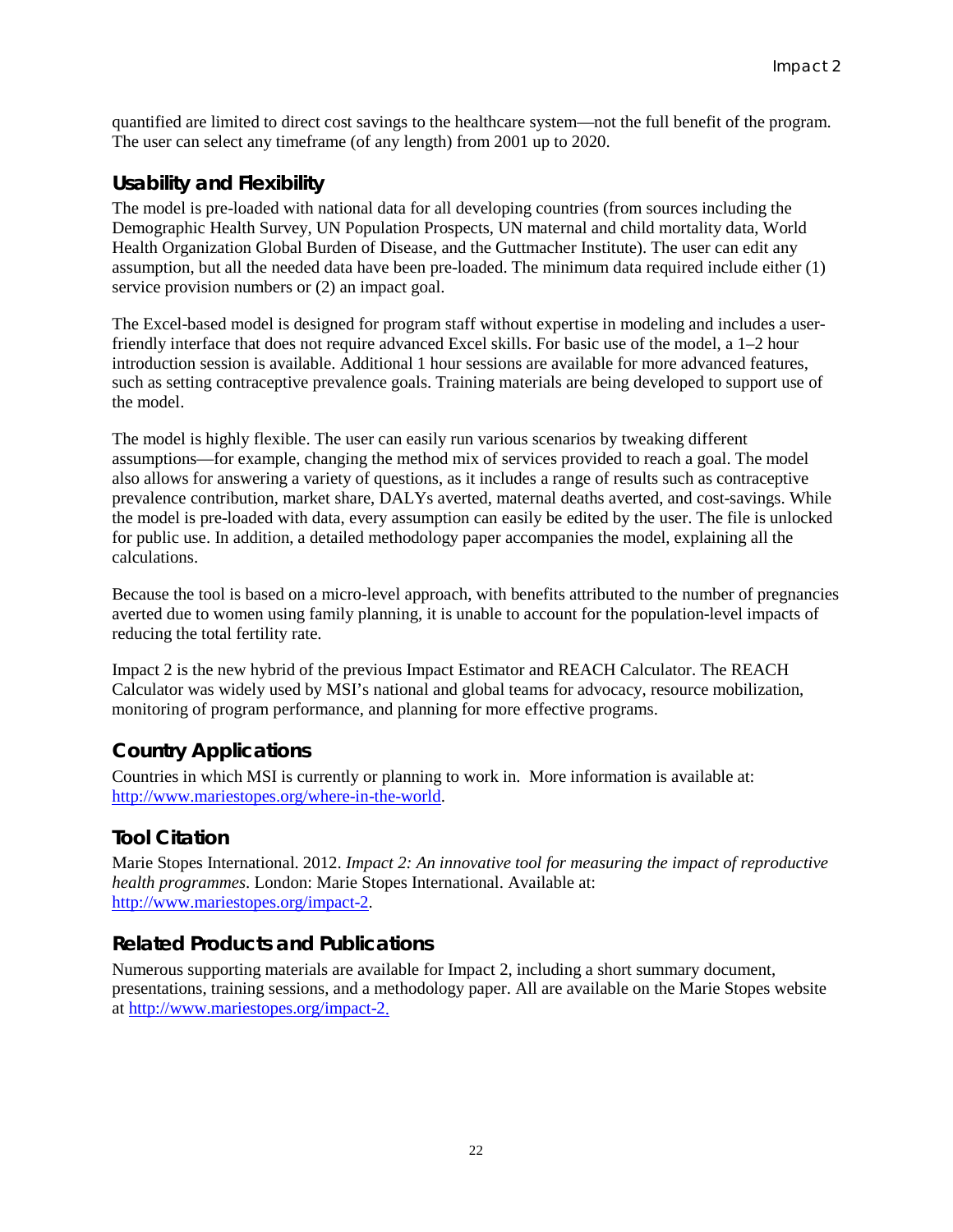quantified are limited to direct cost savings to the healthcare system—not the full benefit of the program. The user can select any timeframe (of any length) from 2001 up to 2020.

## Usability and Flexibility

The model is pre-loaded with national data for all developing countries (from sources including the Demographic Health Survey, UN Population Prospects, UN maternal and child mortality data, World Health Organization Global Burden of Disease, and the Guttmacher Institute). The user can edit any assumption, but all the needed data have been pre-loaded. The minimum data required include either (1) service provision numbers or (2) an impact goal.

The Excel-based model is designed for program staff without expertise in modeling and includes a user-friendly interface that does not require advanced Excel skills. For basic use of the model, a 1–2 hour introduction session is available. Additional 1 hour sessions are available for more advanced features, such as setting contraceptive prevalence goals. Training materials are being developed to support use of the model.

The model is highly flexible. The user can easily run various scenarios by tweaking different assumptions—for example, changing the method mix of services provided to reach a goal. The model also allows for answering a variety of questions, as it includes a range of results such as contraceptive prevalence contribution, market share, DALYs averted, maternal deaths averted, and cost-savings. While the model is pre-loaded with data, every assumption can easily be edited by the user. The file is unlocked for public use. In addition, a detailed methodology paper accompanies the model, explaining all the calculations.

Because the tool is based on a micro-level approach, with benefits attributed to the number of pregnancies averted due to women using family planning, it is unable to account for the population-level impacts of reducing the total fertility rate.

Impact 2 is the new hybrid of the previous Impact Estimator and REACH Calculator. The REACH Calculator was widely used by MSI's national and global teams for advocacy, resource mobilization, monitoring of program performance, and planning for more effective programs.

## Country Applications

Countries in which MSI is currently or planning to work in. More information is available at: http://www.mariestopes.org/where-in-the-world.

## Tool Citation

Marie Stopes International. 2012. *Impact 2: An innovative tool for measuring the impact of reproductive health programmes*. London: Marie Stopes International. Available at: http://www.mariestopes.org/impact-2.

## Related Products and Publications

Numerous supporting materials are available for Impact 2, including a short summary document, presentations, training sessions, and a methodology paper. All are available on the Marie Stopes website at http://www.mariestopes.org/impact-2.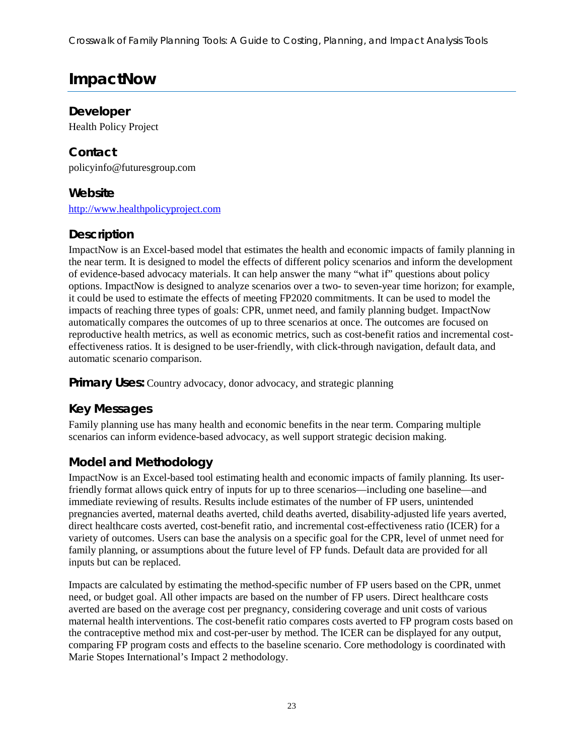# ImpactNow

## Developer

Health Policy Project

## Contact

policyinfo@futuresgroup.com

## Website

[http://www.healthpolicyproject.com](http://www.healthpolicyproject.com)

## Description

ImpactNow is an Excel-based model that estimates the health and economic impacts of family planning in the near term. It is designed to model the effects of different policy scenarios and inform the development of evidence-based advocacy materials. It can help answer the many "what if" questions about policy options. ImpactNow is designed to analyze scenarios over a two- to seven-year time horizon; for example, it could be used to estimate the effects of meeting FP2020 commitments. It can be used to model the impacts of reaching three types of goals: CPR, unmet need, and family planning budget. ImpactNow automatically compares the outcomes of up to three scenarios at once. The outcomes are focused on reproductive health metrics, as well as economic metrics, such as cost-benefit ratios and incremental cost-effectiveness ratios. It is designed to be user-friendly, with click-through navigation, default data, and automatic scenario comparison.

**Primary Uses:** Country advocacy, donor advocacy, and strategic planning

## Key Messages

Family planning use has many health and economic benefits in the near term. Comparing multiple scenarios can inform evidence-based advocacy, as well support strategic decision making.

## Model and Methodology

ImpactNow is an Excel-based tool estimating health and economic impacts of family planning. Its user-friendly format allows quick entry of inputs for up to three scenarios—including one baseline—and immediate reviewing of results. Results include estimates of the number of FP users, unintended pregnancies averted, maternal deaths averted, child deaths averted, disability-adjusted life years averted, direct healthcare costs averted, cost-benefit ratio, and incremental cost-effectiveness ratio (ICER) for a variety of outcomes. Users can base the analysis on a specific goal for the CPR, level of unmet need for family planning, or assumptions about the future level of FP funds. Default data are provided for all inputs but can be replaced.

Impacts are calculated by estimating the method-specific number of FP users based on the CPR, unmet need, or budget goal. All other impacts are based on the number of FP users. Direct healthcare costs averted are based on the average cost per pregnancy, considering coverage and unit costs of various maternal health interventions. The cost-benefit ratio compares costs averted to FP program costs based on the contraceptive method mix and cost-per-user by method. The ICER can be displayed for any output, comparing FP program costs and effects to the baseline scenario. Core methodology is coordinated with Marie Stopes International's Impact 2 methodology.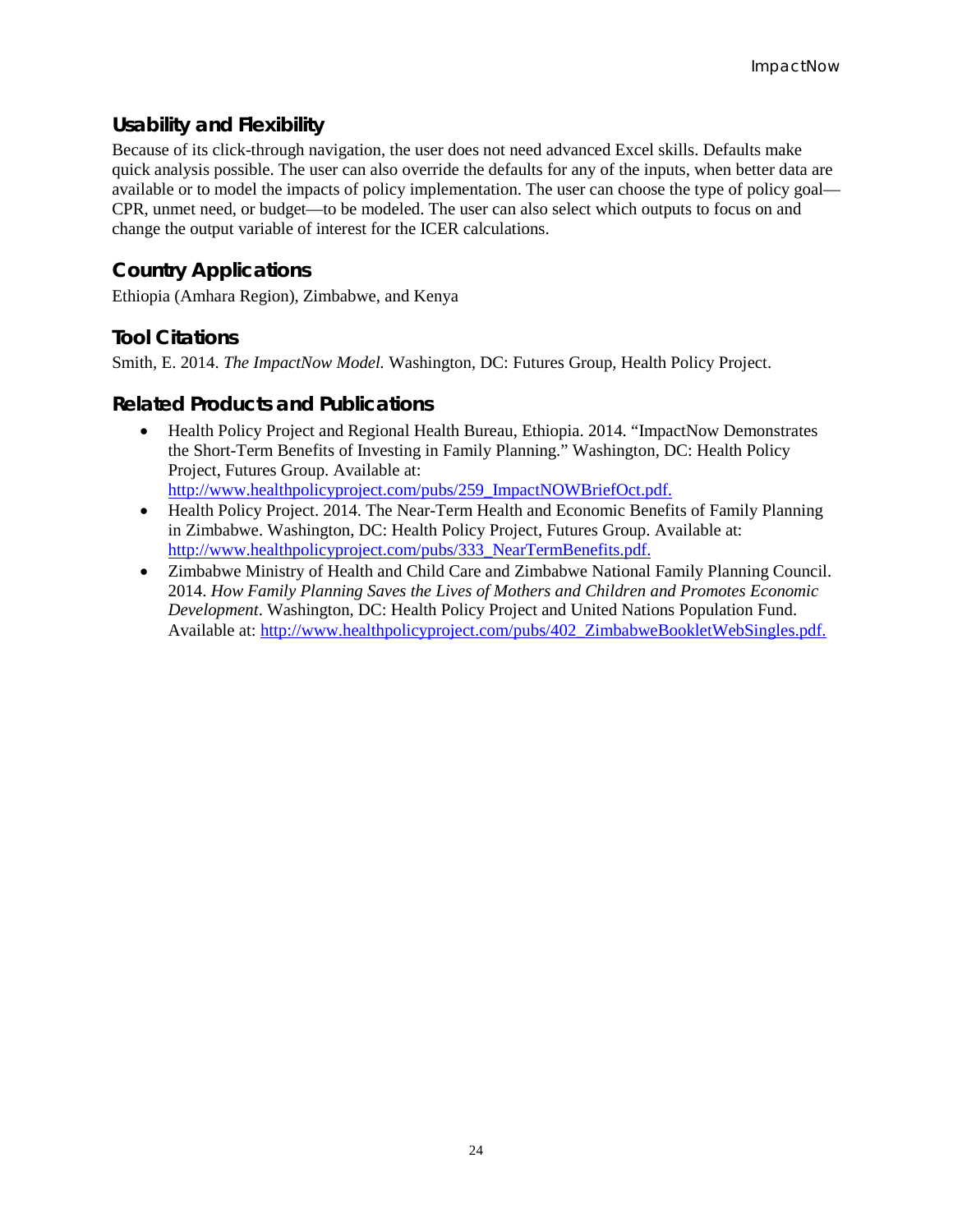### Usability and Flexibility

Because of its click-through navigation, the user does not need advanced Excel skills. Defaults make quick analysis possible. The user can also override the defaults for any of the inputs, when better data are available or to model the impacts of policy implementation. The user can choose the type of policy goal—CPR, unmet need, or budget—to be modeled. The user can also select which outputs to focus on and change the output variable of interest for the ICER calculations.

### Country Applications

Ethiopia (Amhara Region), Zimbabwe, and Kenya

### Tool Citations

Smith, E. 2014. *The ImpactNow Model.* Washington, DC: Futures Group, Health Policy Project.

### Related Products and Publications

- Health Policy Project and Regional Health Bureau, Ethiopia. 2014. "ImpactNow Demonstrates the Short-Term Benefits of Investing in Family Planning." Washington, DC: Health Policy Project, Futures Group. Available at: http://www.healthpolicyproject.com/pubs/259_ImpactNOWBriefOct.pdf.
- Health Policy Project. 2014. The Near-Term Health and Economic Benefits of Family Planning in Zimbabwe. Washington, DC: Health Policy Project, Futures Group. Available at: http://www.healthpolicyproject.com/pubs/333_NearTermBenefits.pdf.
- Zimbabwe Ministry of Health and Child Care and Zimbabwe National Family Planning Council. 2014. *How Family Planning Saves the Lives of Mothers and Children and Promotes Economic Development*. Washington, DC: Health Policy Project and United Nations Population Fund. Available at: http://www.healthpolicyproject.com/pubs/402_ZimbabweBookletWebSingles.pdf.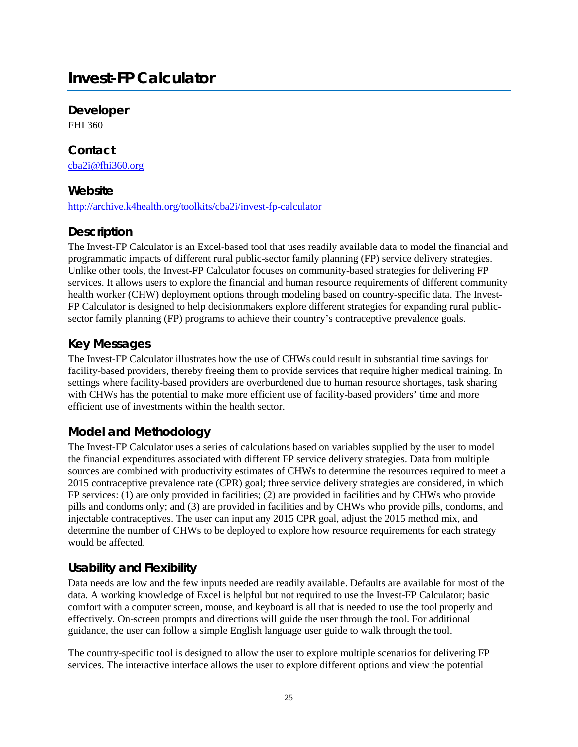# Invest-FP Calculator

## Developer

FHI 360

## Contact

[cba2i@fhi360.org](mailto:cba2i@fhi360.org)

## Website

[http://archive.k4health.org/toolkits/cba2i/invest-fp-calculator](http://archive.k4health.org/toolkits/cba2i/invest-fp-calculator)

## Description

The Invest-FP Calculator is an Excel-based tool that uses readily available data to model the financial and programmatic impacts of different rural public-sector family planning (FP) service delivery strategies. Unlike other tools, the Invest-FP Calculator focuses on community-based strategies for delivering FP services. It allows users to explore the financial and human resource requirements of different community health worker (CHW) deployment options through modeling based on country-specific data. The Invest-FP Calculator is designed to help decisionmakers explore different strategies for expanding rural public-sector family planning (FP) programs to achieve their country's contraceptive prevalence goals.

## Key Messages

The Invest-FP Calculator illustrates how the use of CHWs could result in substantial time savings for facility-based providers, thereby freeing them to provide services that require higher medical training. In settings where facility-based providers are overburdened due to human resource shortages, task sharing with CHWs has the potential to make more efficient use of facility-based providers' time and more efficient use of investments within the health sector.

## Model and Methodology

The Invest-FP Calculator uses a series of calculations based on variables supplied by the user to model the financial expenditures associated with different FP service delivery strategies. Data from multiple sources are combined with productivity estimates of CHWs to determine the resources required to meet a 2015 contraceptive prevalence rate (CPR) goal; three service delivery strategies are considered, in which FP services: (1) are only provided in facilities; (2) are provided in facilities and by CHWs who provide pills and condoms only; and (3) are provided in facilities and by CHWs who provide pills, condoms, and injectable contraceptives. The user can input any 2015 CPR goal, adjust the 2015 method mix, and determine the number of CHWs to be deployed to explore how resource requirements for each strategy would be affected.

## Usability and Flexibility

Data needs are low and the few inputs needed are readily available. Defaults are available for most of the data. A working knowledge of Excel is helpful but not required to use the Invest-FP Calculator; basic comfort with a computer screen, mouse, and keyboard is all that is needed to use the tool properly and effectively. On-screen prompts and directions will guide the user through the tool. For additional guidance, the user can follow a simple English language user guide to walk through the tool.

The country-specific tool is designed to allow the user to explore multiple scenarios for delivering FP services. The interactive interface allows the user to explore different options and view the potential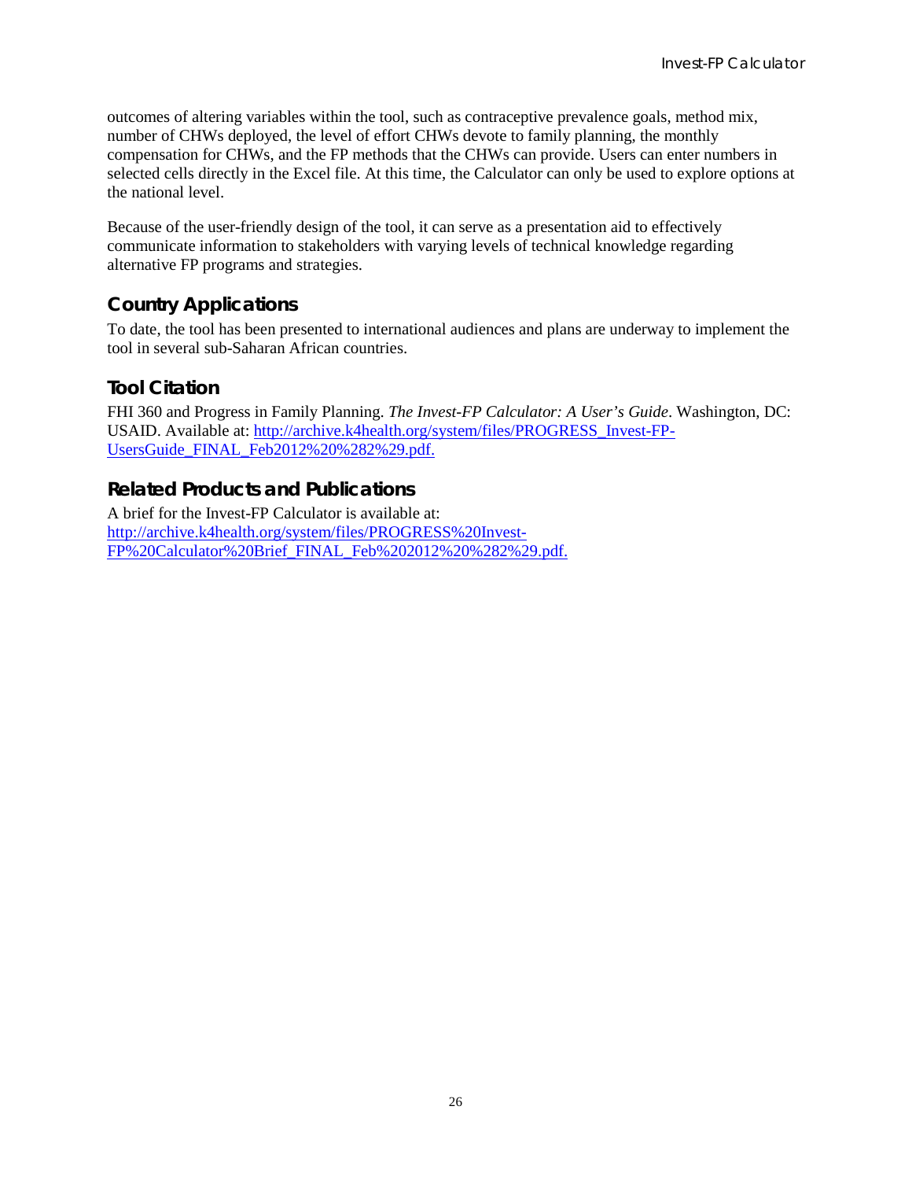outcomes of altering variables within the tool, such as contraceptive prevalence goals, method mix, number of CHWs deployed, the level of effort CHWs devote to family planning, the monthly compensation for CHWs, and the FP methods that the CHWs can provide. Users can enter numbers in selected cells directly in the Excel file. At this time, the Calculator can only be used to explore options at the national level.

Because of the user-friendly design of the tool, it can serve as a presentation aid to effectively communicate information to stakeholders with varying levels of technical knowledge regarding alternative FP programs and strategies.

## Country Applications

To date, the tool has been presented to international audiences and plans are underway to implement the tool in several sub-Saharan African countries.

## Tool Citation

FHI 360 and Progress in Family Planning. *The Invest-FP Calculator: A User's Guide*. Washington, DC: USAID. Available at: http://archive.k4health.org/system/files/PROGRESS_Invest-FP-UsersGuide_FINAL_Feb2012%20%282%29.pdf.

## Related Products and Publications

A brief for the Invest-FP Calculator is available at: http://archive.k4health.org/system/files/PROGRESS%20Invest-FP%20Calculator%20Brief_FINAL_Feb%202012%20%282%29.pdf.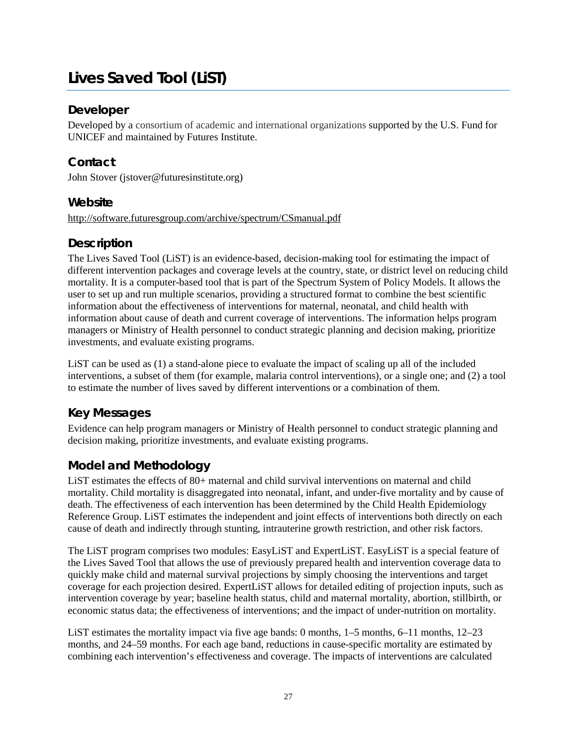# Lives Saved Tool (LiST)

## Developer

Developed by a consortium of academic and international organizations supported by the U.S. Fund for UNICEF and maintained by Futures Institute.

## Contact

John Stover (jstover@futuresinstitute.org)

## Website

http://software.futuresgroup.com/archive/spectrum/CSmanual.pdf

## Description

The Lives Saved Tool (LiST) is an evidence-based, decision-making tool for estimating the impact of different intervention packages and coverage levels at the country, state, or district level on reducing child mortality. It is a computer-based tool that is part of the Spectrum System of Policy Models. It allows the user to set up and run multiple scenarios, providing a structured format to combine the best scientific information about the effectiveness of interventions for maternal, neonatal, and child health with information about cause of death and current coverage of interventions. The information helps program managers or Ministry of Health personnel to conduct strategic planning and decision making, prioritize investments, and evaluate existing programs.

LiST can be used as (1) a stand-alone piece to evaluate the impact of scaling up all of the included interventions, a subset of them (for example, malaria control interventions), or a single one; and (2) a tool to estimate the number of lives saved by different interventions or a combination of them.

## Key Messages

Evidence can help program managers or Ministry of Health personnel to conduct strategic planning and decision making, prioritize investments, and evaluate existing programs.

## Model and Methodology

LiST estimates the effects of 80+ maternal and child survival interventions on maternal and child mortality. Child mortality is disaggregated into neonatal, infant, and under-five mortality and by cause of death. The effectiveness of each intervention has been determined by the Child Health Epidemiology Reference Group. LiST estimates the independent and joint effects of interventions both directly on each cause of death and indirectly through stunting, intrauterine growth restriction, and other risk factors.

The LiST program comprises two modules: EasyLiST and ExpertLiST. EasyLiST is a special feature of the Lives Saved Tool that allows the use of previously prepared health and intervention coverage data to quickly make child and maternal survival projections by simply choosing the interventions and target coverage for each projection desired. ExpertLiST allows for detailed editing of projection inputs, such as intervention coverage by year; baseline health status, child and maternal mortality, abortion, stillbirth, or economic status data; the effectiveness of interventions; and the impact of under-nutrition on mortality.

LiST estimates the mortality impact via five age bands: 0 months, 1–5 months, 6–11 months, 12–23 months, and 24–59 months. For each age band, reductions in cause-specific mortality are estimated by combining each intervention's effectiveness and coverage. The impacts of interventions are calculated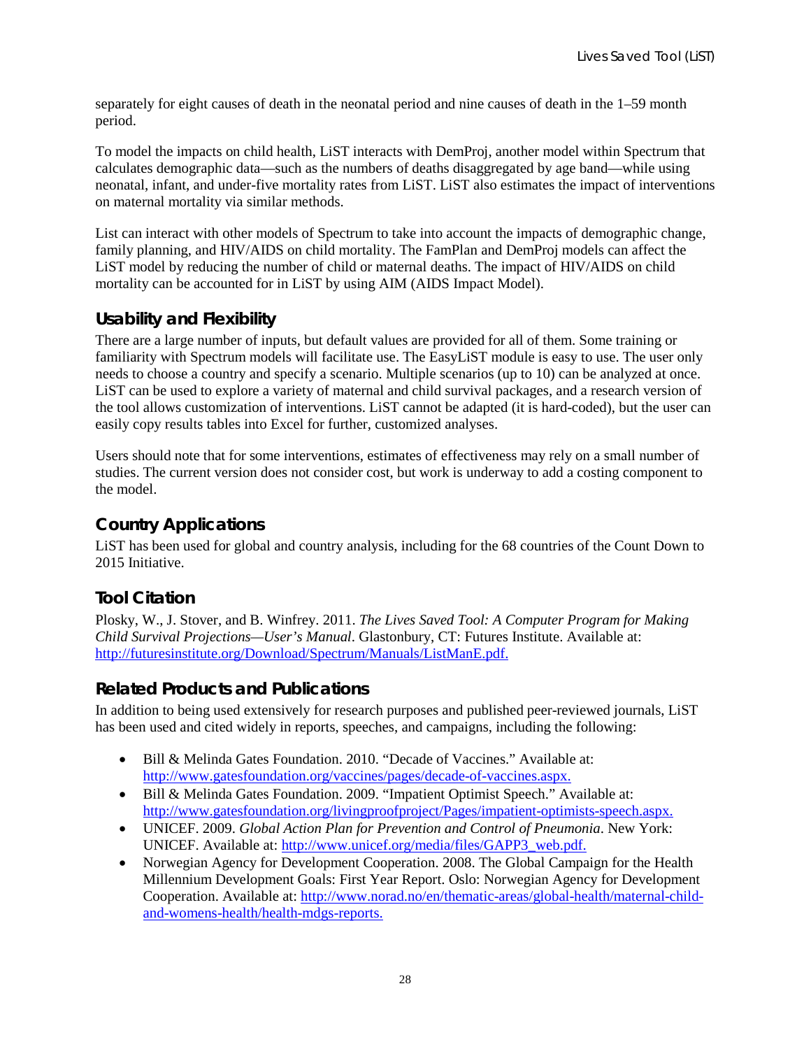separately for eight causes of death in the neonatal period and nine causes of death in the 1–59 month period.

To model the impacts on child health, LiST interacts with DemProj, another model within Spectrum that calculates demographic data—such as the numbers of deaths disaggregated by age band—while using neonatal, infant, and under-five mortality rates from LiST. LiST also estimates the impact of interventions on maternal mortality via similar methods.

List can interact with other models of Spectrum to take into account the impacts of demographic change, family planning, and HIV/AIDS on child mortality. The FamPlan and DemProj models can affect the LiST model by reducing the number of child or maternal deaths. The impact of HIV/AIDS on child mortality can be accounted for in LiST by using AIM (AIDS Impact Model).

## Usability and Flexibility

There are a large number of inputs, but default values are provided for all of them. Some training or familiarity with Spectrum models will facilitate use. The EasyLiST module is easy to use. The user only needs to choose a country and specify a scenario. Multiple scenarios (up to 10) can be analyzed at once. LiST can be used to explore a variety of maternal and child survival packages, and a research version of the tool allows customization of interventions. LiST cannot be adapted (it is hard-coded), but the user can easily copy results tables into Excel for further, customized analyses.

Users should note that for some interventions, estimates of effectiveness may rely on a small number of studies. The current version does not consider cost, but work is underway to add a costing component to the model.

## Country Applications

LiST has been used for global and country analysis, including for the 68 countries of the Count Down to 2015 Initiative.

## Tool Citation

Plosky, W., J. Stover, and B. Winfrey. 2011. *The Lives Saved Tool: A Computer Program for Making Child Survival Projections—User's Manual*. Glastonbury, CT: Futures Institute. Available at: http://futuresinstitute.org/Download/Spectrum/Manuals/ListManE.pdf.

## Related Products and Publications

In addition to being used extensively for research purposes and published peer-reviewed journals, LiST has been used and cited widely in reports, speeches, and campaigns, including the following:

- Bill & Melinda Gates Foundation. 2010. "Decade of Vaccines." Available at: http://www.gatesfoundation.org/vaccines/pages/decade-of-vaccines.aspx.
- Bill & Melinda Gates Foundation. 2009. "Impatient Optimist Speech." Available at: http://www.gatesfoundation.org/livingproofproject/Pages/impatient-optimists-speech.aspx.
- UNICEF. 2009. *Global Action Plan for Prevention and Control of Pneumonia*. New York: UNICEF. Available at: http://www.unicef.org/media/files/GAPP3_web.pdf.
- Norwegian Agency for Development Cooperation. 2008. The Global Campaign for the Health Millennium Development Goals: First Year Report. Oslo: Norwegian Agency for Development Cooperation. Available at: http://www.norad.no/en/thematic-areas/global-health/maternal-child-and-womens-health/health-mdgs-reports.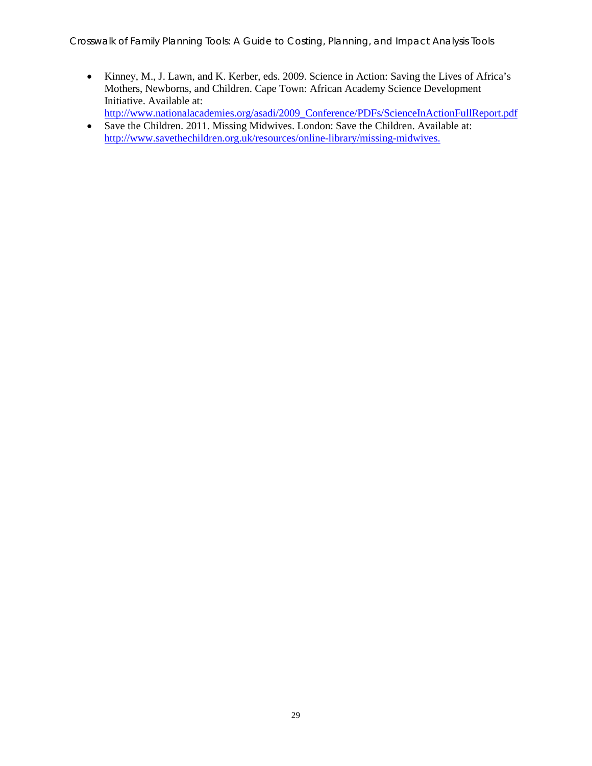- Kinney, M., J. Lawn, and K. Kerber, eds. 2009. Science in Action: Saving the Lives of Africa's Mothers, Newborns, and Children. Cape Town: African Academy Science Development Initiative. Available at: http://www.nationalacademies.org/asadi/2009_Conference/PDFs/ScienceInActionFullReport.pdf
- Save the Children. 2011. Missing Midwives. London: Save the Children. Available at: http://www.savethechildren.org.uk/resources/online-library/missing-midwives.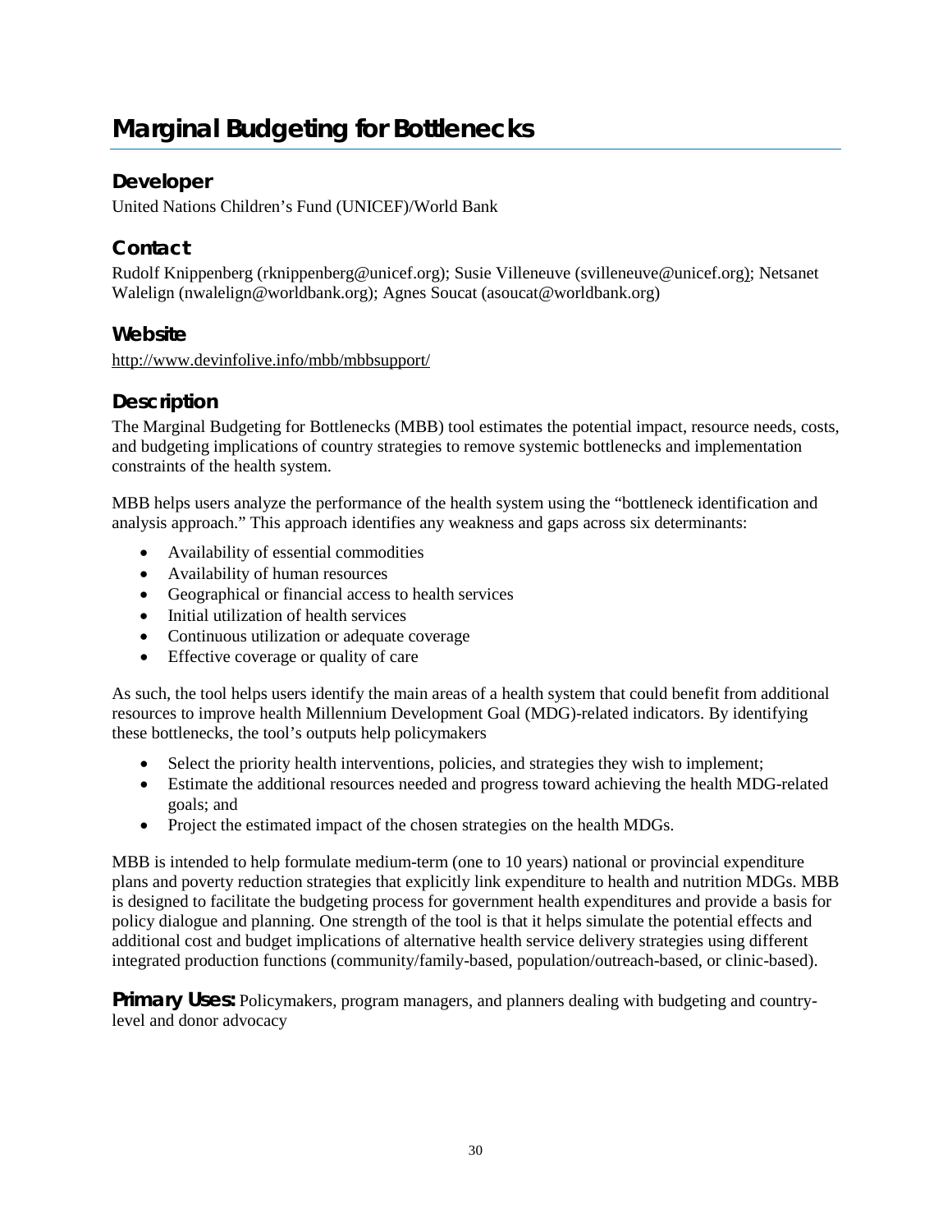# Marginal Budgeting for Bottlenecks

## Developer

United Nations Children's Fund (UNICEF)/World Bank

## Contact

Rudolf Knippenberg (rknippenberg@unicef.org); Susie Villeneuve (svilleneuve@unicef.org); Netsanet Walelign (nwalelign@worldbank.org); Agnes Soucat (asoucat@worldbank.org)

## Website

http://www.devinfolive.info/mbb/mbbsupport/

## Description

The Marginal Budgeting for Bottlenecks (MBB) tool estimates the potential impact, resource needs, costs, and budgeting implications of country strategies to remove systemic bottlenecks and implementation constraints of the health system.

MBB helps users analyze the performance of the health system using the "bottleneck identification and analysis approach." This approach identifies any weakness and gaps across six determinants:

- Availability of essential commodities
- Availability of human resources
- Geographical or financial access to health services
- Initial utilization of health services
- Continuous utilization or adequate coverage
- Effective coverage or quality of care

As such, the tool helps users identify the main areas of a health system that could benefit from additional resources to improve health Millennium Development Goal (MDG)-related indicators. By identifying these bottlenecks, the tool's outputs help policymakers

- Select the priority health interventions, policies, and strategies they wish to implement;
- Estimate the additional resources needed and progress toward achieving the health MDG-related goals; and
- Project the estimated impact of the chosen strategies on the health MDGs.

MBB is intended to help formulate medium-term (one to 10 years) national or provincial expenditure plans and poverty reduction strategies that explicitly link expenditure to health and nutrition MDGs. MBB is designed to facilitate the budgeting process for government health expenditures and provide a basis for policy dialogue and planning. One strength of the tool is that it helps simulate the potential effects and additional cost and budget implications of alternative health service delivery strategies using different integrated production functions (community/family-based, population/outreach-based, or clinic-based).

**Primary Uses:** Policymakers, program managers, and planners dealing with budgeting and country-level and donor advocacy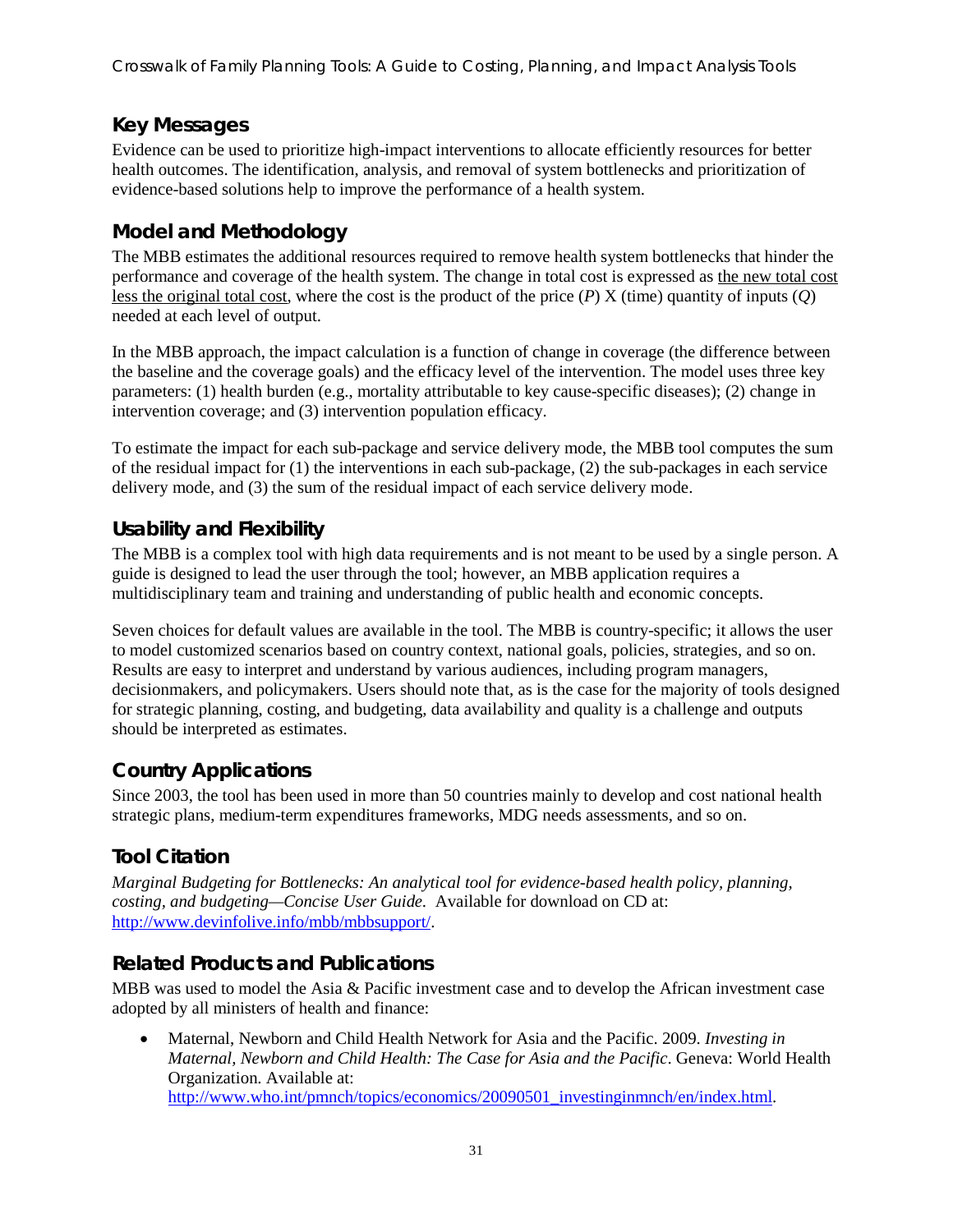## Key Messages

Evidence can be used to prioritize high-impact interventions to allocate efficiently resources for better health outcomes. The identification, analysis, and removal of system bottlenecks and prioritization of evidence-based solutions help to improve the performance of a health system.

## Model and Methodology

The MBB estimates the additional resources required to remove health system bottlenecks that hinder the performance and coverage of the health system. The change in total cost is expressed as the new total cost less the original total cost, where the cost is the product of the price (*P*) X (time) quantity of inputs (*Q*) needed at each level of output.

In the MBB approach, the impact calculation is a function of change in coverage (the difference between the baseline and the coverage goals) and the efficacy level of the intervention. The model uses three key parameters: (1) health burden (e.g., mortality attributable to key cause-specific diseases); (2) change in intervention coverage; and (3) intervention population efficacy.

To estimate the impact for each sub-package and service delivery mode, the MBB tool computes the sum of the residual impact for (1) the interventions in each sub-package, (2) the sub-packages in each service delivery mode, and (3) the sum of the residual impact of each service delivery mode.

## Usability and Flexibility

The MBB is a complex tool with high data requirements and is not meant to be used by a single person. A guide is designed to lead the user through the tool; however, an MBB application requires a multidisciplinary team and training and understanding of public health and economic concepts.

Seven choices for default values are available in the tool. The MBB is country-specific; it allows the user to model customized scenarios based on country context, national goals, policies, strategies, and so on. Results are easy to interpret and understand by various audiences, including program managers, decisionmakers, and policymakers. Users should note that, as is the case for the majority of tools designed for strategic planning, costing, and budgeting, data availability and quality is a challenge and outputs should be interpreted as estimates.

## Country Applications

Since 2003, the tool has been used in more than 50 countries mainly to develop and cost national health strategic plans, medium-term expenditures frameworks, MDG needs assessments, and so on.

## Tool Citation

*Marginal Budgeting for Bottlenecks: An analytical tool for evidence-based health policy, planning, costing, and budgeting—Concise User Guide.* Available for download on CD at: http://www.devinfolive.info/mbb/mbbsupport/.

## Related Products and Publications

MBB was used to model the Asia & Pacific investment case and to develop the African investment case adopted by all ministers of health and finance:

- Maternal, Newborn and Child Health Network for Asia and the Pacific. 2009. *Investing in Maternal, Newborn and Child Health: The Case for Asia and the Pacific*. Geneva: World Health Organization. Available at: http://www.who.int/pmnch/topics/economics/20090501_investinginmnch/en/index.html.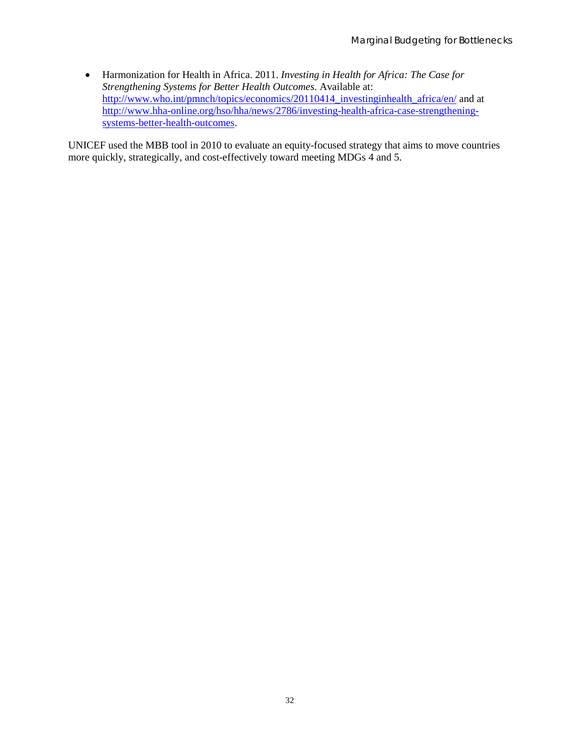- Harmonization for Health in Africa. 2011. *Investing in Health for Africa: The Case for Strengthening Systems for Better Health Outcomes*. Available at: [http://www.who.int/pmnch/topics/economics/20110414_investinginhealth_africa/en/](http://www.who.int/pmnch/topics/economics/20110414_investinginhealth_africa/en/) and at [http://www.hha-online.org/hso/hha/news/2786/investing-health-africa-case-strengthening-systems-better-health-outcomes](http://www.hha-online.org/hso/hha/news/2786/investing-health-africa-case-strengthening-systems-better-health-outcomes).

UNICEF used the MBB tool in 2010 to evaluate an equity-focused strategy that aims to move countries more quickly, strategically, and cost-effectively toward meeting MDGs 4 and 5.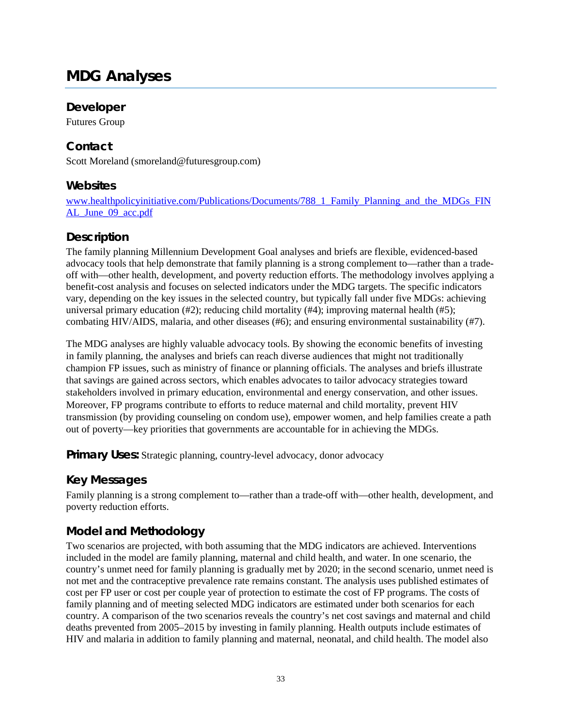# MDG Analyses

## Developer

Futures Group

## Contact

Scott Moreland (smoreland@futuresgroup.com)

## Websites

[www.healthpolicyinitiative.com/Publications/Documents/788_1_Family_Planning_and_the_MDGs_FINAL_June_09_acc.pdf](www.healthpolicyinitiative.com/Publications/Documents/788_1_Family_Planning_and_the_MDGs_FINAL_June_09_acc.pdf)

## Description

The family planning Millennium Development Goal analyses and briefs are flexible, evidenced-based advocacy tools that help demonstrate that family planning is a strong complement to—rather than a trade-off with—other health, development, and poverty reduction efforts. The methodology involves applying a benefit-cost analysis and focuses on selected indicators under the MDG targets. The specific indicators vary, depending on the key issues in the selected country, but typically fall under five MDGs: achieving universal primary education (#2); reducing child mortality (#4); improving maternal health (#5); combating HIV/AIDS, malaria, and other diseases (#6); and ensuring environmental sustainability (#7).

The MDG analyses are highly valuable advocacy tools. By showing the economic benefits of investing in family planning, the analyses and briefs can reach diverse audiences that might not traditionally champion FP issues, such as ministry of finance or planning officials. The analyses and briefs illustrate that savings are gained across sectors, which enables advocates to tailor advocacy strategies toward stakeholders involved in primary education, environmental and energy conservation, and other issues. Moreover, FP programs contribute to efforts to reduce maternal and child mortality, prevent HIV transmission (by providing counseling on condom use), empower women, and help families create a path out of poverty—key priorities that governments are accountable for in achieving the MDGs.

**Primary Uses:** Strategic planning, country-level advocacy, donor advocacy

## Key Messages

Family planning is a strong complement to—rather than a trade-off with—other health, development, and poverty reduction efforts.

## Model and Methodology

Two scenarios are projected, with both assuming that the MDG indicators are achieved. Interventions included in the model are family planning, maternal and child health, and water. In one scenario, the country's unmet need for family planning is gradually met by 2020; in the second scenario, unmet need is not met and the contraceptive prevalence rate remains constant. The analysis uses published estimates of cost per FP user or cost per couple year of protection to estimate the cost of FP programs. The costs of family planning and of meeting selected MDG indicators are estimated under both scenarios for each country. A comparison of the two scenarios reveals the country's net cost savings and maternal and child deaths prevented from 2005–2015 by investing in family planning. Health outputs include estimates of HIV and malaria in addition to family planning and maternal, neonatal, and child health. The model also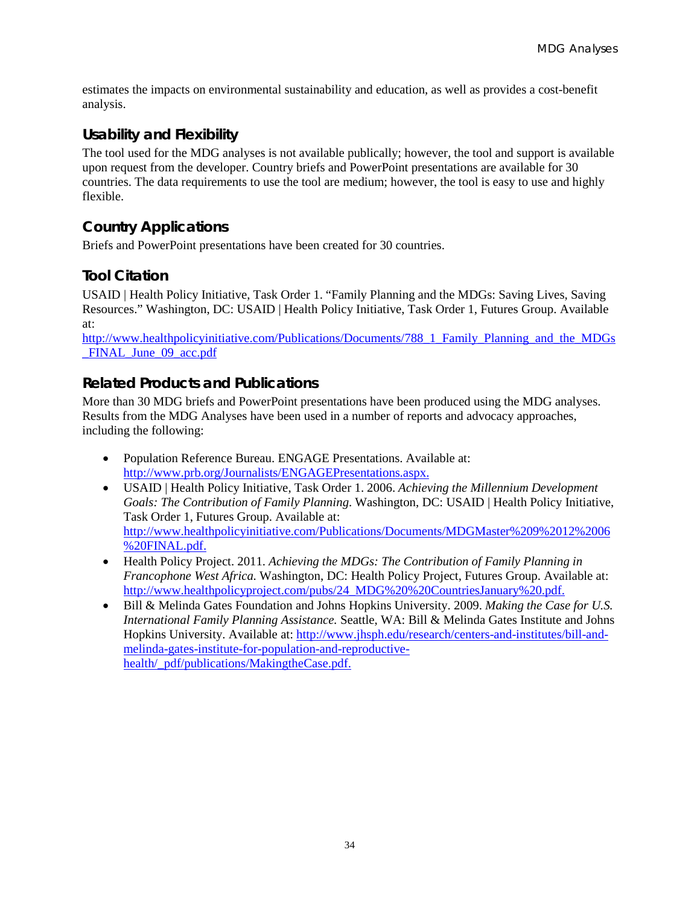estimates the impacts on environmental sustainability and education, as well as provides a cost-benefit analysis.

## Usability and Flexibility

The tool used for the MDG analyses is not available publically; however, the tool and support is available upon request from the developer. Country briefs and PowerPoint presentations are available for 30 countries. The data requirements to use the tool are medium; however, the tool is easy to use and highly flexible.

## Country Applications

Briefs and PowerPoint presentations have been created for 30 countries.

## Tool Citation

USAID | Health Policy Initiative, Task Order 1. "Family Planning and the MDGs: Saving Lives, Saving Resources." Washington, DC: USAID | Health Policy Initiative, Task Order 1, Futures Group. Available at: http://www.healthpolicyinitiative.com/Publications/Documents/788_1_Family_Planning_and_the_MDGs_FINAL_June_09_acc.pdf

## Related Products and Publications

More than 30 MDG briefs and PowerPoint presentations have been produced using the MDG analyses. Results from the MDG Analyses have been used in a number of reports and advocacy approaches, including the following:

- Population Reference Bureau. ENGAGE Presentations. Available at: http://www.prb.org/Journalists/ENGAGEPresentations.aspx.
- USAID | Health Policy Initiative, Task Order 1. 2006. *Achieving the Millennium Development Goals: The Contribution of Family Planning*. Washington, DC: USAID | Health Policy Initiative, Task Order 1, Futures Group. Available at: http://www.healthpolicyinitiative.com/Publications/Documents/MDGMaster%209%2012%2006%20FINAL.pdf.
- Health Policy Project. 2011. *Achieving the MDGs: The Contribution of Family Planning in Francophone West Africa.* Washington, DC: Health Policy Project, Futures Group. Available at: http://www.healthpolicyproject.com/pubs/24_MDG%20%20CountriesJanuary%20.pdf.
- Bill & Melinda Gates Foundation and Johns Hopkins University. 2009. *Making the Case for U.S. International Family Planning Assistance.* Seattle, WA: Bill & Melinda Gates Institute and Johns Hopkins University. Available at: http://www.jhsph.edu/research/centers-and-institutes/bill-and-melinda-gates-institute-for-population-and-reproductive-health/_pdf/publications/MakingtheCase.pdf.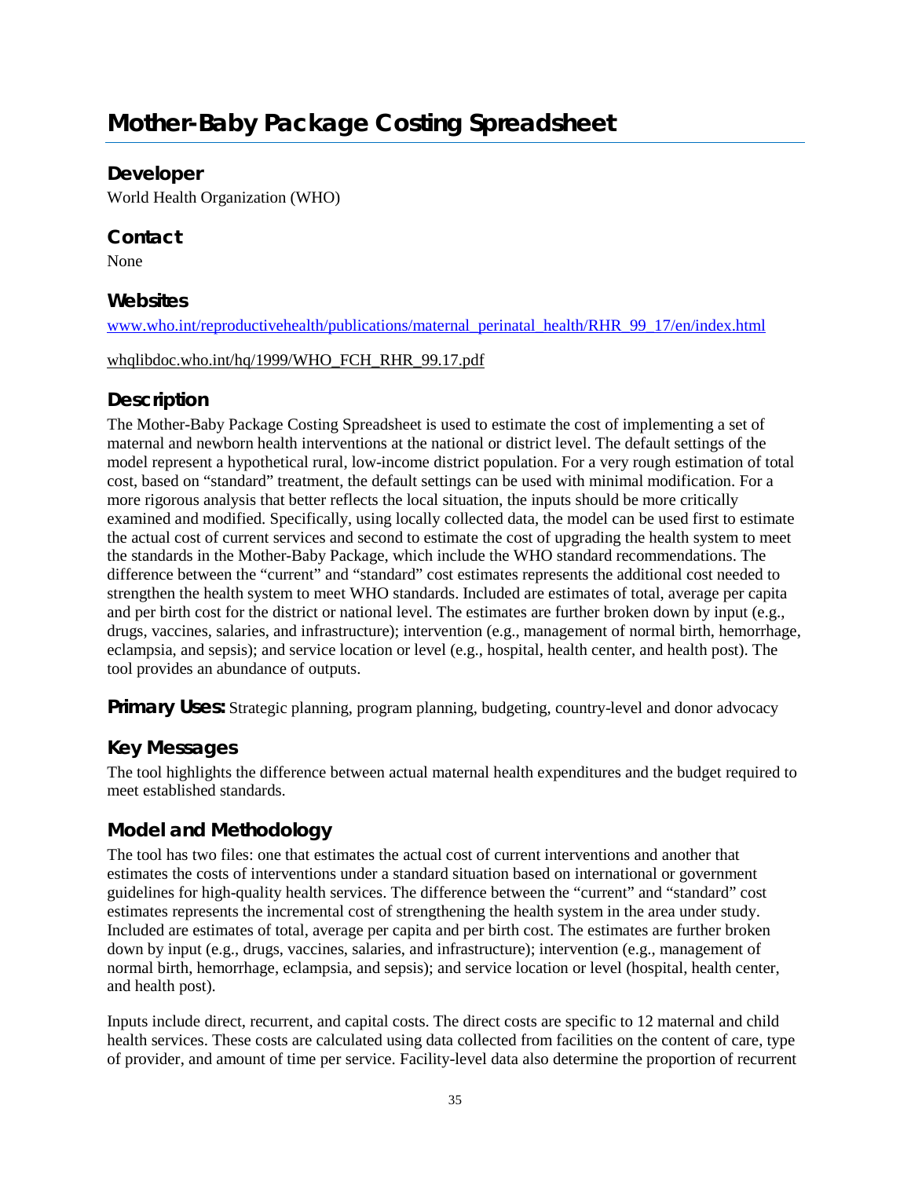# Mother-Baby Package Costing Spreadsheet

## Developer

World Health Organization (WHO)

## Contact

None

## Websites

www.who.int/reproductivehealth/publications/maternal_perinatal_health/RHR_99_17/en/index.html

whqlibdoc.who.int/hq/1999/WHO_FCH_RHR_99.17.pdf

## Description

The Mother-Baby Package Costing Spreadsheet is used to estimate the cost of implementing a set of maternal and newborn health interventions at the national or district level. The default settings of the model represent a hypothetical rural, low-income district population. For a very rough estimation of total cost, based on "standard" treatment, the default settings can be used with minimal modification. For a more rigorous analysis that better reflects the local situation, the inputs should be more critically examined and modified. Specifically, using locally collected data, the model can be used first to estimate the actual cost of current services and second to estimate the cost of upgrading the health system to meet the standards in the Mother-Baby Package, which include the WHO standard recommendations. The difference between the "current" and "standard" cost estimates represents the additional cost needed to strengthen the health system to meet WHO standards. Included are estimates of total, average per capita and per birth cost for the district or national level. The estimates are further broken down by input (e.g., drugs, vaccines, salaries, and infrastructure); intervention (e.g., management of normal birth, hemorrhage, eclampsia, and sepsis); and service location or level (e.g., hospital, health center, and health post). The tool provides an abundance of outputs.

**Primary Uses:** Strategic planning, program planning, budgeting, country-level and donor advocacy

## Key Messages

The tool highlights the difference between actual maternal health expenditures and the budget required to meet established standards.

## Model and Methodology

The tool has two files: one that estimates the actual cost of current interventions and another that estimates the costs of interventions under a standard situation based on international or government guidelines for high-quality health services. The difference between the "current" and "standard" cost estimates represents the incremental cost of strengthening the health system in the area under study. Included are estimates of total, average per capita and per birth cost. The estimates are further broken down by input (e.g., drugs, vaccines, salaries, and infrastructure); intervention (e.g., management of normal birth, hemorrhage, eclampsia, and sepsis); and service location or level (hospital, health center, and health post).

Inputs include direct, recurrent, and capital costs. The direct costs are specific to 12 maternal and child health services. These costs are calculated using data collected from facilities on the content of care, type of provider, and amount of time per service. Facility-level data also determine the proportion of recurrent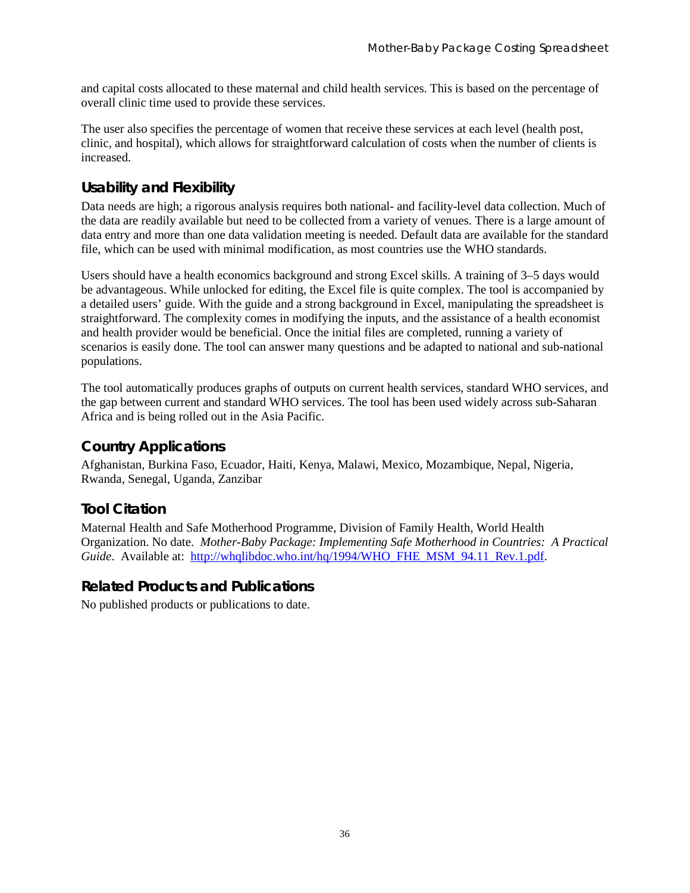and capital costs allocated to these maternal and child health services. This is based on the percentage of overall clinic time used to provide these services.

The user also specifies the percentage of women that receive these services at each level (health post, clinic, and hospital), which allows for straightforward calculation of costs when the number of clients is increased.

### Usability and Flexibility

Data needs are high; a rigorous analysis requires both national- and facility-level data collection. Much of the data are readily available but need to be collected from a variety of venues. There is a large amount of data entry and more than one data validation meeting is needed. Default data are available for the standard file, which can be used with minimal modification, as most countries use the WHO standards.

Users should have a health economics background and strong Excel skills. A training of 3–5 days would be advantageous. While unlocked for editing, the Excel file is quite complex. The tool is accompanied by a detailed users' guide. With the guide and a strong background in Excel, manipulating the spreadsheet is straightforward. The complexity comes in modifying the inputs, and the assistance of a health economist and health provider would be beneficial. Once the initial files are completed, running a variety of scenarios is easily done. The tool can answer many questions and be adapted to national and sub-national populations.

The tool automatically produces graphs of outputs on current health services, standard WHO services, and the gap between current and standard WHO services. The tool has been used widely across sub-Saharan Africa and is being rolled out in the Asia Pacific.

### Country Applications

Afghanistan, Burkina Faso, Ecuador, Haiti, Kenya, Malawi, Mexico, Mozambique, Nepal, Nigeria, Rwanda, Senegal, Uganda, Zanzibar

### Tool Citation

Maternal Health and Safe Motherhood Programme, Division of Family Health, World Health Organization. No date. *Mother-Baby Package: Implementing Safe Motherhood in Countries: A Practical Guide*. Available at: http://whqlibdoc.who.int/hq/1994/WHO_FHE_MSM_94.11_Rev.1.pdf.

### Related Products and Publications

No published products or publications to date.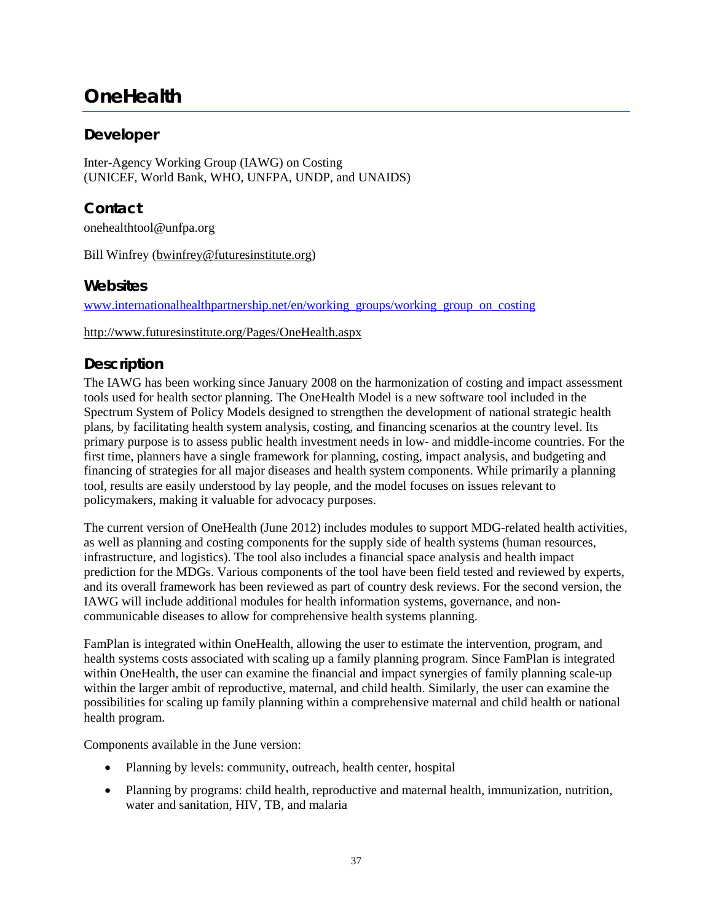# OneHealth

## Developer

Inter-Agency Working Group (IAWG) on Costing
(UNICEF, World Bank, WHO, UNFPA, UNDP, and UNAIDS)

## Contact

onehealthtool@unfpa.org

Bill Winfrey (bwinfrey@futuresinstitute.org)

## Websites

www.internationalhealthpartnership.net/en/working_groups/working_group_on_costing

http://www.futuresinstitute.org/Pages/OneHealth.aspx

## Description

The IAWG has been working since January 2008 on the harmonization of costing and impact assessment tools used for health sector planning. The OneHealth Model is a new software tool included in the Spectrum System of Policy Models designed to strengthen the development of national strategic health plans, by facilitating health system analysis, costing, and financing scenarios at the country level. Its primary purpose is to assess public health investment needs in low- and middle-income countries. For the first time, planners have a single framework for planning, costing, impact analysis, and budgeting and financing of strategies for all major diseases and health system components. While primarily a planning tool, results are easily understood by lay people, and the model focuses on issues relevant to policymakers, making it valuable for advocacy purposes.

The current version of OneHealth (June 2012) includes modules to support MDG-related health activities, as well as planning and costing components for the supply side of health systems (human resources, infrastructure, and logistics). The tool also includes a financial space analysis and health impact prediction for the MDGs. Various components of the tool have been field tested and reviewed by experts, and its overall framework has been reviewed as part of country desk reviews. For the second version, the IAWG will include additional modules for health information systems, governance, and non-communicable diseases to allow for comprehensive health systems planning.

FamPlan is integrated within OneHealth, allowing the user to estimate the intervention, program, and health systems costs associated with scaling up a family planning program. Since FamPlan is integrated within OneHealth, the user can examine the financial and impact synergies of family planning scale-up within the larger ambit of reproductive, maternal, and child health. Similarly, the user can examine the possibilities for scaling up family planning within a comprehensive maternal and child health or national health program.

Components available in the June version:

- Planning by levels: community, outreach, health center, hospital
- Planning by programs: child health, reproductive and maternal health, immunization, nutrition, water and sanitation, HIV, TB, and malaria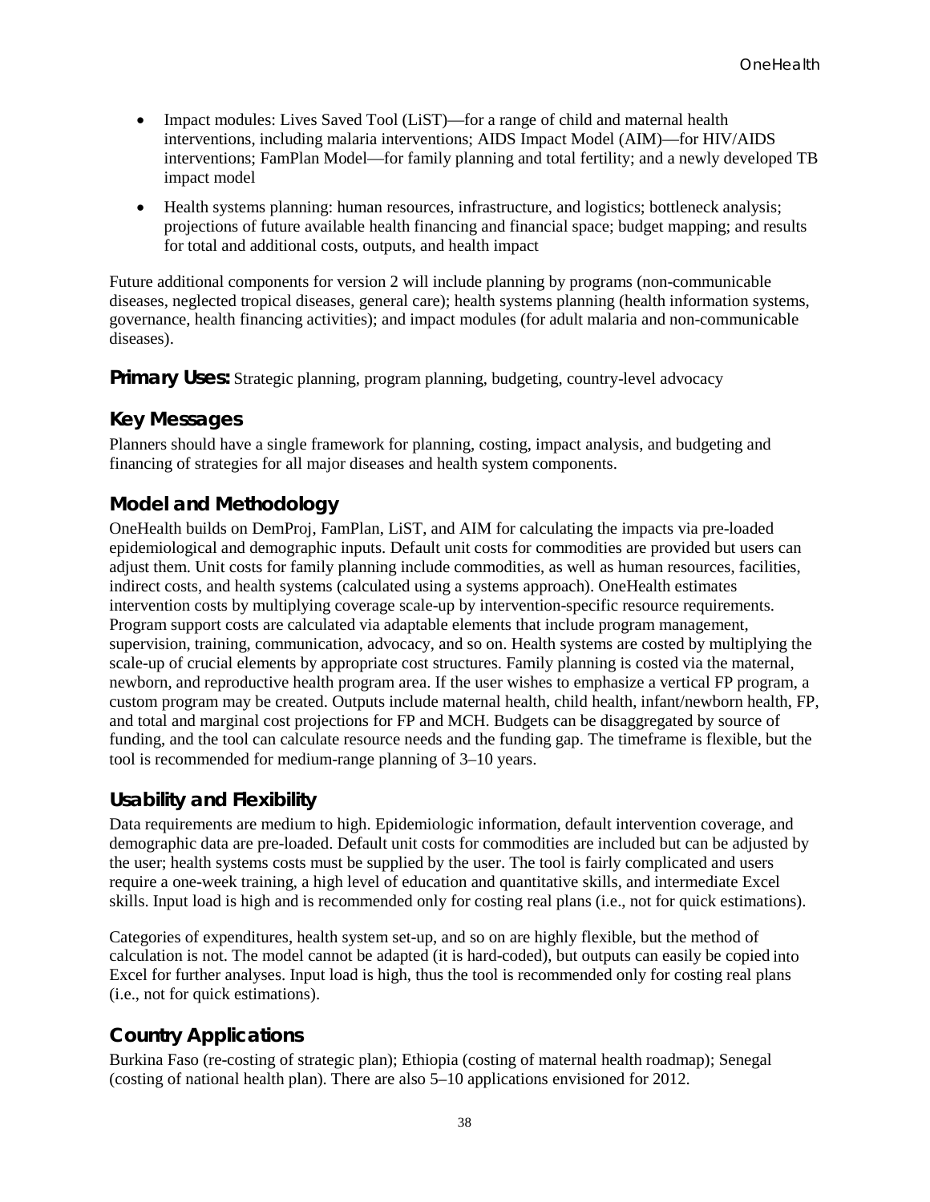- Impact modules: Lives Saved Tool (LiST)—for a range of child and maternal health interventions, including malaria interventions; AIDS Impact Model (AIM)—for HIV/AIDS interventions; FamPlan Model—for family planning and total fertility; and a newly developed TB impact model
- Health systems planning: human resources, infrastructure, and logistics; bottleneck analysis; projections of future available health financing and financial space; budget mapping; and results for total and additional costs, outputs, and health impact

Future additional components for version 2 will include planning by programs (non-communicable diseases, neglected tropical diseases, general care); health systems planning (health information systems, governance, health financing activities); and impact modules (for adult malaria and non-communicable diseases).

**Primary Uses:** Strategic planning, program planning, budgeting, country-level advocacy

## Key Messages

Planners should have a single framework for planning, costing, impact analysis, and budgeting and financing of strategies for all major diseases and health system components.

## Model and Methodology

OneHealth builds on DemProj, FamPlan, LiST, and AIM for calculating the impacts via pre-loaded epidemiological and demographic inputs. Default unit costs for commodities are provided but users can adjust them. Unit costs for family planning include commodities, as well as human resources, facilities, indirect costs, and health systems (calculated using a systems approach). OneHealth estimates intervention costs by multiplying coverage scale-up by intervention-specific resource requirements. Program support costs are calculated via adaptable elements that include program management, supervision, training, communication, advocacy, and so on. Health systems are costed by multiplying the scale-up of crucial elements by appropriate cost structures. Family planning is costed via the maternal, newborn, and reproductive health program area. If the user wishes to emphasize a vertical FP program, a custom program may be created. Outputs include maternal health, child health, infant/newborn health, FP, and total and marginal cost projections for FP and MCH. Budgets can be disaggregated by source of funding, and the tool can calculate resource needs and the funding gap. The timeframe is flexible, but the tool is recommended for medium-range planning of 3–10 years.

## Usability and Flexibility

Data requirements are medium to high. Epidemiologic information, default intervention coverage, and demographic data are pre-loaded. Default unit costs for commodities are included but can be adjusted by the user; health systems costs must be supplied by the user. The tool is fairly complicated and users require a one-week training, a high level of education and quantitative skills, and intermediate Excel skills. Input load is high and is recommended only for costing real plans (i.e., not for quick estimations).

Categories of expenditures, health system set-up, and so on are highly flexible, but the method of calculation is not. The model cannot be adapted (it is hard-coded), but outputs can easily be copied into Excel for further analyses. Input load is high, thus the tool is recommended only for costing real plans (i.e., not for quick estimations).

## Country Applications

Burkina Faso (re-costing of strategic plan); Ethiopia (costing of maternal health roadmap); Senegal (costing of national health plan). There are also 5–10 applications envisioned for 2012.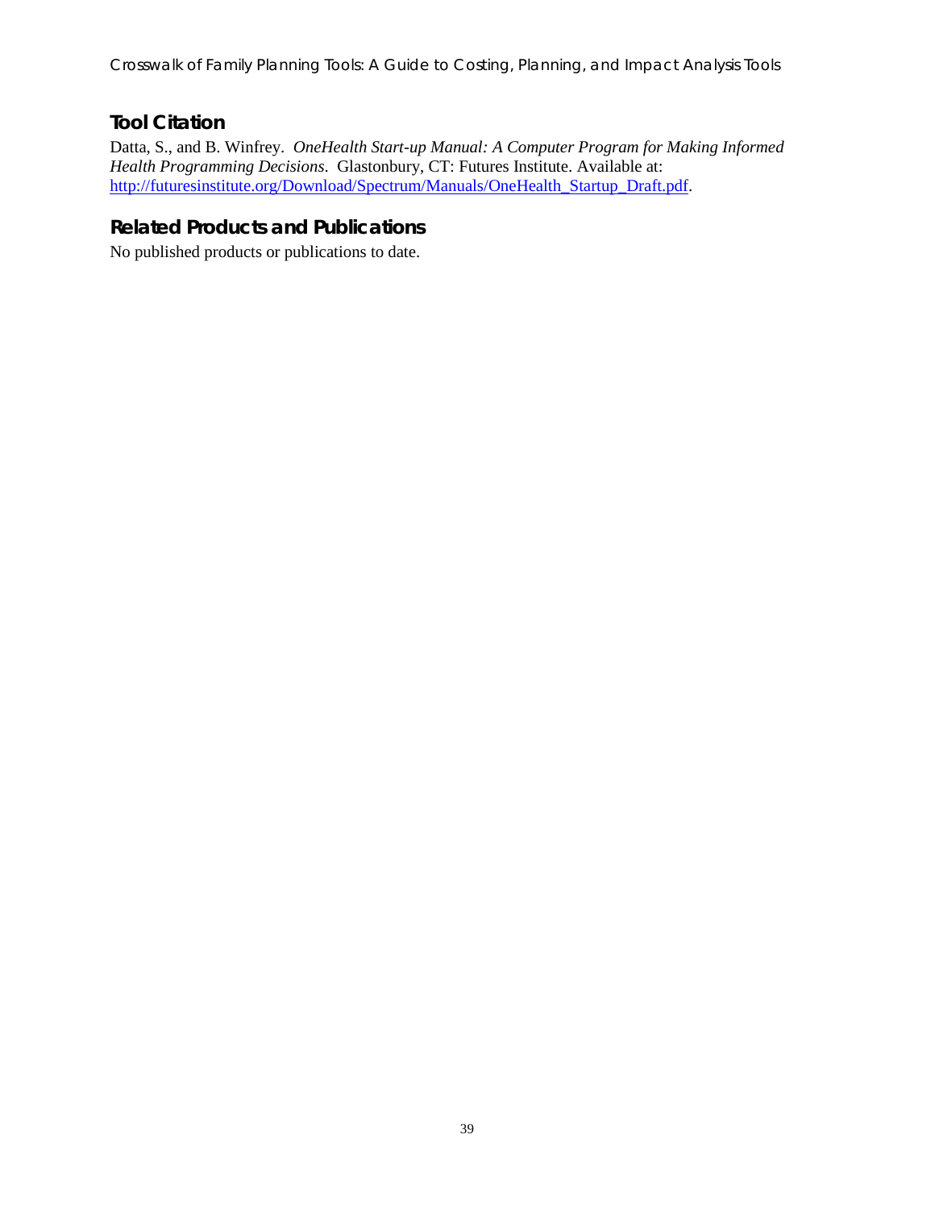## Tool Citation

Datta, S., and B. Winfrey. *OneHealth Start-up Manual: A Computer Program for Making Informed Health Programming Decisions*. Glastonbury, CT: Futures Institute. Available at: http://futuresinstitute.org/Download/Spectrum/Manuals/OneHealth_Startup_Draft.pdf.

## Related Products and Publications

No published products or publications to date.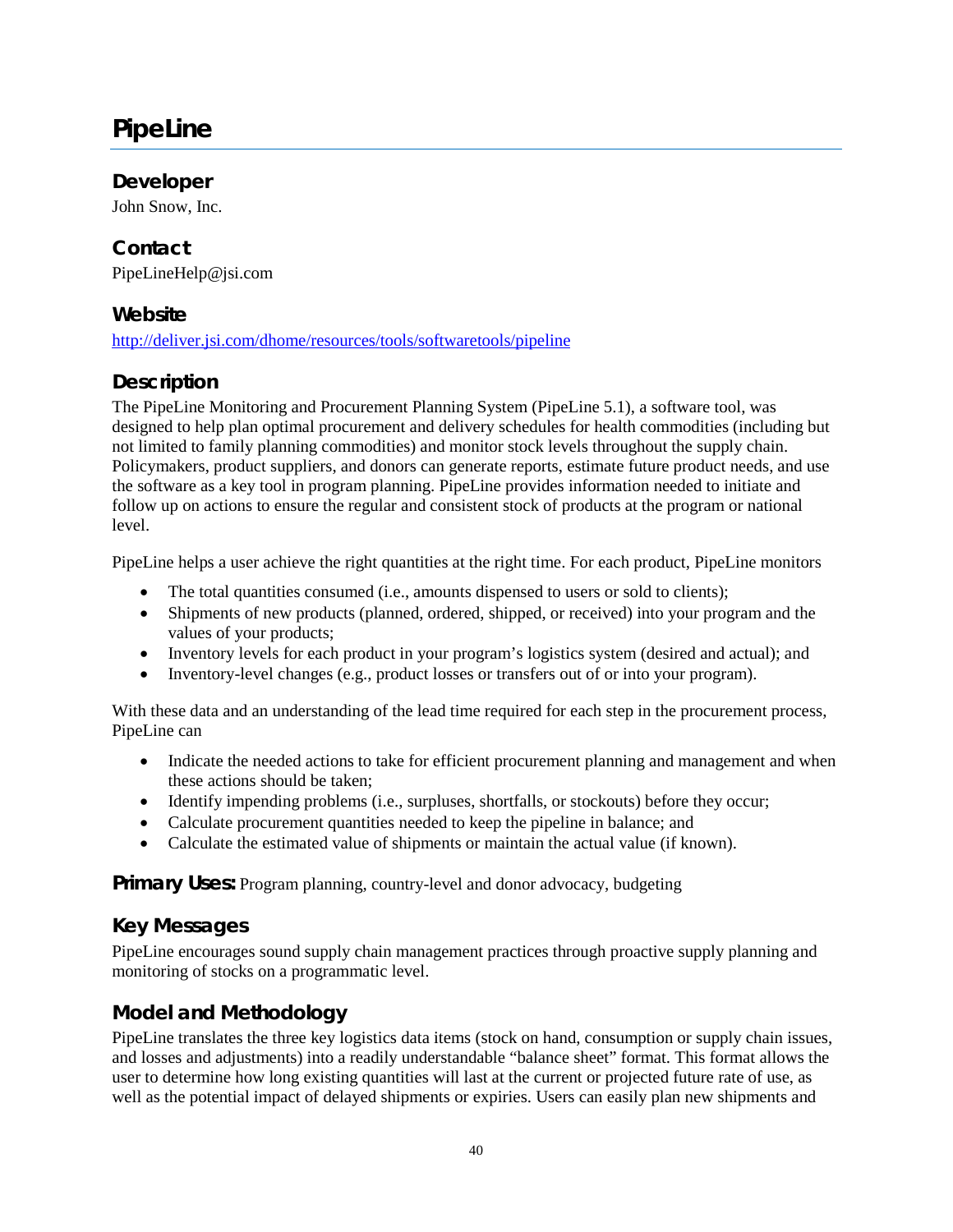# PipeLine

## Developer

John Snow, Inc.

## Contact

PipeLineHelp@jsi.com

## Website

http://deliver.jsi.com/dhome/resources/tools/softwaretools/pipeline

## Description

The PipeLine Monitoring and Procurement Planning System (PipeLine 5.1), a software tool, was designed to help plan optimal procurement and delivery schedules for health commodities (including but not limited to family planning commodities) and monitor stock levels throughout the supply chain. Policymakers, product suppliers, and donors can generate reports, estimate future product needs, and use the software as a key tool in program planning. PipeLine provides information needed to initiate and follow up on actions to ensure the regular and consistent stock of products at the program or national level.

PipeLine helps a user achieve the right quantities at the right time. For each product, PipeLine monitors

- The total quantities consumed (i.e., amounts dispensed to users or sold to clients);
- Shipments of new products (planned, ordered, shipped, or received) into your program and the values of your products;
- Inventory levels for each product in your program's logistics system (desired and actual); and
- Inventory-level changes (e.g., product losses or transfers out of or into your program).

With these data and an understanding of the lead time required for each step in the procurement process, PipeLine can

- Indicate the needed actions to take for efficient procurement planning and management and when these actions should be taken;
- Identify impending problems (i.e., surpluses, shortfalls, or stockouts) before they occur;
- Calculate procurement quantities needed to keep the pipeline in balance; and
- Calculate the estimated value of shipments or maintain the actual value (if known).

**Primary Uses:** Program planning, country-level and donor advocacy, budgeting

## Key Messages

PipeLine encourages sound supply chain management practices through proactive supply planning and monitoring of stocks on a programmatic level.

## Model and Methodology

PipeLine translates the three key logistics data items (stock on hand, consumption or supply chain issues, and losses and adjustments) into a readily understandable "balance sheet" format. This format allows the user to determine how long existing quantities will last at the current or projected future rate of use, as well as the potential impact of delayed shipments or expiries. Users can easily plan new shipments and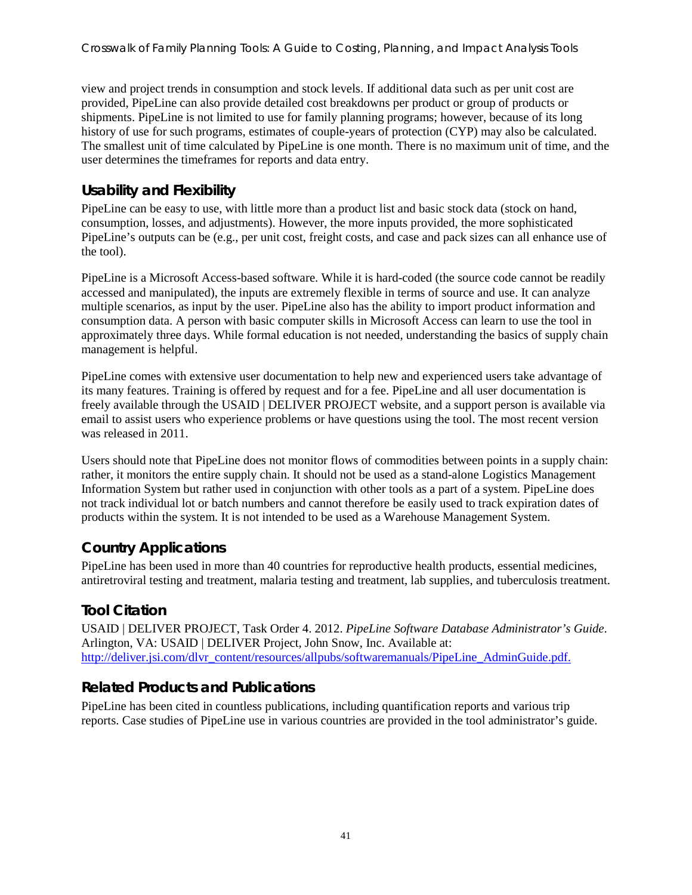view and project trends in consumption and stock levels. If additional data such as per unit cost are provided, PipeLine can also provide detailed cost breakdowns per product or group of products or shipments. PipeLine is not limited to use for family planning programs; however, because of its long history of use for such programs, estimates of couple-years of protection (CYP) may also be calculated. The smallest unit of time calculated by PipeLine is one month. There is no maximum unit of time, and the user determines the timeframes for reports and data entry.

## Usability and Flexibility

PipeLine can be easy to use, with little more than a product list and basic stock data (stock on hand, consumption, losses, and adjustments). However, the more inputs provided, the more sophisticated PipeLine's outputs can be (e.g., per unit cost, freight costs, and case and pack sizes can all enhance use of the tool).

PipeLine is a Microsoft Access-based software. While it is hard-coded (the source code cannot be readily accessed and manipulated), the inputs are extremely flexible in terms of source and use. It can analyze multiple scenarios, as input by the user. PipeLine also has the ability to import product information and consumption data. A person with basic computer skills in Microsoft Access can learn to use the tool in approximately three days. While formal education is not needed, understanding the basics of supply chain management is helpful.

PipeLine comes with extensive user documentation to help new and experienced users take advantage of its many features. Training is offered by request and for a fee. PipeLine and all user documentation is freely available through the USAID | DELIVER PROJECT website, and a support person is available via email to assist users who experience problems or have questions using the tool. The most recent version was released in 2011.

Users should note that PipeLine does not monitor flows of commodities between points in a supply chain: rather, it monitors the entire supply chain. It should not be used as a stand-alone Logistics Management Information System but rather used in conjunction with other tools as a part of a system. PipeLine does not track individual lot or batch numbers and cannot therefore be easily used to track expiration dates of products within the system. It is not intended to be used as a Warehouse Management System.

## Country Applications

PipeLine has been used in more than 40 countries for reproductive health products, essential medicines, antiretroviral testing and treatment, malaria testing and treatment, lab supplies, and tuberculosis treatment.

## Tool Citation

USAID | DELIVER PROJECT, Task Order 4. 2012. *PipeLine Software Database Administrator's Guide*. Arlington, VA: USAID | DELIVER Project, John Snow, Inc. Available at: http://deliver.jsi.com/dlvr_content/resources/allpubs/softwaremanuals/PipeLine_AdminGuide.pdf.

## Related Products and Publications

PipeLine has been cited in countless publications, including quantification reports and various trip reports. Case studies of PipeLine use in various countries are provided in the tool administrator's guide.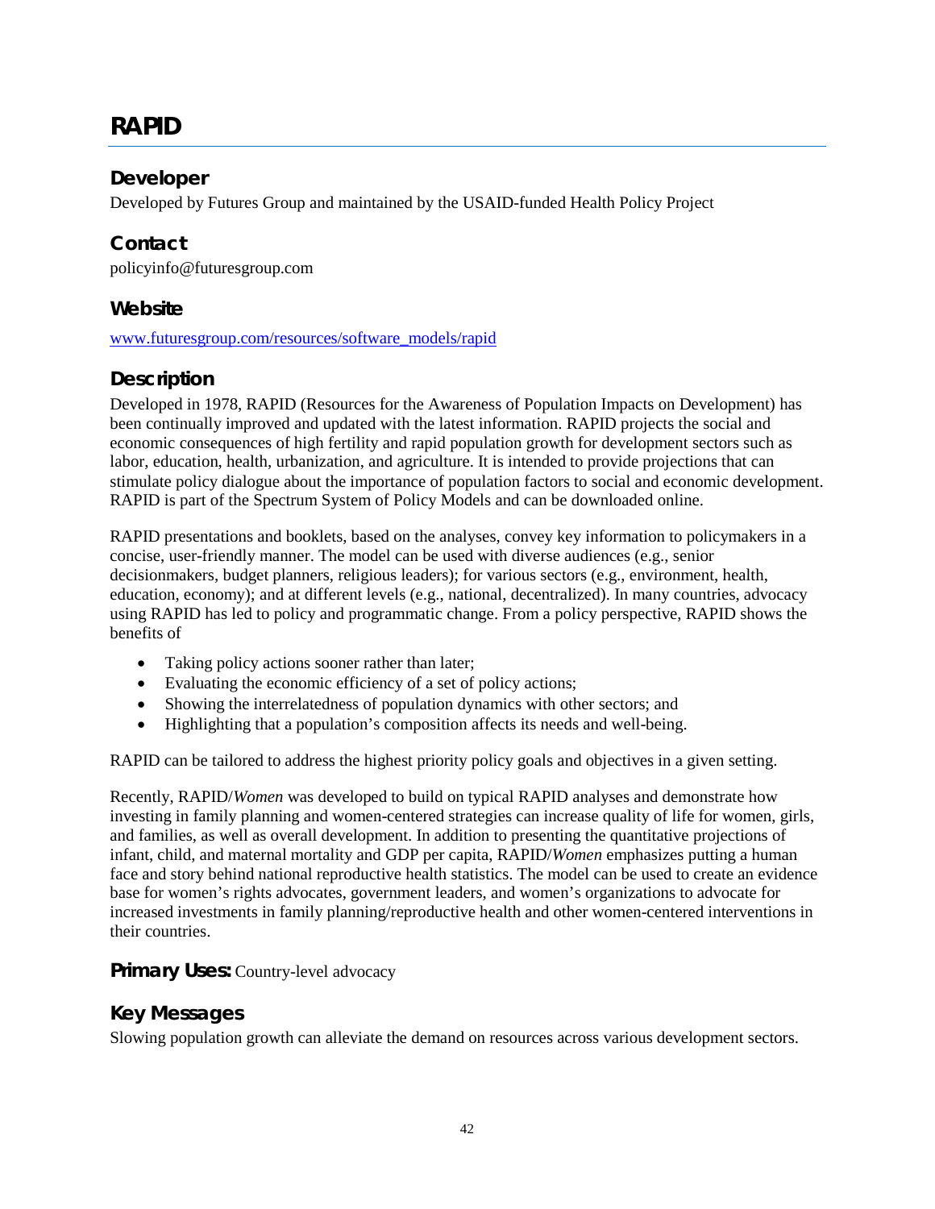# RAPID

## Developer

Developed by Futures Group and maintained by the USAID-funded Health Policy Project

## Contact

policyinfo@futuresgroup.com

## Website

[www.futuresgroup.com/resources/software_models/rapid](www.futuresgroup.com/resources/software_models/rapid)

## Description

Developed in 1978, RAPID (Resources for the Awareness of Population Impacts on Development) has been continually improved and updated with the latest information. RAPID projects the social and economic consequences of high fertility and rapid population growth for development sectors such as labor, education, health, urbanization, and agriculture. It is intended to provide projections that can stimulate policy dialogue about the importance of population factors to social and economic development. RAPID is part of the Spectrum System of Policy Models and can be downloaded online.

RAPID presentations and booklets, based on the analyses, convey key information to policymakers in a concise, user-friendly manner. The model can be used with diverse audiences (e.g., senior decisionmakers, budget planners, religious leaders); for various sectors (e.g., environment, health, education, economy); and at different levels (e.g., national, decentralized). In many countries, advocacy using RAPID has led to policy and programmatic change. From a policy perspective, RAPID shows the benefits of

- Taking policy actions sooner rather than later;
- Evaluating the economic efficiency of a set of policy actions;
- Showing the interrelatedness of population dynamics with other sectors; and
- Highlighting that a population's composition affects its needs and well-being.

RAPID can be tailored to address the highest priority policy goals and objectives in a given setting.

Recently, RAPID/*Women* was developed to build on typical RAPID analyses and demonstrate how investing in family planning and women-centered strategies can increase quality of life for women, girls, and families, as well as overall development. In addition to presenting the quantitative projections of infant, child, and maternal mortality and GDP per capita, RAPID/*Women* emphasizes putting a human face and story behind national reproductive health statistics. The model can be used to create an evidence base for women's rights advocates, government leaders, and women's organizations to advocate for increased investments in family planning/reproductive health and other women-centered interventions in their countries.

**Primary Uses:** Country-level advocacy

## Key Messages

Slowing population growth can alleviate the demand on resources across various development sectors.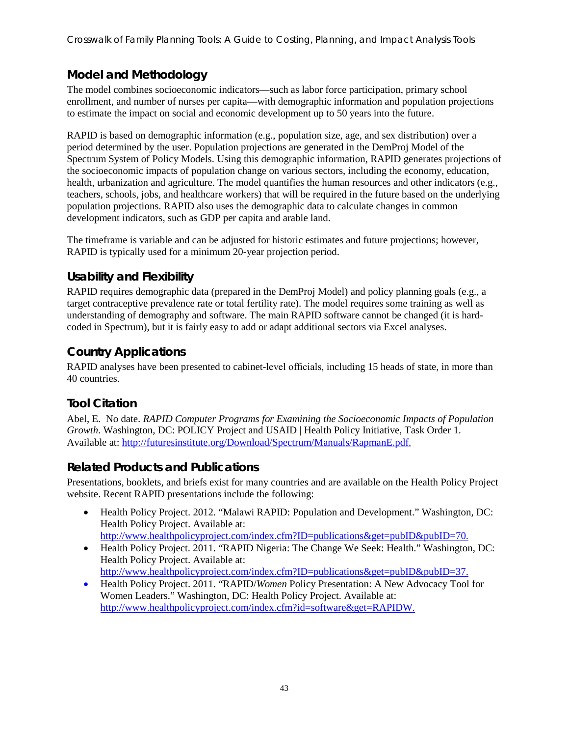## Model and Methodology

The model combines socioeconomic indicators—such as labor force participation, primary school enrollment, and number of nurses per capita—with demographic information and population projections to estimate the impact on social and economic development up to 50 years into the future.

RAPID is based on demographic information (e.g., population size, age, and sex distribution) over a period determined by the user. Population projections are generated in the DemProj Model of the Spectrum System of Policy Models. Using this demographic information, RAPID generates projections of the socioeconomic impacts of population change on various sectors, including the economy, education, health, urbanization and agriculture. The model quantifies the human resources and other indicators (e.g., teachers, schools, jobs, and healthcare workers) that will be required in the future based on the underlying population projections. RAPID also uses the demographic data to calculate changes in common development indicators, such as GDP per capita and arable land.

The timeframe is variable and can be adjusted for historic estimates and future projections; however, RAPID is typically used for a minimum 20-year projection period.

## Usability and Flexibility

RAPID requires demographic data (prepared in the DemProj Model) and policy planning goals (e.g., a target contraceptive prevalence rate or total fertility rate). The model requires some training as well as understanding of demography and software. The main RAPID software cannot be changed (it is hard-coded in Spectrum), but it is fairly easy to add or adapt additional sectors via Excel analyses.

## Country Applications

RAPID analyses have been presented to cabinet-level officials, including 15 heads of state, in more than 40 countries.

## Tool Citation

Abel, E. No date. *RAPID Computer Programs for Examining the Socioeconomic Impacts of Population Growth*. Washington, DC: POLICY Project and USAID | Health Policy Initiative, Task Order 1. Available at: http://futuresinstitute.org/Download/Spectrum/Manuals/RapmanE.pdf.

## Related Products and Publications

Presentations, booklets, and briefs exist for many countries and are available on the Health Policy Project website. Recent RAPID presentations include the following:

- Health Policy Project. 2012. "Malawi RAPID: Population and Development." Washington, DC: Health Policy Project. Available at: http://www.healthpolicyproject.com/index.cfm?ID=publications&get=pubID&pubID=70.
- Health Policy Project. 2011. "RAPID Nigeria: The Change We Seek: Health." Washington, DC: Health Policy Project. Available at: http://www.healthpolicyproject.com/index.cfm?ID=publications&get=pubID&pubID=37.
- Health Policy Project. 2011. "RAPID/*Women* Policy Presentation: A New Advocacy Tool for Women Leaders." Washington, DC: Health Policy Project. Available at: http://www.healthpolicyproject.com/index.cfm?id=software&get=RAPIDW.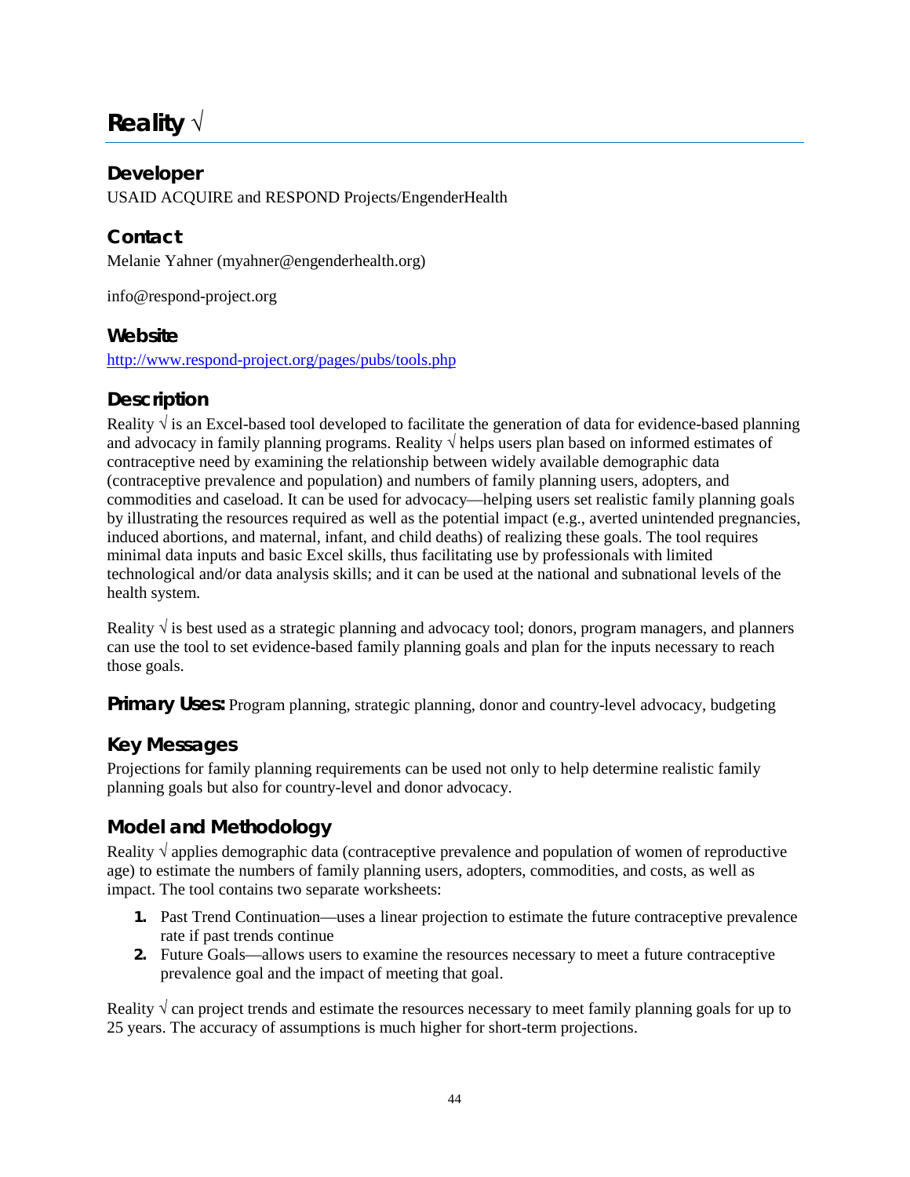# Reality √

## Developer

USAID ACQUIRE and RESPOND Projects/EngenderHealth

## Contact

Melanie Yahner (myahner@engenderhealth.org)

info@respond-project.org

## Website

http://www.respond-project.org/pages/pubs/tools.php

## Description

Reality √ is an Excel-based tool developed to facilitate the generation of data for evidence-based planning and advocacy in family planning programs. Reality √ helps users plan based on informed estimates of contraceptive need by examining the relationship between widely available demographic data (contraceptive prevalence and population) and numbers of family planning users, adopters, and commodities and caseload. It can be used for advocacy—helping users set realistic family planning goals by illustrating the resources required as well as the potential impact (e.g., averted unintended pregnancies, induced abortions, and maternal, infant, and child deaths) of realizing these goals. The tool requires minimal data inputs and basic Excel skills, thus facilitating use by professionals with limited technological and/or data analysis skills; and it can be used at the national and subnational levels of the health system.

Reality √ is best used as a strategic planning and advocacy tool; donors, program managers, and planners can use the tool to set evidence-based family planning goals and plan for the inputs necessary to reach those goals.

**Primary Uses:** Program planning, strategic planning, donor and country-level advocacy, budgeting

## Key Messages

Projections for family planning requirements can be used not only to help determine realistic family planning goals but also for country-level and donor advocacy.

## Model and Methodology

Reality √ applies demographic data (contraceptive prevalence and population of women of reproductive age) to estimate the numbers of family planning users, adopters, commodities, and costs, as well as impact. The tool contains two separate worksheets:

1. Past Trend Continuation—uses a linear projection to estimate the future contraceptive prevalence rate if past trends continue
2. Future Goals—allows users to examine the resources necessary to meet a future contraceptive prevalence goal and the impact of meeting that goal.

Reality √ can project trends and estimate the resources necessary to meet family planning goals for up to 25 years. The accuracy of assumptions is much higher for short-term projections.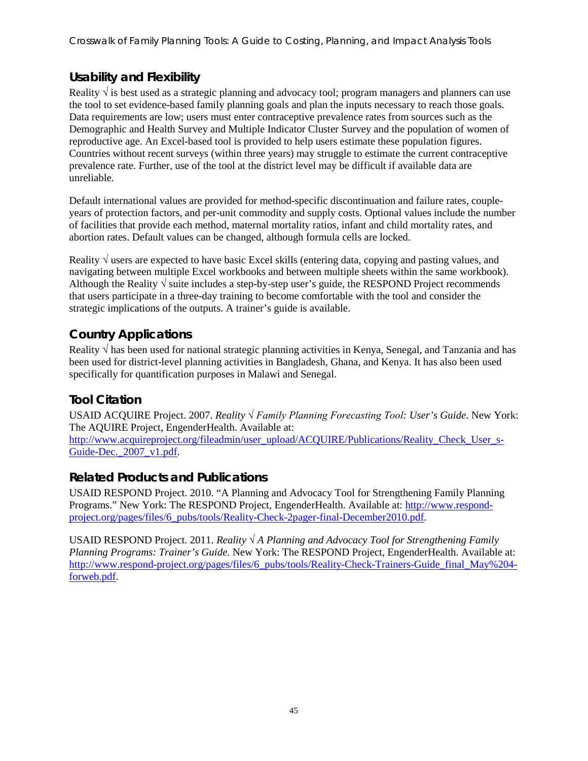## Usability and Flexibility

Reality √ is best used as a strategic planning and advocacy tool; program managers and planners can use the tool to set evidence-based family planning goals and plan the inputs necessary to reach those goals. Data requirements are low; users must enter contraceptive prevalence rates from sources such as the Demographic and Health Survey and Multiple Indicator Cluster Survey and the population of women of reproductive age. An Excel-based tool is provided to help users estimate these population figures. Countries without recent surveys (within three years) may struggle to estimate the current contraceptive prevalence rate. Further, use of the tool at the district level may be difficult if available data are unreliable.

Default international values are provided for method-specific discontinuation and failure rates, couple-years of protection factors, and per-unit commodity and supply costs. Optional values include the number of facilities that provide each method, maternal mortality ratios, infant and child mortality rates, and abortion rates. Default values can be changed, although formula cells are locked.

Reality √ users are expected to have basic Excel skills (entering data, copying and pasting values, and navigating between multiple Excel workbooks and between multiple sheets within the same workbook). Although the Reality √ suite includes a step-by-step user's guide, the RESPOND Project recommends that users participate in a three-day training to become comfortable with the tool and consider the strategic implications of the outputs. A trainer's guide is available.

## Country Applications

Reality √ has been used for national strategic planning activities in Kenya, Senegal, and Tanzania and has been used for district-level planning activities in Bangladesh, Ghana, and Kenya. It has also been used specifically for quantification purposes in Malawi and Senegal.

## Tool Citation

USAID ACQUIRE Project. 2007. *Reality √ Family Planning Forecasting Tool: User's Guide*. New York: The AQUIRE Project, EngenderHealth. Available at: http://www.acquireproject.org/fileadmin/user_upload/ACQUIRE/Publications/Reality_Check_User_s-Guide-Dec._2007_v1.pdf.

## Related Products and Publications

USAID RESPOND Project. 2010. "A Planning and Advocacy Tool for Strengthening Family Planning Programs." New York: The RESPOND Project, EngenderHealth. Available at: http://www.respond-project.org/pages/files/6_pubs/tools/Reality-Check-2pager-final-December2010.pdf.

USAID RESPOND Project. 2011. *Reality √ A Planning and Advocacy Tool for Strengthening Family Planning Programs: Trainer's Guide.* New York: The RESPOND Project, EngenderHealth. Available at: http://www.respond-project.org/pages/files/6_pubs/tools/Reality-Check-Trainers-Guide_final_May%204-forweb.pdf.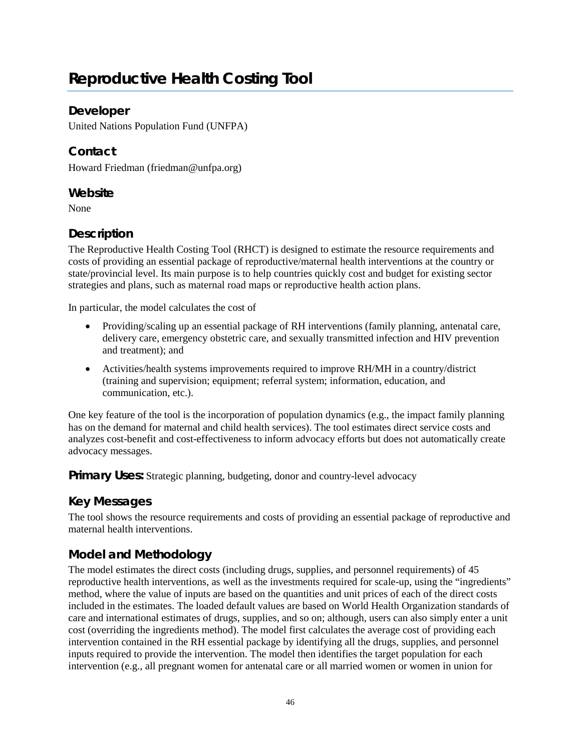# Reproductive Health Costing Tool

## Developer

United Nations Population Fund (UNFPA)

## Contact

Howard Friedman (friedman@unfpa.org)

## Website

None

## Description

The Reproductive Health Costing Tool (RHCT) is designed to estimate the resource requirements and costs of providing an essential package of reproductive/maternal health interventions at the country or state/provincial level. Its main purpose is to help countries quickly cost and budget for existing sector strategies and plans, such as maternal road maps or reproductive health action plans.

In particular, the model calculates the cost of

- Providing/scaling up an essential package of RH interventions (family planning, antenatal care, delivery care, emergency obstetric care, and sexually transmitted infection and HIV prevention and treatment); and
- Activities/health systems improvements required to improve RH/MH in a country/district (training and supervision; equipment; referral system; information, education, and communication, etc.).

One key feature of the tool is the incorporation of population dynamics (e.g., the impact family planning has on the demand for maternal and child health services). The tool estimates direct service costs and analyzes cost-benefit and cost-effectiveness to inform advocacy efforts but does not automatically create advocacy messages.

**Primary Uses:** Strategic planning, budgeting, donor and country-level advocacy

## Key Messages

The tool shows the resource requirements and costs of providing an essential package of reproductive and maternal health interventions.

## Model and Methodology

The model estimates the direct costs (including drugs, supplies, and personnel requirements) of 45 reproductive health interventions, as well as the investments required for scale-up, using the "ingredients" method, where the value of inputs are based on the quantities and unit prices of each of the direct costs included in the estimates. The loaded default values are based on World Health Organization standards of care and international estimates of drugs, supplies, and so on; although, users can also simply enter a unit cost (overriding the ingredients method). The model first calculates the average cost of providing each intervention contained in the RH essential package by identifying all the drugs, supplies, and personnel inputs required to provide the intervention. The model then identifies the target population for each intervention (e.g., all pregnant women for antenatal care or all married women or women in union for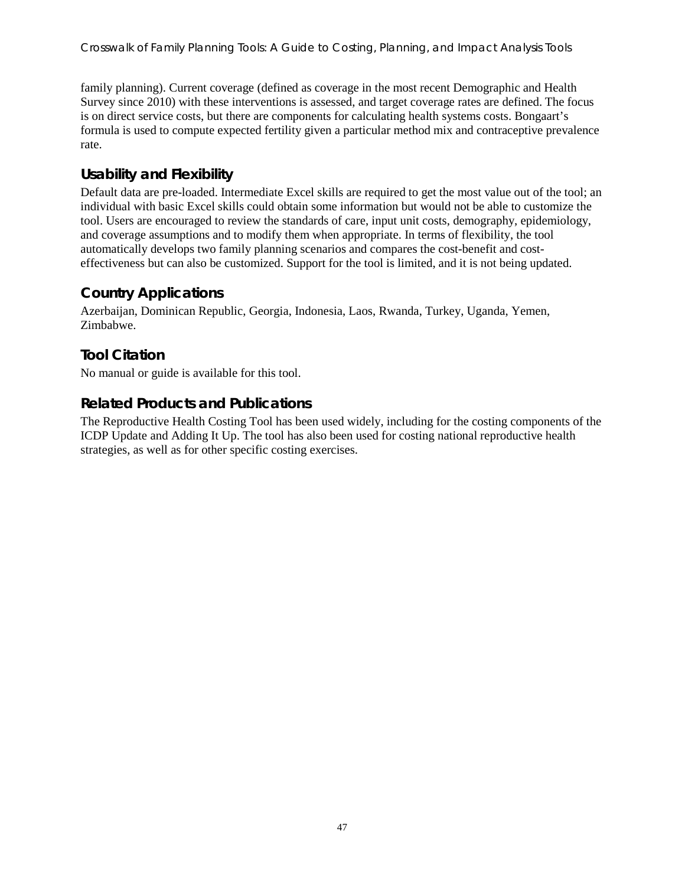family planning). Current coverage (defined as coverage in the most recent Demographic and Health Survey since 2010) with these interventions is assessed, and target coverage rates are defined. The focus is on direct service costs, but there are components for calculating health systems costs. Bongaart's formula is used to compute expected fertility given a particular method mix and contraceptive prevalence rate.

### Usability and Flexibility

Default data are pre-loaded. Intermediate Excel skills are required to get the most value out of the tool; an individual with basic Excel skills could obtain some information but would not be able to customize the tool. Users are encouraged to review the standards of care, input unit costs, demography, epidemiology, and coverage assumptions and to modify them when appropriate. In terms of flexibility, the tool automatically develops two family planning scenarios and compares the cost-benefit and cost-effectiveness but can also be customized. Support for the tool is limited, and it is not being updated.

### Country Applications

Azerbaijan, Dominican Republic, Georgia, Indonesia, Laos, Rwanda, Turkey, Uganda, Yemen, Zimbabwe.

### Tool Citation

No manual or guide is available for this tool.

### Related Products and Publications

The Reproductive Health Costing Tool has been used widely, including for the costing components of the ICDP Update and Adding It Up. The tool has also been used for costing national reproductive health strategies, as well as for other specific costing exercises.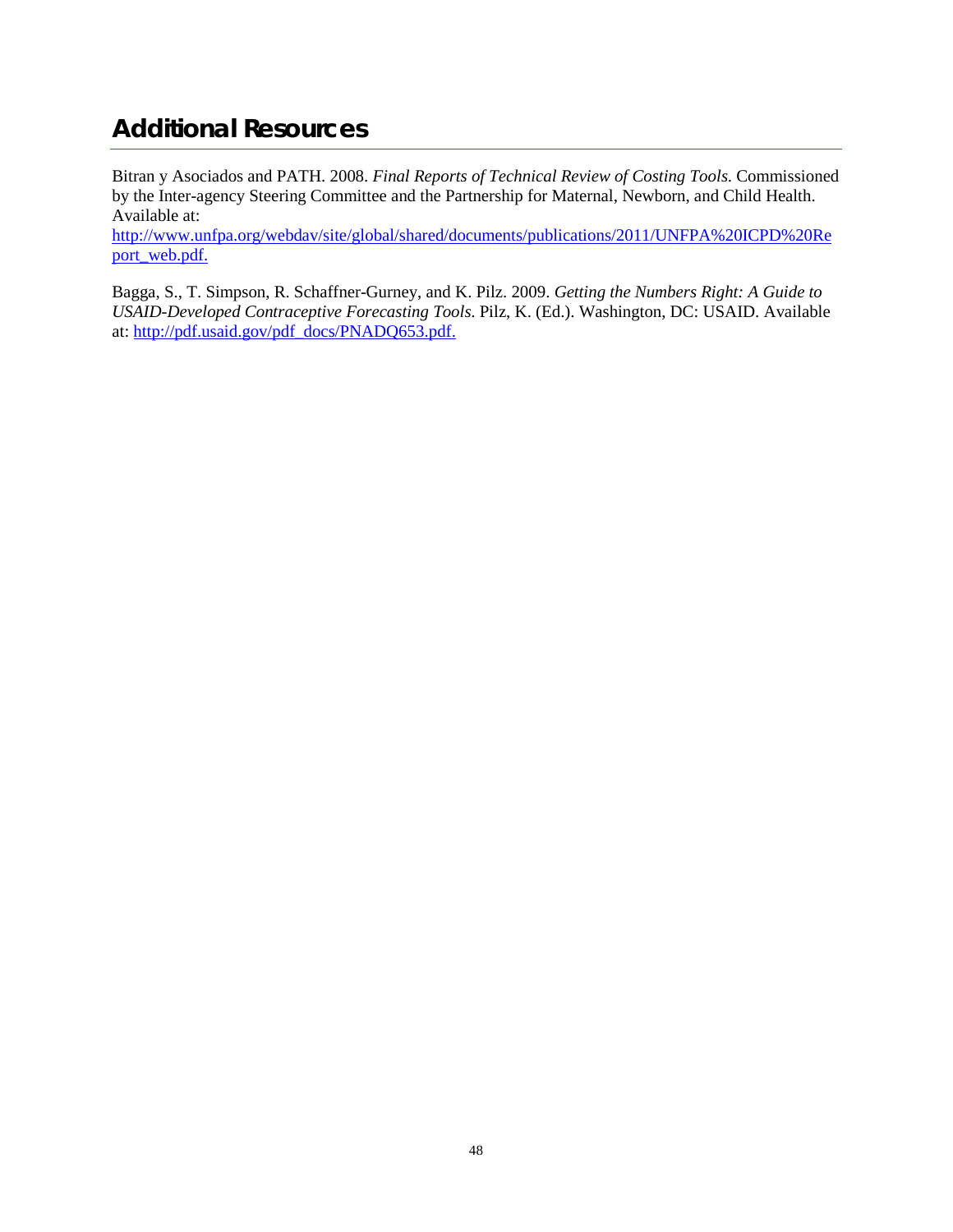# Additional Resources

Bitran y Asociados and PATH. 2008. *Final Reports of Technical Review of Costing Tools.* Commissioned by the Inter-agency Steering Committee and the Partnership for Maternal, Newborn, and Child Health. Available at: http://www.unfpa.org/webdav/site/global/shared/documents/publications/2011/UNFPA%20ICPD%20Report_web.pdf.

Bagga, S., T. Simpson, R. Schaffner-Gurney, and K. Pilz. 2009. *Getting the Numbers Right: A Guide to USAID-Developed Contraceptive Forecasting Tools.* Pilz, K. (Ed.). Washington, DC: USAID. Available at: http://pdf.usaid.gov/pdf_docs/PNADQ653.pdf.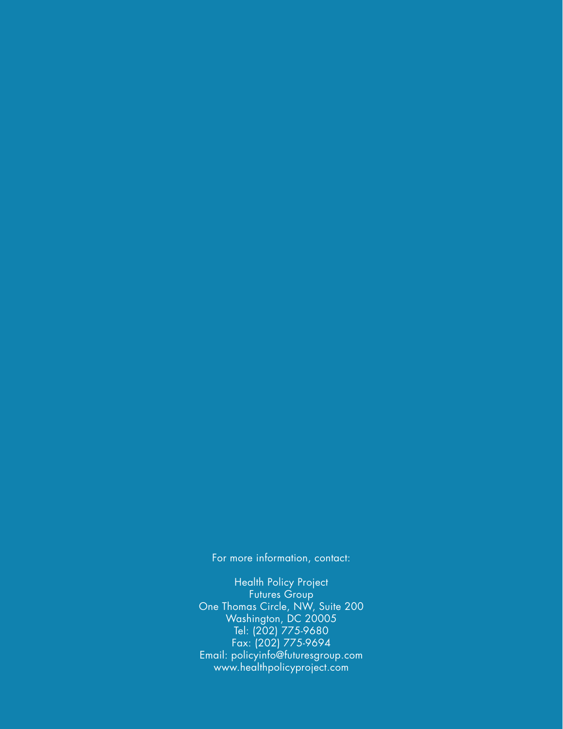For more information, contact:

Health Policy Project
Futures Group
One Thomas Circle, NW, Suite 200
Washington, DC 20005
Tel: (202) 775-9680
Fax: (202) 775-9694
Email: policyinfo@futuresgroup.com
www.healthpolicyproject.com